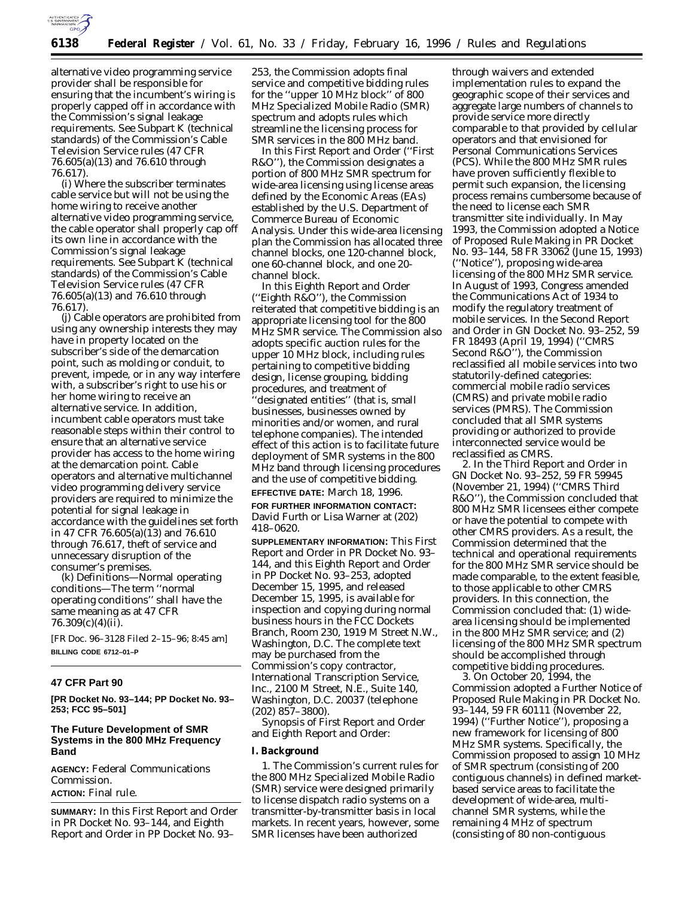alternative video programming service provider shall be responsible for ensuring that the incumbent's wiring is properly capped off in accordance with the Commission's signal leakage requirements. See Subpart K (technical standards) of the Commission's Cable Television Service rules (47 CFR 76.605(a)(13) and 76.610 through 76.617).

(i) Where the subscriber terminates cable service but will not be using the home wiring to receive another alternative video programming service, the cable operator shall properly cap off its own line in accordance with the Commission's signal leakage requirements. See Subpart K (technical standards) of the Commission's Cable Television Service rules (47 CFR 76.605(a)(13) and 76.610 through 76.617).

(j) Cable operators are prohibited from using any ownership interests they may have in property located on the subscriber's side of the demarcation point, such as molding or conduit, to prevent, impede, or in any way interfere with, a subscriber's right to use his or her home wiring to receive an alternative service. In addition, incumbent cable operators must take reasonable steps within their control to ensure that an alternative service provider has access to the home wiring at the demarcation point. Cable operators and alternative multichannel video programming delivery service providers are required to minimize the potential for signal leakage in accordance with the guidelines set forth in 47 CFR 76.605(a)(13) and 76.610 through 76.617, theft of service and unnecessary disruption of the consumer's premises.

(k) Definitions—Normal operating conditions—The term ''normal operating conditions'' shall have the same meaning as at 47 CFR 76.309(c)(4)(ii).

[FR Doc. 96–3128 Filed 2–15–96; 8:45 am]

**BILLING CODE 6712–01–P**

---

## 47 CFR Part 90

**[PR Docket No. 93–144; PP Docket No. 93–253; FCC 95–501]**

## The Future Development of SMR Systems in the 800 MHz Frequency Band

**AGENCY:** Federal Communications Commission.

**ACTION:** Final rule.

**SUMMARY:** In this First Report and Order in PR Docket No. 93–144, and Eighth Report and Order in PP Docket No. 93–253, the Commission adopts final service and competitive bidding rules for the ''upper 10 MHz block'' of 800 MHz Specialized Mobile Radio (SMR) spectrum and adopts rules which streamline the licensing process for SMR services in the 800 MHz band.

In this First Report and Order (''First R&O''), the Commission designates a portion of 800 MHz SMR spectrum for wide-area licensing using license areas defined by the Economic Areas (EAs) established by the U.S. Department of Commerce Bureau of Economic Analysis. Under this wide-area licensing plan the Commission has allocated three channel blocks, one 120-channel block, one 60-channel block, and one 20-channel block.

In this Eighth Report and Order (''Eighth R&O''), the Commission reiterated that competitive bidding is an appropriate licensing tool for the 800 MHz SMR service. The Commission also adopts specific auction rules for the upper 10 MHz block, including rules pertaining to competitive bidding design, license grouping, bidding procedures, and treatment of ''designated entities'' (that is, small businesses, businesses owned by minorities and/or women, and rural telephone companies). The intended effect of this action is to facilitate future deployment of SMR systems in the 800 MHz band through licensing procedures and the use of competitive bidding.

**EFFECTIVE DATE:** March 18, 1996.

**FOR FURTHER INFORMATION CONTACT:** David Furth or Lisa Warner at (202) 418–0620.

**SUPPLEMENTARY INFORMATION:** This First Report and Order in PR Docket No. 93–144, and this Eighth Report and Order in PP Docket No. 93–253, adopted December 15, 1995, and released December 15, 1995, is available for inspection and copying during normal business hours in the FCC Dockets Branch, Room 230, 1919 M Street N.W., Washington, D.C. The complete text may be purchased from the Commission's copy contractor, International Transcription Service, Inc., 2100 M Street, N.E., Suite 140, Washington, D.C. 20037 (telephone (202) 857–3800).

Synopsis of First Report and Order and Eighth Report and Order:

### I. Background

1. The Commission's current rules for the 800 MHz Specialized Mobile Radio (SMR) service were designed primarily to license dispatch radio systems on a transmitter-by-transmitter basis in local markets. In recent years, however, some SMR licenses have been authorized through waivers and extended implementation rules to expand the geographic scope of their services and aggregate large numbers of channels to provide service more directly comparable to that provided by cellular operators and that envisioned for Personal Communications Services (PCS). While the 800 MHz SMR rules have proven sufficiently flexible to permit such expansion, the licensing process remains cumbersome because of the need to license each SMR transmitter site individually. In May 1993, the Commission adopted a Notice of Proposed Rule Making in PR Docket No. 93–144, 58 FR 33062 (June 15, 1993) (''Notice''), proposing wide-area licensing of the 800 MHz SMR service. In August of 1993, Congress amended the Communications Act of 1934 to modify the regulatory treatment of mobile services. In the Second Report and Order in GN Docket No. 93–252, 59 FR 18493 (April 19, 1994) (''CMRS Second R&O''), the Commission reclassified all mobile services into two statutorily-defined categories: commercial mobile radio services (CMRS) and private mobile radio services (PMRS). The Commission concluded that all SMR systems providing or authorized to provide interconnected service would be reclassified as CMRS.

2. In the Third Report and Order in GN Docket No. 93–252, 59 FR 59945 (November 21, 1994) (''CMRS Third R&O''), the Commission concluded that 800 MHz SMR licensees either compete or have the potential to compete with other CMRS providers. As a result, the Commission determined that the technical and operational requirements for the 800 MHz SMR service should be made comparable, to the extent feasible, to those applicable to other CMRS providers. In this connection, the Commission concluded that: (1) wide-area licensing should be implemented in the 800 MHz SMR service; and (2) licensing of the 800 MHz SMR spectrum should be accomplished through competitive bidding procedures.

3. On October 20, 1994, the Commission adopted a Further Notice of Proposed Rule Making in PR Docket No. 93–144, 59 FR 60111 (November 22, 1994) (''Further Notice''), proposing a new framework for licensing of 800 MHz SMR systems. Specifically, the Commission proposed to assign 10 MHz of SMR spectrum (consisting of 200 contiguous channels) in defined market-based service areas to facilitate the development of wide-area, multi-channel SMR systems, while the remaining 4 MHz of spectrum (consisting of 80 non-contiguous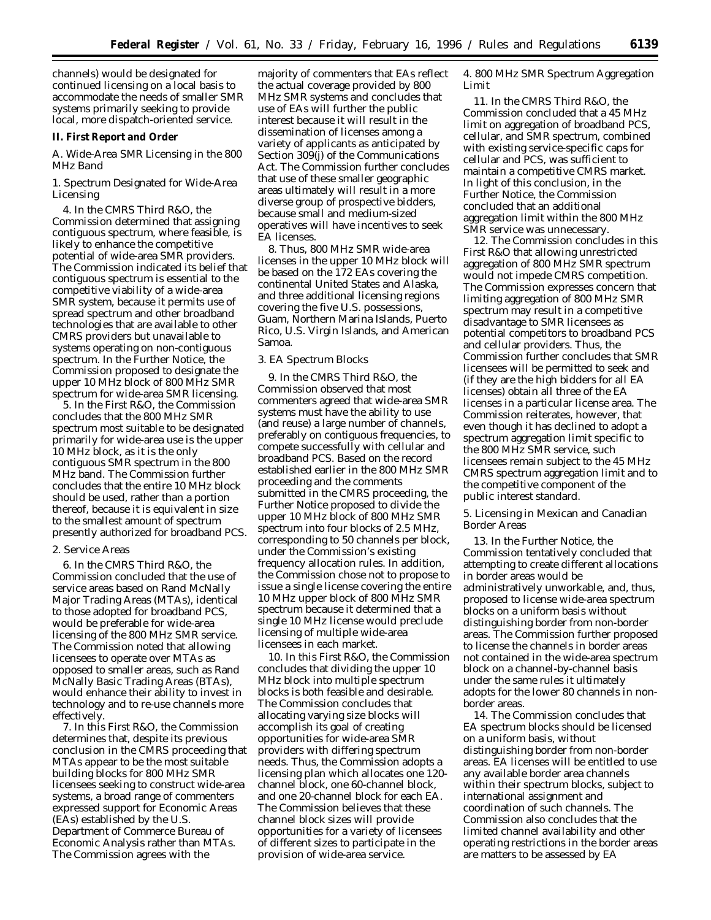channels) would be designated for continued licensing on a local basis to accommodate the needs of smaller SMR systems primarily seeking to provide local, more dispatch-oriented service.

## II. First Report and Order

### A. Wide-Area SMR Licensing in the 800 MHz Band

#### 1. Spectrum Designated for Wide-Area Licensing

4. In the CMRS Third R&O, the Commission determined that assigning contiguous spectrum, where feasible, is likely to enhance the competitive potential of wide-area SMR providers. The Commission indicated its belief that contiguous spectrum is essential to the competitive viability of a wide-area SMR system, because it permits use of spread spectrum and other broadband technologies that are available to other CMRS providers but unavailable to systems operating on non-contiguous spectrum. In the Further Notice, the Commission proposed to designate the upper 10 MHz block of 800 MHz SMR spectrum for wide-area SMR licensing.

5. In the First R&O, the Commission concludes that the 800 MHz SMR spectrum most suitable to be designated primarily for wide-area use is the upper 10 MHz block, as it is the only contiguous SMR spectrum in the 800 MHz band. The Commission further concludes that the entire 10 MHz block should be used, rather than a portion thereof, because it is equivalent in size to the smallest amount of spectrum presently authorized for broadband PCS.

#### 2. Service Areas

6. In the CMRS Third R&O, the Commission concluded that the use of service areas based on Rand McNally Major Trading Areas (MTAs), identical to those adopted for broadband PCS, would be preferable for wide-area licensing of the 800 MHz SMR service. The Commission noted that allowing licensees to operate over MTAs as opposed to smaller areas, such as Rand McNally Basic Trading Areas (BTAs), would enhance their ability to invest in technology and to re-use channels more effectively.

7. In this First R&O, the Commission determines that, despite its previous conclusion in the CMRS proceeding that MTAs appear to be the most suitable building blocks for 800 MHz SMR licensees seeking to construct wide-area systems, a broad range of commenters expressed support for Economic Areas (EAs) established by the U.S. Department of Commerce Bureau of Economic Analysis rather than MTAs. The Commission agrees with the majority of commenters that EAs reflect the actual coverage provided by 800 MHz SMR systems and concludes that use of EAs will further the public interest because it will result in the dissemination of licenses among a variety of applicants as anticipated by Section 309(j) of the Communications Act. The Commission further concludes that use of these smaller geographic areas ultimately will result in a more diverse group of prospective bidders, because small and medium-sized operatives will have incentives to seek EA licenses.

8. Thus, 800 MHz SMR wide-area licenses in the upper 10 MHz block will be based on the 172 EAs covering the continental United States and Alaska, and three additional licensing regions covering the five U.S. possessions, Guam, Northern Marina Islands, Puerto Rico, U.S. Virgin Islands, and American Samoa.

#### 3. EA Spectrum Blocks

9. In the CMRS Third R&O, the Commission observed that most commenters agreed that wide-area SMR systems must have the ability to use (and reuse) a large number of channels, preferably on contiguous frequencies, to compete successfully with cellular and broadband PCS. Based on the record established earlier in the 800 MHz SMR proceeding and the comments submitted in the CMRS proceeding, the Further Notice proposed to divide the upper 10 MHz block of 800 MHz SMR spectrum into four blocks of 2.5 MHz, corresponding to 50 channels per block, under the Commission's existing frequency allocation rules. In addition, the Commission chose not to propose to issue a single license covering the entire 10 MHz upper block of 800 MHz SMR spectrum because it determined that a single 10 MHz license would preclude licensing of multiple wide-area licensees in each market.

10. In this First R&O, the Commission concludes that dividing the upper 10 MHz block into multiple spectrum blocks is both feasible and desirable. The Commission concludes that allocating varying size blocks will accomplish its goal of creating opportunities for wide-area SMR providers with differing spectrum needs. Thus, the Commission adopts a licensing plan which allocates one 120-channel block, one 60-channel block, and one 20-channel block for each EA. The Commission believes that these channel block sizes will provide opportunities for a variety of licensees of different sizes to participate in the provision of wide-area service.

#### 4. 800 MHz SMR Spectrum Aggregation Limit

11. In the CMRS Third R&O, the Commission concluded that a 45 MHz limit on aggregation of broadband PCS, cellular, and SMR spectrum, combined with existing service-specific caps for cellular and PCS, was sufficient to maintain a competitive CMRS market. In light of this conclusion, in the Further Notice, the Commission concluded that an additional aggregation limit within the 800 MHz SMR service was unnecessary.

12. The Commission concludes in this First R&O that allowing unrestricted aggregation of 800 MHz SMR spectrum would not impede CMRS competition. The Commission expresses concern that limiting aggregation of 800 MHz SMR spectrum may result in a competitive disadvantage to SMR licensees as potential competitors to broadband PCS and cellular providers. Thus, the Commission further concludes that SMR licensees will be permitted to seek and (if they are the high bidders for all EA licenses) obtain all three of the EA licenses in a particular license area. The Commission reiterates, however, that even though it has declined to adopt a spectrum aggregation limit specific to the 800 MHz SMR service, such licensees remain subject to the 45 MHz CMRS spectrum aggregation limit and to the competitive component of the public interest standard.

#### 5. Licensing in Mexican and Canadian Border Areas

13. In the Further Notice, the Commission tentatively concluded that attempting to create different allocations in border areas would be administratively unworkable, and, thus, proposed to license wide-area spectrum blocks on a uniform basis without distinguishing border from non-border areas. The Commission further proposed to license the channels in border areas not contained in the wide-area spectrum block on a channel-by-channel basis under the same rules it ultimately adopts for the lower 80 channels in non-border areas.

14. The Commission concludes that EA spectrum blocks should be licensed on a uniform basis, without distinguishing border from non-border areas. EA licenses will be entitled to use any available border area channels within their spectrum blocks, subject to international assignment and coordination of such channels. The Commission also concludes that the limited channel availability and other operating restrictions in the border areas are matters to be assessed by EA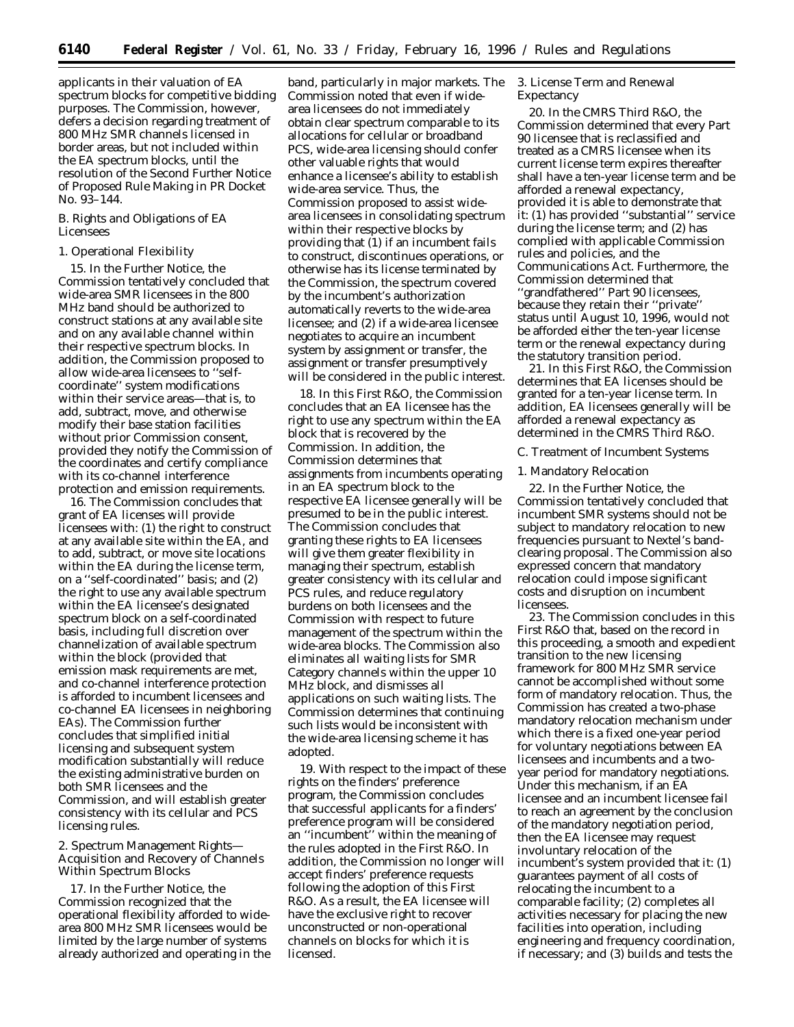applicants in their valuation of EA spectrum blocks for competitive bidding purposes. The Commission, however, defers a decision regarding treatment of 800 MHz SMR channels licensed in border areas, but not included within the EA spectrum blocks, until the resolution of the Second Further Notice of Proposed Rule Making in PR Docket No. 93–144.

B. Rights and Obligations of EA Licensees

1. Operational Flexibility

15. In the Further Notice, the Commission tentatively concluded that wide-area SMR licensees in the 800 MHz band should be authorized to construct stations at any available site and on any available channel within their respective spectrum blocks. In addition, the Commission proposed to allow wide-area licensees to ''self-coordinate'' system modifications within their service areas—that is, to add, subtract, move, and otherwise modify their base station facilities without prior Commission consent, provided they notify the Commission of the coordinates and certify compliance with its co-channel interference protection and emission requirements.

16. The Commission concludes that grant of EA licenses will provide licensees with: (1) the right to construct at any available site within the EA, and to add, subtract, or move site locations within the EA during the license term, on a ''self-coordinated'' basis; and (2) the right to use any available spectrum within the EA licensee's designated spectrum block on a self-coordinated basis, including full discretion over channelization of available spectrum within the block (provided that emission mask requirements are met, and co-channel interference protection is afforded to incumbent licensees and co-channel EA licensees in neighboring EAs). The Commission further concludes that simplified initial licensing and subsequent system modification substantially will reduce the existing administrative burden on both SMR licensees and the Commission, and will establish greater consistency with its cellular and PCS licensing rules.

2. Spectrum Management Rights—Acquisition and Recovery of Channels Within Spectrum Blocks

17. In the Further Notice, the Commission recognized that the operational flexibility afforded to wide-area 800 MHz SMR licensees would be limited by the large number of systems already authorized and operating in the band, particularly in major markets. The Commission noted that even if wide-area licensees do not immediately obtain clear spectrum comparable to its allocations for cellular or broadband PCS, wide-area licensing should confer other valuable rights that would enhance a licensee's ability to establish wide-area service. Thus, the Commission proposed to assist wide-area licensees in consolidating spectrum within their respective blocks by providing that (1) if an incumbent fails to construct, discontinues operations, or otherwise has its license terminated by the Commission, the spectrum covered by the incumbent's authorization automatically reverts to the wide-area licensee; and (2) if a wide-area licensee negotiates to acquire an incumbent system by assignment or transfer, the assignment or transfer presumptively will be considered in the public interest.

18. In this First R&O, the Commission concludes that an EA licensee has the right to use any spectrum within the EA block that is recovered by the Commission. In addition, the Commission determines that assignments from incumbents operating in an EA spectrum block to the respective EA licensee generally will be presumed to be in the public interest. The Commission concludes that granting these rights to EA licensees will give them greater flexibility in managing their spectrum, establish greater consistency with its cellular and PCS rules, and reduce regulatory burdens on both licensees and the Commission with respect to future management of the spectrum within the wide-area blocks. The Commission also eliminates all waiting lists for SMR Category channels within the upper 10 MHz block, and dismisses all applications on such waiting lists. The Commission determines that continuing such lists would be inconsistent with the wide-area licensing scheme it has adopted.

19. With respect to the impact of these rights on the finders' preference program, the Commission concludes that successful applicants for a finders' preference program will be considered an ''incumbent'' within the meaning of the rules adopted in the First R&O. In addition, the Commission no longer will accept finders' preference requests following the adoption of this First R&O. As a result, the EA licensee will have the exclusive right to recover unconstructed or non-operational channels on blocks for which it is licensed.

3. License Term and Renewal Expectancy

20. In the CMRS Third R&O, the Commission determined that every Part 90 licensee that is reclassified and treated as a CMRS licensee when its current license term expires thereafter shall have a ten-year license term and be afforded a renewal expectancy, provided it is able to demonstrate that it: (1) has provided ''substantial'' service during the license term; and (2) has complied with applicable Commission rules and policies, and the Communications Act. Furthermore, the Commission determined that ''grandfathered'' Part 90 licensees, because they retain their ''private'' status until August 10, 1996, would not be afforded either the ten-year license term or the renewal expectancy during the statutory transition period.

21. In this First R&O, the Commission determines that EA licenses should be granted for a ten-year license term. In addition, EA licensees generally will be afforded a renewal expectancy as determined in the CMRS Third R&O.

C. Treatment of Incumbent Systems

1. Mandatory Relocation

22. In the Further Notice, the Commission tentatively concluded that incumbent SMR systems should not be subject to mandatory relocation to new frequencies pursuant to Nextel's band-clearing proposal. The Commission also expressed concern that mandatory relocation could impose significant costs and disruption on incumbent licensees.

23. The Commission concludes in this First R&O that, based on the record in this proceeding, a smooth and expedient transition to the new licensing framework for 800 MHz SMR service cannot be accomplished without some form of mandatory relocation. Thus, the Commission has created a two-phase mandatory relocation mechanism under which there is a fixed one-year period for voluntary negotiations between EA licensees and incumbents and a two-year period for mandatory negotiations. Under this mechanism, if an EA licensee and an incumbent licensee fail to reach an agreement by the conclusion of the mandatory negotiation period, then the EA licensee may request involuntary relocation of the incumbent's system provided that it: (1) guarantees payment of all costs of relocating the incumbent to a comparable facility; (2) completes all activities necessary for placing the new facilities into operation, including engineering and frequency coordination, if necessary; and (3) builds and tests the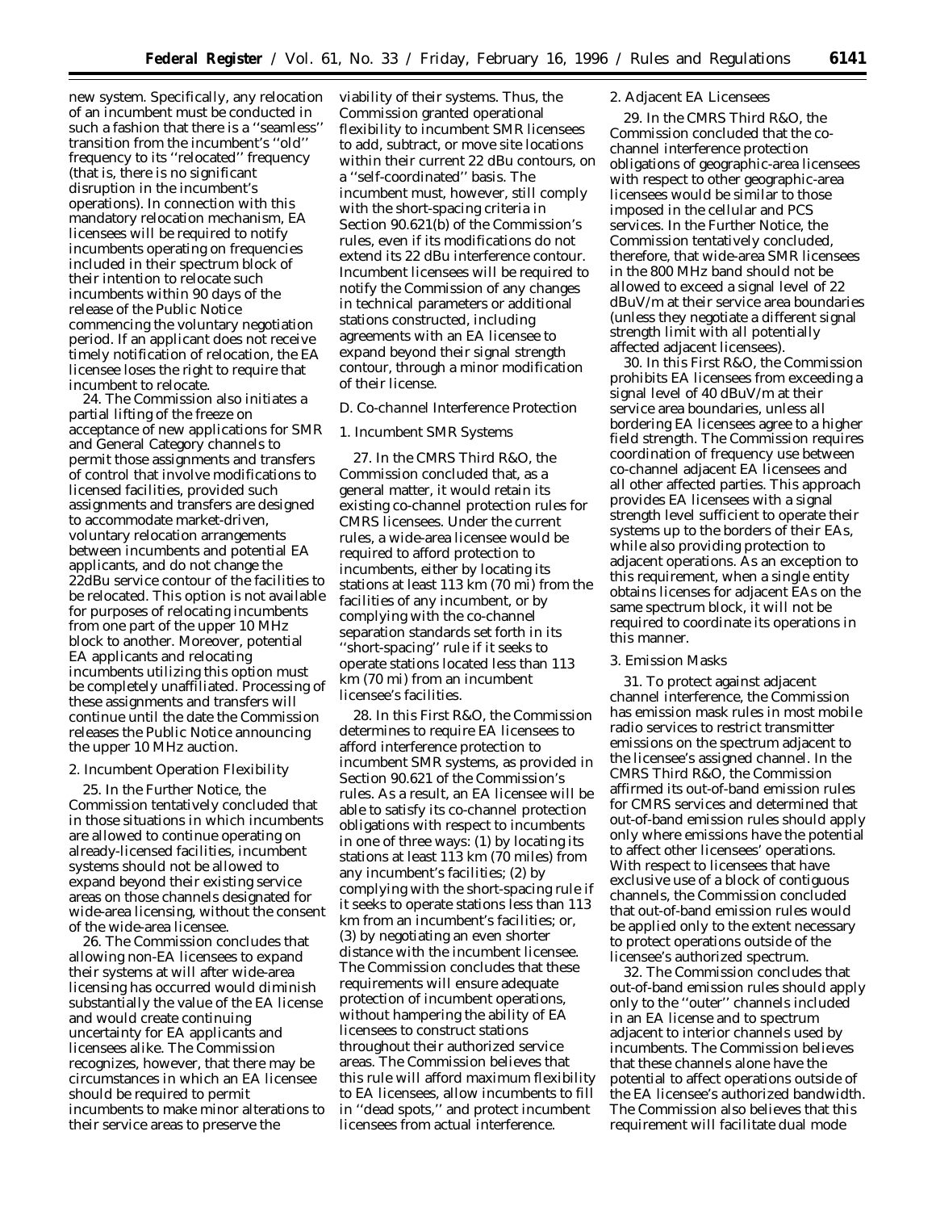new system. Specifically, any relocation of an incumbent must be conducted in such a fashion that there is a ''seamless'' transition from the incumbent's ''old'' frequency to its ''relocated'' frequency (that is, there is no significant disruption in the incumbent's operations). In connection with this mandatory relocation mechanism, EA licensees will be required to notify incumbents operating on frequencies included in their spectrum block of their intention to relocate such incumbents within 90 days of the release of the Public Notice commencing the voluntary negotiation period. If an applicant does not receive timely notification of relocation, the EA licensee loses the right to require that incumbent to relocate.

24. The Commission also initiates a partial lifting of the freeze on acceptance of new applications for SMR and General Category channels to permit those assignments and transfers of control that involve modifications to licensed facilities, provided such assignments and transfers are designed to accommodate market-driven, voluntary relocation arrangements between incumbents and potential EA applicants, and do not change the 22dBu service contour of the facilities to be relocated. This option is not available for purposes of relocating incumbents from one part of the upper 10 MHz block to another. Moreover, potential EA applicants and relocating incumbents utilizing this option must be completely unaffiliated. Processing of these assignments and transfers will continue until the date the Commission releases the Public Notice announcing the upper 10 MHz auction.

2. Incumbent Operation Flexibility

25. In the Further Notice, the Commission tentatively concluded that in those situations in which incumbents are allowed to continue operating on already-licensed facilities, incumbent systems should not be allowed to expand beyond their existing service areas on those channels designated for wide-area licensing, without the consent of the wide-area licensee.

26. The Commission concludes that allowing non-EA licensees to expand their systems at will after wide-area licensing has occurred would diminish substantially the value of the EA license and would create continuing uncertainty for EA applicants and licensees alike. The Commission recognizes, however, that there may be circumstances in which an EA licensee should be required to permit incumbents to make minor alterations to their service areas to preserve the viability of their systems. Thus, the Commission granted operational flexibility to incumbent SMR licensees to add, subtract, or move site locations within their current 22 dBu contours, on a ''self-coordinated'' basis. The incumbent must, however, still comply with the short-spacing criteria in Section 90.621(b) of the Commission's rules, even if its modifications do not extend its 22 dBu interference contour. Incumbent licensees will be required to notify the Commission of any changes in technical parameters or additional stations constructed, including agreements with an EA licensee to expand beyond their signal strength contour, through a minor modification of their license.

*D. Co-channel Interference Protection*

1. Incumbent SMR Systems

27. In the CMRS Third R&O, the Commission concluded that, as a general matter, it would retain its existing co-channel protection rules for CMRS licensees. Under the current rules, a wide-area licensee would be required to afford protection to incumbents, either by locating its stations at least 113 km (70 mi) from the facilities of any incumbent, or by complying with the co-channel separation standards set forth in its ''short-spacing'' rule if it seeks to operate stations located less than 113 km (70 mi) from an incumbent licensee's facilities.

28. In this First R&O, the Commission determines to require EA licensees to afford interference protection to incumbent SMR systems, as provided in Section 90.621 of the Commission's rules. As a result, an EA licensee will be able to satisfy its co-channel protection obligations with respect to incumbents in one of three ways: (1) by locating its stations at least 113 km (70 miles) from any incumbent's facilities; (2) by complying with the short-spacing rule if it seeks to operate stations less than 113 km from an incumbent's facilities; or, (3) by negotiating an even shorter distance with the incumbent licensee. The Commission concludes that these requirements will ensure adequate protection of incumbent operations, without hampering the ability of EA licensees to construct stations throughout their authorized service areas. The Commission believes that this rule will afford maximum flexibility to EA licensees, allow incumbents to fill in ''dead spots,'' and protect incumbent licensees from actual interference.

2. Adjacent EA Licensees

29. In the CMRS Third R&O, the Commission concluded that the co-channel interference protection obligations of geographic-area licensees with respect to other geographic-area licensees would be similar to those imposed in the cellular and PCS services. In the Further Notice, the Commission tentatively concluded, therefore, that wide-area SMR licensees in the 800 MHz band should not be allowed to exceed a signal level of 22 dBuV/m at their service area boundaries (unless they negotiate a different signal strength limit with all potentially affected adjacent licensees).

30. In this First R&O, the Commission prohibits EA licensees from exceeding a signal level of 40 dBuV/m at their service area boundaries, unless all bordering EA licensees agree to a higher field strength. The Commission requires coordination of frequency use between co-channel adjacent EA licensees and all other affected parties. This approach provides EA licensees with a signal strength level sufficient to operate their systems up to the borders of their EAs, while also providing protection to adjacent operations. As an exception to this requirement, when a single entity obtains licenses for adjacent EAs on the same spectrum block, it will not be required to coordinate its operations in this manner.

3. Emission Masks

31. To protect against adjacent channel interference, the Commission has emission mask rules in most mobile radio services to restrict transmitter emissions on the spectrum adjacent to the licensee's assigned channel. In the CMRS Third R&O, the Commission affirmed its out-of-band emission rules for CMRS services and determined that out-of-band emission rules should apply only where emissions have the potential to affect other licensees' operations. With respect to licensees that have exclusive use of a block of contiguous channels, the Commission concluded that out-of-band emission rules would be applied only to the extent necessary to protect operations outside of the licensee's authorized spectrum.

32. The Commission concludes that out-of-band emission rules should apply only to the ''outer'' channels included in an EA license and to spectrum adjacent to interior channels used by incumbents. The Commission believes that these channels alone have the potential to affect operations outside of the EA licensee's authorized bandwidth. The Commission also believes that this requirement will facilitate dual mode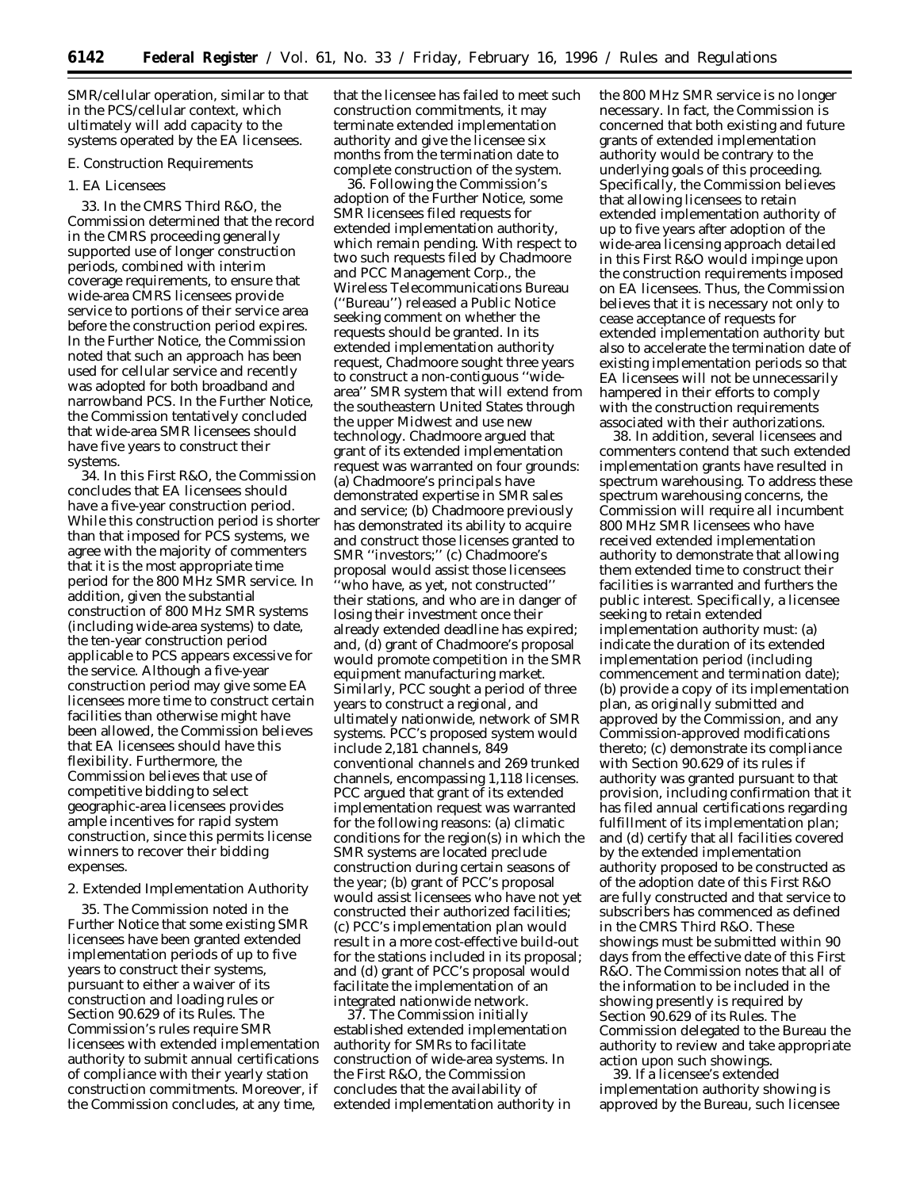SMR/cellular operation, similar to that in the PCS/cellular context, which ultimately will add capacity to the systems operated by the EA licensees.

E. Construction Requirements

1. EA Licensees

33. In the CMRS Third R&O, the Commission determined that the record in the CMRS proceeding generally supported use of longer construction periods, combined with interim coverage requirements, to ensure that wide-area CMRS licensees provide service to portions of their service area before the construction period expires. In the Further Notice, the Commission noted that such an approach has been used for cellular service and recently was adopted for both broadband and narrowband PCS. In the Further Notice, the Commission tentatively concluded that wide-area SMR licensees should have five years to construct their systems.

34. In this First R&O, the Commission concludes that EA licensees should have a five-year construction period. While this construction period is shorter than that imposed for PCS systems, we agree with the majority of commenters that it is the most appropriate time period for the 800 MHz SMR service. In addition, given the substantial construction of 800 MHz SMR systems (including wide-area systems) to date, the ten-year construction period applicable to PCS appears excessive for the service. Although a five-year construction period may give some EA licensees more time to construct certain facilities than otherwise might have been allowed, the Commission believes that EA licensees should have this flexibility. Furthermore, the Commission believes that use of competitive bidding to select geographic-area licensees provides ample incentives for rapid system construction, since this permits license winners to recover their bidding expenses.

2. Extended Implementation Authority

35. The Commission noted in the Further Notice that some existing SMR licensees have been granted extended implementation periods of up to five years to construct their systems, pursuant to either a waiver of its construction and loading rules or Section 90.629 of its Rules. The Commission's rules require SMR licensees with extended implementation authority to submit annual certifications of compliance with their yearly station construction commitments. Moreover, if the Commission concludes, at any time, that the licensee has failed to meet such construction commitments, it may terminate extended implementation authority and give the licensee six months from the termination date to complete construction of the system.

36. Following the Commission's adoption of the Further Notice, some SMR licensees filed requests for extended implementation authority, which remain pending. With respect to two such requests filed by Chadmoore and PCC Management Corp., the Wireless Telecommunications Bureau (''Bureau'') released a Public Notice seeking comment on whether the requests should be granted. In its extended implementation authority request, Chadmoore sought three years to construct a non-contiguous ''wide-area'' SMR system that will extend from the southeastern United States through the upper Midwest and use new technology. Chadmoore argued that grant of its extended implementation request was warranted on four grounds: (a) Chadmoore's principals have demonstrated expertise in SMR sales and service; (b) Chadmoore previously has demonstrated its ability to acquire and construct those licenses granted to SMR ''investors;'' (c) Chadmoore's proposal would assist those licensees ''who have, as yet, not constructed'' their stations, and who are in danger of losing their investment once their already extended deadline has expired; and, (d) grant of Chadmoore's proposal would promote competition in the SMR equipment manufacturing market. Similarly, PCC sought a period of three years to construct a regional, and ultimately nationwide, network of SMR systems. PCC's proposed system would include 2,181 channels, 849 conventional channels and 269 trunked channels, encompassing 1,118 licenses. PCC argued that grant of its extended implementation request was warranted for the following reasons: (a) climatic conditions for the region(s) in which the SMR systems are located preclude construction during certain seasons of the year; (b) grant of PCC's proposal would assist licensees who have not yet constructed their authorized facilities; (c) PCC's implementation plan would result in a more cost-effective build-out for the stations included in its proposal; and (d) grant of PCC's proposal would facilitate the implementation of an integrated nationwide network.

37. The Commission initially established extended implementation authority for SMRs to facilitate construction of wide-area systems. In the First R&O, the Commission concludes that the availability of extended implementation authority in the 800 MHz SMR service is no longer necessary. In fact, the Commission is concerned that both existing and future grants of extended implementation authority would be contrary to the underlying goals of this proceeding. Specifically, the Commission believes that allowing licensees to retain extended implementation authority of up to five years after adoption of the wide-area licensing approach detailed in this First R&O would impinge upon the construction requirements imposed on EA licensees. Thus, the Commission believes that it is necessary not only to cease acceptance of requests for extended implementation authority but also to accelerate the termination date of existing implementation periods so that EA licensees will not be unnecessarily hampered in their efforts to comply with the construction requirements associated with their authorizations.

38. In addition, several licensees and commenters contend that such extended implementation grants have resulted in spectrum warehousing. To address these spectrum warehousing concerns, the Commission will require all incumbent 800 MHz SMR licensees who have received extended implementation authority to demonstrate that allowing them extended time to construct their facilities is warranted and furthers the public interest. Specifically, a licensee seeking to retain extended implementation authority must: (a) indicate the duration of its extended implementation period (including commencement and termination date); (b) provide a copy of its implementation plan, as originally submitted and approved by the Commission, and any Commission-approved modifications thereto; (c) demonstrate its compliance with Section 90.629 of its rules if authority was granted pursuant to that provision, including confirmation that it has filed annual certifications regarding fulfillment of its implementation plan; and (d) certify that all facilities covered by the extended implementation authority proposed to be constructed as of the adoption date of this First R&O are fully constructed and that service to subscribers has commenced as defined in the CMRS Third R&O. These showings must be submitted within 90 days from the effective date of this First R&O. The Commission notes that all of the information to be included in the showing presently is required by Section 90.629 of its Rules. The Commission delegated to the Bureau the authority to review and take appropriate action upon such showings.

39. If a licensee's extended implementation authority showing is approved by the Bureau, such licensee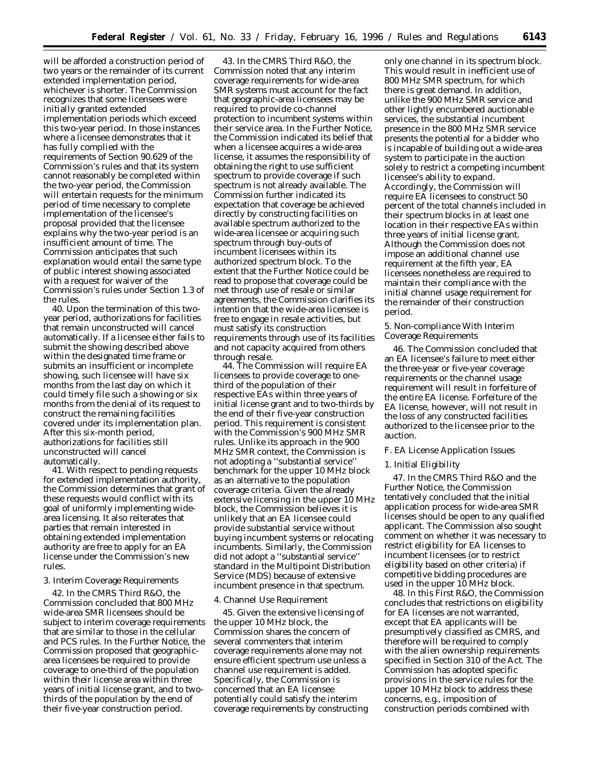will be afforded a construction period of two years or the remainder of its current extended implementation period, whichever is shorter. The Commission recognizes that some licensees were initially granted extended implementation periods which exceed this two-year period. In those instances where a licensee demonstrates that it has fully complied with the requirements of Section 90.629 of the Commission's rules and that its system cannot reasonably be completed within the two-year period, the Commission will entertain requests for the minimum period of time necessary to complete implementation of the licensee's proposal provided that the licensee explains why the two-year period is an insufficient amount of time. The Commission anticipates that such explanation would entail the same type of public interest showing associated with a request for waiver of the Commission's rules under Section 1.3 of the rules.

40. Upon the termination of this two-year period, authorizations for facilities that remain unconstructed will cancel automatically. If a licensee either fails to submit the showing described above within the designated time frame or submits an insufficient or incomplete showing, such licensee will have six months from the last day on which it could timely file such a showing or six months from the denial of its request to construct the remaining facilities covered under its implementation plan. After this six-month period, authorizations for facilities still unconstructed will cancel automatically.

41. With respect to pending requests for extended implementation authority, the Commission determines that grant of these requests would conflict with its goal of uniformly implementing wide-area licensing. It also reiterates that parties that remain interested in obtaining extended implementation authority are free to apply for an EA license under the Commission's new rules.

3. Interim Coverage Requirements

42. In the CMRS Third R&O, the Commission concluded that 800 MHz wide-area SMR licensees should be subject to interim coverage requirements that are similar to those in the cellular and PCS rules. In the Further Notice, the Commission proposed that geographic-area licensees be required to provide coverage to one-third of the population within their license area within three years of initial license grant, and to two-thirds of the population by the end of their five-year construction period.

43. In the CMRS Third R&O, the Commission noted that any interim coverage requirements for wide-area SMR systems must account for the fact that geographic-area licensees may be required to provide co-channel protection to incumbent systems within their service area. In the Further Notice, the Commission indicated its belief that when a licensee acquires a wide-area license, it assumes the responsibility of obtaining the right to use sufficient spectrum to provide coverage if such spectrum is not already available. The Commission further indicated its expectation that coverage be achieved directly by constructing facilities on available spectrum authorized to the wide-area licensee or acquiring such spectrum through buy-outs of incumbent licensees within its authorized spectrum block. To the extent that the Further Notice could be read to propose that coverage could be met through use of resale or similar agreements, the Commission clarifies its intention that the wide-area licensee is free to engage in resale activities, but must satisfy its construction requirements through use of its facilities and not capacity acquired from others through resale.

44. The Commission will require EA licensees to provide coverage to one-third of the population of their respective EAs within three years of initial license grant and to two-thirds by the end of their five-year construction period. This requirement is consistent with the Commission's 900 MHz SMR rules. Unlike its approach in the 900 MHz SMR context, the Commission is not adopting a ''substantial service'' benchmark for the upper 10 MHz block as an alternative to the population coverage criteria. Given the already extensive licensing in the upper 10 MHz block, the Commission believes it is unlikely that an EA licensee could provide substantial service without buying incumbent systems or relocating incumbents. Similarly, the Commission did not adopt a ''substantial service'' standard in the Multipoint Distribution Service (MDS) because of extensive incumbent presence in that spectrum.

4. Channel Use Requirement

45. Given the extensive licensing of the upper 10 MHz block, the Commission shares the concern of several commenters that interim coverage requirements alone may not ensure efficient spectrum use unless a channel use requirement is added. Specifically, the Commission is concerned that an EA licensee potentially could satisfy the interim coverage requirements by constructing only one channel in its spectrum block. This would result in inefficient use of 800 MHz SMR spectrum, for which there is great demand. In addition, unlike the 900 MHz SMR service and other lightly encumbered auctionable services, the substantial incumbent presence in the 800 MHz SMR service presents the potential for a bidder who is incapable of building out a wide-area system to participate in the auction solely to restrict a competing incumbent licensee's ability to expand. Accordingly, the Commission will require EA licensees to construct 50 percent of the total channels included in their spectrum blocks in at least one location in their respective EAs within three years of initial license grant. Although the Commission does not impose an additional channel use requirement at the fifth year, EA licensees nonetheless are required to maintain their compliance with the initial channel usage requirement for the remainder of their construction period.

5. Non-compliance With Interim Coverage Requirements

46. The Commission concluded that an EA licensee's failure to meet either the three-year or five-year coverage requirements or the channel usage requirement will result in forfeiture of the entire EA license. Forfeiture of the EA license, however, will not result in the loss of any constructed facilities authorized to the licensee prior to the auction.

F. EA License Application Issues

1. Initial Eligibility

47. In the CMRS Third R&O and the Further Notice, the Commission tentatively concluded that the initial application process for wide-area SMR licenses should be open to any qualified applicant. The Commission also sought comment on whether it was necessary to restrict eligibility for EA licenses to incumbent licensees (or to restrict eligibility based on other criteria) if competitive bidding procedures are used in the upper 10 MHz block.

48. In this First R&O, the Commission concludes that restrictions on eligibility for EA licenses are not warranted, except that EA applicants will be presumptively classified as CMRS, and therefore will be required to comply with the alien ownership requirements specified in Section 310 of the Act. The Commission has adopted specific provisions in the service rules for the upper 10 MHz block to address these concerns, e.g., imposition of construction periods combined with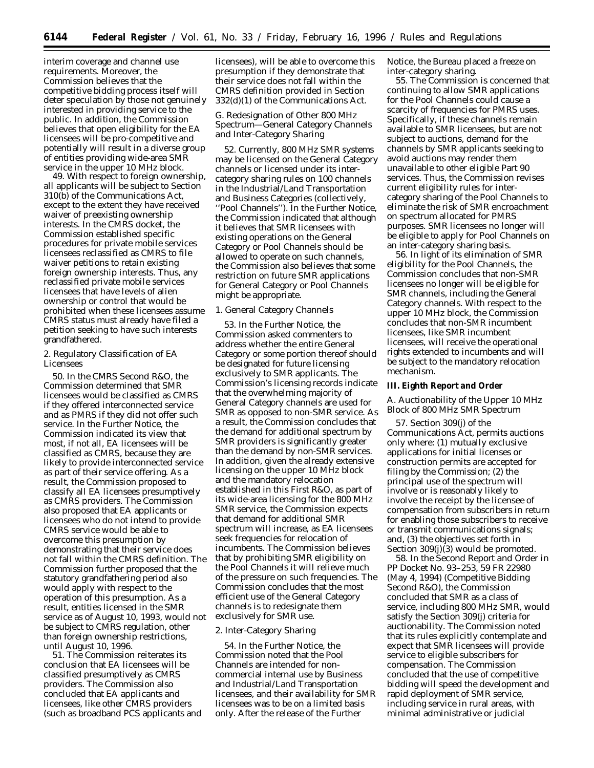interim coverage and channel use requirements. Moreover, the Commission believes that the competitive bidding process itself will deter speculation by those not genuinely interested in providing service to the public. In addition, the Commission believes that open eligibility for the EA licensees will be pro-competitive and potentially will result in a diverse group of entities providing wide-area SMR service in the upper 10 MHz block.

49. With respect to foreign ownership, all applicants will be subject to Section 310(b) of the Communications Act, except to the extent they have received waiver of preexisting ownership interests. In the CMRS docket, the Commission established specific procedures for private mobile services licensees reclassified as CMRS to file waiver petitions to retain existing foreign ownership interests. Thus, any reclassified private mobile services licensees that have levels of alien ownership or control that would be prohibited when these licensees assume CMRS status must already have filed a petition seeking to have such interests grandfathered.

#### 2. Regulatory Classification of EA Licensees

50. In the CMRS Second R&O, the Commission determined that SMR licensees would be classified as CMRS if they offered interconnected service and as PMRS if they did not offer such service. In the Further Notice, the Commission indicated its view that most, if not all, EA licensees will be classified as CMRS, because they are likely to provide interconnected service as part of their service offering. As a result, the Commission proposed to classify all EA licensees presumptively as CMRS providers. The Commission also proposed that EA applicants or licensees who do not intend to provide CMRS service would be able to overcome this presumption by demonstrating that their service does not fall within the CMRS definition. The Commission further proposed that the statutory grandfathering period also would apply with respect to the operation of this presumption. As a result, entities licensed in the SMR service as of August 10, 1993, would not be subject to CMRS regulation, other than foreign ownership restrictions, until August 10, 1996.

51. The Commission reiterates its conclusion that EA licensees will be classified presumptively as CMRS providers. The Commission also concluded that EA applicants and licensees, like other CMRS providers (such as broadband PCS applicants and licensees), will be able to overcome this presumption if they demonstrate that their service does not fall within the CMRS definition provided in Section 332(d)(1) of the Communications Act.

### G. Redesignation of Other 800 MHz Spectrum—General Category Channels and Inter-Category Sharing

52. Currently, 800 MHz SMR systems may be licensed on the General Category channels or licensed under its inter-category sharing rules on 100 channels in the Industrial/Land Transportation and Business Categories (collectively, "Pool Channels"). In the Further Notice, the Commission indicated that although it believes that SMR licensees with existing operations on the General Category or Pool Channels should be allowed to operate on such channels, the Commission also believes that some restriction on future SMR applications for General Category or Pool Channels might be appropriate.

#### 1. General Category Channels

53. In the Further Notice, the Commission asked commenters to address whether the entire General Category or some portion thereof should be designated for future licensing exclusively to SMR applicants. The Commission's licensing records indicate that the overwhelming majority of General Category channels are used for SMR as opposed to non-SMR service. As a result, the Commission concludes that the demand for additional spectrum by SMR providers is significantly greater than the demand by non-SMR services. In addition, given the already extensive licensing on the upper 10 MHz block and the mandatory relocation established in this First R&O, as part of its wide-area licensing for the 800 MHz SMR service, the Commission expects that demand for additional SMR spectrum will increase, as EA licensees seek frequencies for relocation of incumbents. The Commission believes that by prohibiting SMR eligibility on the Pool Channels it will relieve much of the pressure on such frequencies. The Commission concludes that the most efficient use of the General Category channels is to redesignate them exclusively for SMR use.

#### 2. Inter-Category Sharing

54. In the Further Notice, the Commission noted that the Pool Channels are intended for non-commercial internal use by Business and Industrial/Land Transportation licensees, and their availability for SMR licensees was to be on a limited basis only. After the release of the Further Notice, the Bureau placed a freeze on inter-category sharing.

55. The Commission is concerned that continuing to allow SMR applications for the Pool Channels could cause a scarcity of frequencies for PMRS uses. Specifically, if these channels remain available to SMR licensees, but are not subject to auctions, demand for the channels by SMR applicants seeking to avoid auctions may render them unavailable to other eligible Part 90 services. Thus, the Commission revises current eligibility rules for inter-category sharing of the Pool Channels to eliminate the risk of SMR encroachment on spectrum allocated for PMRS purposes. SMR licensees no longer will be eligible to apply for Pool Channels on an inter-category sharing basis.

56. In light of its elimination of SMR eligibility for the Pool Channels, the Commission concludes that non-SMR licensees no longer will be eligible for SMR channels, including the General Category channels. With respect to the upper 10 MHz block, the Commission concludes that non-SMR incumbent licensees, like SMR incumbent licensees, will receive the operational rights extended to incumbents and will be subject to the mandatory relocation mechanism.

## III. Eighth Report and Order

### A. Auctionability of the Upper 10 MHz Block of 800 MHz SMR Spectrum

57. Section 309(j) of the Communications Act, permits auctions only where: (1) mutually exclusive applications for initial licenses or construction permits are accepted for filing by the Commission; (2) the principal use of the spectrum will involve or is reasonably likely to involve the receipt by the licensee of compensation from subscribers in return for enabling those subscribers to receive or transmit communications signals; and, (3) the objectives set forth in Section 309(j)(3) would be promoted.

58. In the Second Report and Order in PP Docket No. 93–253, 59 FR 22980 (May 4, 1994) (Competitive Bidding Second R&O), the Commission concluded that SMR as a class of service, including 800 MHz SMR, would satisfy the Section 309(j) criteria for auctionability. The Commission noted that its rules explicitly contemplate and expect that SMR licensees will provide service to eligible subscribers for compensation. The Commission concluded that the use of competitive bidding will speed the development and rapid deployment of SMR service, including service in rural areas, with minimal administrative or judicial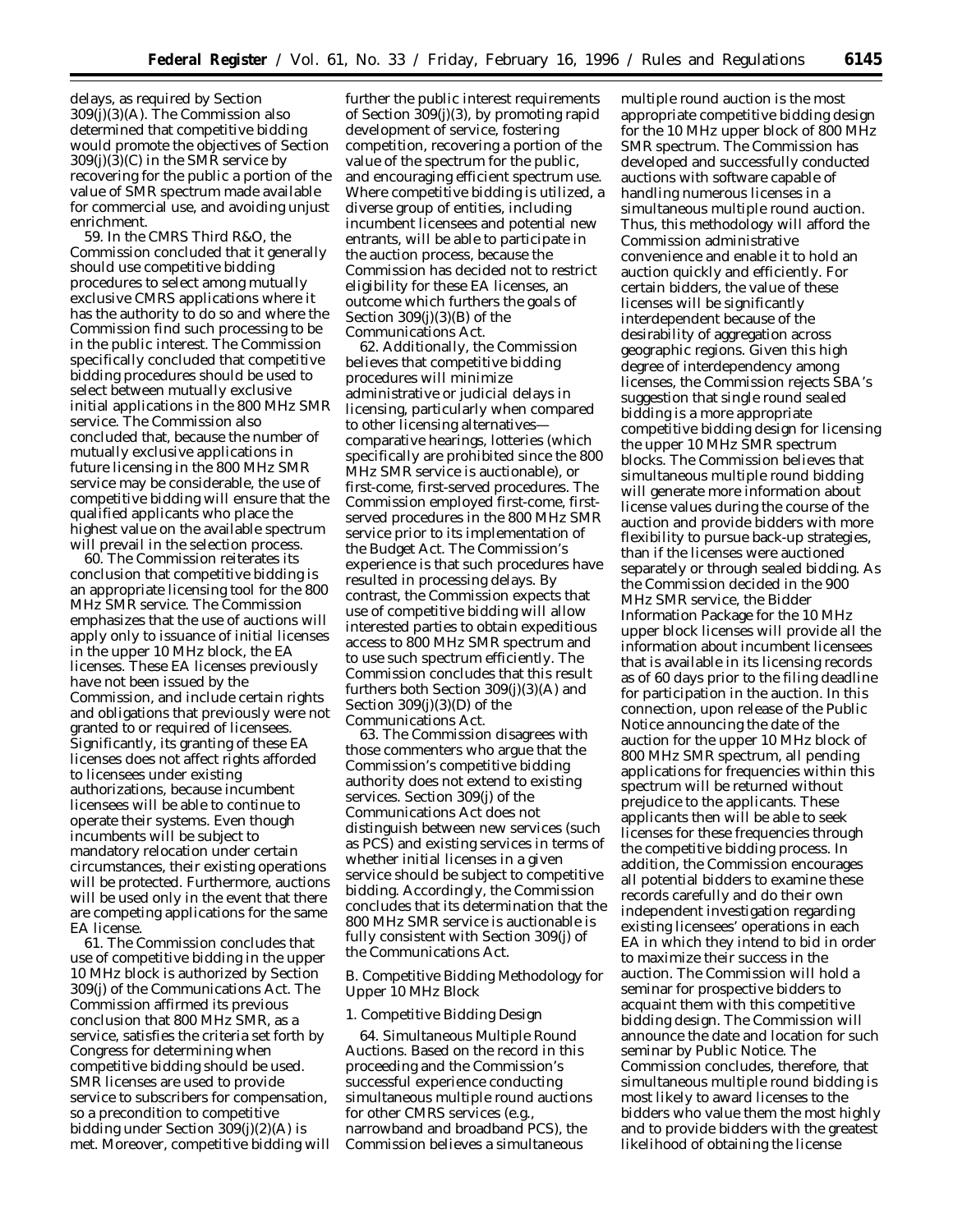delays, as required by Section 309(j)(3)(A). The Commission also determined that competitive bidding would promote the objectives of Section 309(j)(3)(C) in the SMR service by recovering for the public a portion of the value of SMR spectrum made available for commercial use, and avoiding unjust enrichment.

59. In the CMRS Third R&O, the Commission concluded that it generally should use competitive bidding procedures to select among mutually exclusive CMRS applications where it has the authority to do so and where the Commission find such processing to be in the public interest. The Commission specifically concluded that competitive bidding procedures should be used to select between mutually exclusive initial applications in the 800 MHz SMR service. The Commission also concluded that, because the number of mutually exclusive applications in future licensing in the 800 MHz SMR service may be considerable, the use of competitive bidding will ensure that the qualified applicants who place the highest value on the available spectrum will prevail in the selection process.

60. The Commission reiterates its conclusion that competitive bidding is an appropriate licensing tool for the 800 MHz SMR service. The Commission emphasizes that the use of auctions will apply only to issuance of initial licenses in the upper 10 MHz block, the EA licenses. These EA licenses previously have not been issued by the Commission, and include certain rights and obligations that previously were not granted to or required of licensees. Significantly, its granting of these EA licenses does not affect rights afforded to licensees under existing authorizations, because incumbent licensees will be able to continue to operate their systems. Even though incumbents will be subject to mandatory relocation under certain circumstances, their existing operations will be protected. Furthermore, auctions will be used only in the event that there are competing applications for the same EA license.

61. The Commission concludes that use of competitive bidding in the upper 10 MHz block is authorized by Section 309(j) of the Communications Act. The Commission affirmed its previous conclusion that 800 MHz SMR, as a service, satisfies the criteria set forth by Congress for determining when competitive bidding should be used. SMR licenses are used to provide service to subscribers for compensation, so a precondition to competitive bidding under Section 309(j)(2)(A) is met. Moreover, competitive bidding will further the public interest requirements of Section 309(j)(3), by promoting rapid development of service, fostering competition, recovering a portion of the value of the spectrum for the public, and encouraging efficient spectrum use. Where competitive bidding is utilized, a diverse group of entities, including incumbent licensees and potential new entrants, will be able to participate in the auction process, because the Commission has decided not to restrict eligibility for these EA licenses, an outcome which furthers the goals of Section 309(j)(3)(B) of the Communications Act.

62. Additionally, the Commission believes that competitive bidding procedures will minimize administrative or judicial delays in licensing, particularly when compared to other licensing alternatives—comparative hearings, lotteries (which specifically are prohibited since the 800 MHz SMR service is auctionable), or first-come, first-served procedures. The Commission employed first-come, first-served procedures in the 800 MHz SMR service prior to its implementation of the Budget Act. The Commission's experience is that such procedures have resulted in processing delays. By contrast, the Commission expects that use of competitive bidding will allow interested parties to obtain expeditious access to 800 MHz SMR spectrum and to use such spectrum efficiently. The Commission concludes that this result furthers both Section 309(j)(3)(A) and Section 309(j)(3)(D) of the Communications Act.

63. The Commission disagrees with those commenters who argue that the Commission's competitive bidding authority does not extend to existing services. Section 309(j) of the Communications Act does not distinguish between new services (such as PCS) and existing services in terms of whether initial licenses in a given service should be subject to competitive bidding. Accordingly, the Commission concludes that its determination that the 800 MHz SMR service is auctionable is fully consistent with Section 309(j) of the Communications Act.

B. Competitive Bidding Methodology for Upper 10 MHz Block

1. Competitive Bidding Design

64. *Simultaneous Multiple Round Auctions.* Based on the record in this proceeding and the Commission's successful experience conducting simultaneous multiple round auctions for other CMRS services (*e.g.*, narrowband and broadband PCS), the Commission believes a simultaneous multiple round auction is the most appropriate competitive bidding design for the 10 MHz upper block of 800 MHz SMR spectrum. The Commission has developed and successfully conducted auctions with software capable of handling numerous licenses in a simultaneous multiple round auction. Thus, this methodology will afford the Commission administrative convenience and enable it to hold an auction quickly and efficiently. For certain bidders, the value of these licenses will be significantly interdependent because of the desirability of aggregation across geographic regions. Given this high degree of interdependency among licenses, the Commission rejects SBA's suggestion that single round sealed bidding is a more appropriate competitive bidding design for licensing the upper 10 MHz SMR spectrum blocks. The Commission believes that simultaneous multiple round bidding will generate more information about license values during the course of the auction and provide bidders with more flexibility to pursue back-up strategies, than if the licenses were auctioned separately or through sealed bidding. As the Commission decided in the 900 MHz SMR service, the Bidder Information Package for the 10 MHz upper block licenses will provide all the information about incumbent licensees that is available in its licensing records as of 60 days prior to the filing deadline for participation in the auction. In this connection, upon release of the Public Notice announcing the date of the auction for the upper 10 MHz block of 800 MHz SMR spectrum, all pending applications for frequencies within this spectrum will be returned without prejudice to the applicants. These applicants then will be able to seek licenses for these frequencies through the competitive bidding process. In addition, the Commission encourages all potential bidders to examine these records carefully and do their own independent investigation regarding existing licensees' operations in each EA in which they intend to bid in order to maximize their success in the auction. The Commission will hold a seminar for prospective bidders to acquaint them with this competitive bidding design. The Commission will announce the date and location for such seminar by Public Notice. The Commission concludes, therefore, that simultaneous multiple round bidding is most likely to award licenses to the bidders who value them the most highly and to provide bidders with the greatest likelihood of obtaining the license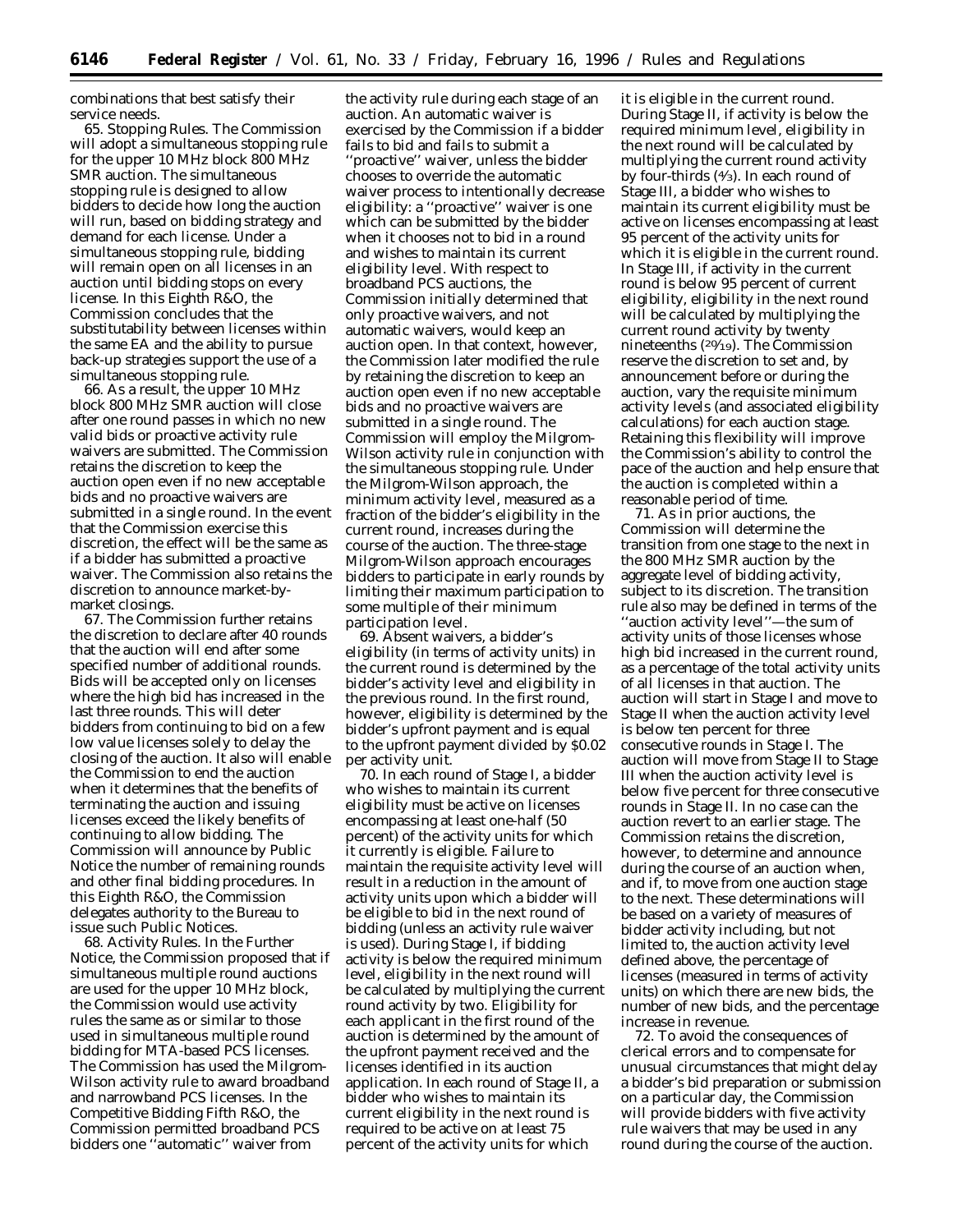combinations that best satisfy their service needs.

65. *Stopping Rules.* The Commission will adopt a simultaneous stopping rule for the upper 10 MHz block 800 MHz SMR auction. The simultaneous stopping rule is designed to allow bidders to decide how long the auction will run, based on bidding strategy and demand for each license. Under a simultaneous stopping rule, bidding will remain open on all licenses in an auction until bidding stops on every license. In this Eighth R&O, the Commission concludes that the substitutability between licenses within the same EA and the ability to pursue back-up strategies support the use of a simultaneous stopping rule.

66. As a result, the upper 10 MHz block 800 MHz SMR auction will close after one round passes in which no new valid bids or proactive activity rule waivers are submitted. The Commission retains the discretion to keep the auction open even if no new acceptable bids and no proactive waivers are submitted in a single round. In the event that the Commission exercise this discretion, the effect will be the same as if a bidder has submitted a proactive waiver. The Commission also retains the discretion to announce market-by-market closings.

67. The Commission further retains the discretion to declare after 40 rounds that the auction will end after some specified number of additional rounds. Bids will be accepted only on licenses where the high bid has increased in the last three rounds. This will deter bidders from continuing to bid on a few low value licenses solely to delay the closing of the auction. It also will enable the Commission to end the auction when it determines that the benefits of terminating the auction and issuing licenses exceed the likely benefits of continuing to allow bidding. The Commission will announce by Public Notice the number of remaining rounds and other final bidding procedures. In this Eighth R&O, the Commission delegates authority to the Bureau to issue such Public Notices.

68. *Activity Rules.* In the *Further Notice,* the Commission proposed that if simultaneous multiple round auctions are used for the upper 10 MHz block, the Commission would use activity rules the same as or similar to those used in simultaneous multiple round bidding for MTA-based PCS licenses. The Commission has used the Milgrom-Wilson activity rule to award broadband and narrowband PCS licenses. In the *Competitive Bidding Fifth R&O,* the Commission permitted broadband PCS bidders one ''automatic'' waiver from the activity rule during each stage of an auction. An automatic waiver is exercised by the Commission if a bidder fails to bid and fails to submit a ''proactive'' waiver, unless the bidder chooses to override the automatic waiver process to intentionally decrease eligibility: a ''proactive'' waiver is one which can be submitted by the bidder when it chooses not to bid in a round and wishes to maintain its current eligibility level. With respect to broadband PCS auctions, the Commission initially determined that only proactive waivers, and not automatic waivers, would keep an auction open. In that context, however, the Commission later modified the rule by retaining the discretion to keep an auction open even if no new acceptable bids and no proactive waivers are submitted in a single round. The Commission will employ the Milgrom-Wilson activity rule in conjunction with the simultaneous stopping rule. Under the Milgrom-Wilson approach, the minimum activity level, measured as a fraction of the bidder's eligibility in the current round, increases during the course of the auction. The three-stage Milgrom-Wilson approach encourages bidders to participate in early rounds by limiting their maximum participation to some multiple of their minimum participation level.

69. Absent waivers, a bidder's eligibility (in terms of activity units) in the current round is determined by the bidder's activity level and eligibility in the previous round. In the first round, however, eligibility is determined by the bidder's upfront payment and is equal to the upfront payment divided by $0.02 per activity unit.

70. In each round of Stage I, a bidder who wishes to maintain its current eligibility must be active on licenses encompassing at least one-half (50 percent) of the activity units for which it currently is eligible. Failure to maintain the requisite activity level will result in a reduction in the amount of activity units upon which a bidder will be eligible to bid in the next round of bidding (unless an activity rule waiver is used). During Stage I, if bidding activity is below the required minimum level, eligibility in the next round will be calculated by multiplying the current round activity by two. Eligibility for each applicant in the first round of the auction is determined by the amount of the upfront payment received and the licenses identified in its auction application. In each round of Stage II, a bidder who wishes to maintain its current eligibility in the next round is required to be active on at least 75 percent of the activity units for which it is eligible in the current round. During Stage II, if activity is below the required minimum level, eligibility in the next round will be calculated by multiplying the current round activity by four-thirds ($4/3$). In each round of Stage III, a bidder who wishes to maintain its current eligibility must be active on licenses encompassing at least 95 percent of the activity units for which it is eligible in the current round. In Stage III, if activity in the current round is below 95 percent of current eligibility, eligibility in the next round will be calculated by multiplying the current round activity by twenty nineteenths ($20/19$). The Commission reserve the discretion to set and, by announcement before or during the auction, vary the requisite minimum activity levels (and associated eligibility calculations) for each auction stage. Retaining this flexibility will improve the Commission's ability to control the pace of the auction and help ensure that the auction is completed within a reasonable period of time.

71. As in prior auctions, the Commission will determine the transition from one stage to the next in the 800 MHz SMR auction by the aggregate level of bidding activity, subject to its discretion. The transition rule also may be defined in terms of the ''auction activity level''—the sum of activity units of those licenses whose high bid increased in the current round, as a percentage of the total activity units of all licenses in that auction. The auction will start in Stage I and move to Stage II when the auction activity level is below ten percent for three consecutive rounds in Stage I. The auction will move from Stage II to Stage III when the auction activity level is below five percent for three consecutive rounds in Stage II. In no case can the auction revert to an earlier stage. The Commission retains the discretion, however, to determine and announce during the course of an auction when, and if, to move from one auction stage to the next. These determinations will be based on a variety of measures of bidder activity including, but not limited to, the auction activity level defined above, the percentage of licenses (measured in terms of activity units) on which there are new bids, the number of new bids, and the percentage increase in revenue.

72. To avoid the consequences of clerical errors and to compensate for unusual circumstances that might delay a bidder's bid preparation or submission on a particular day, the Commission will provide bidders with five activity rule waivers that may be used in any round during the course of the auction.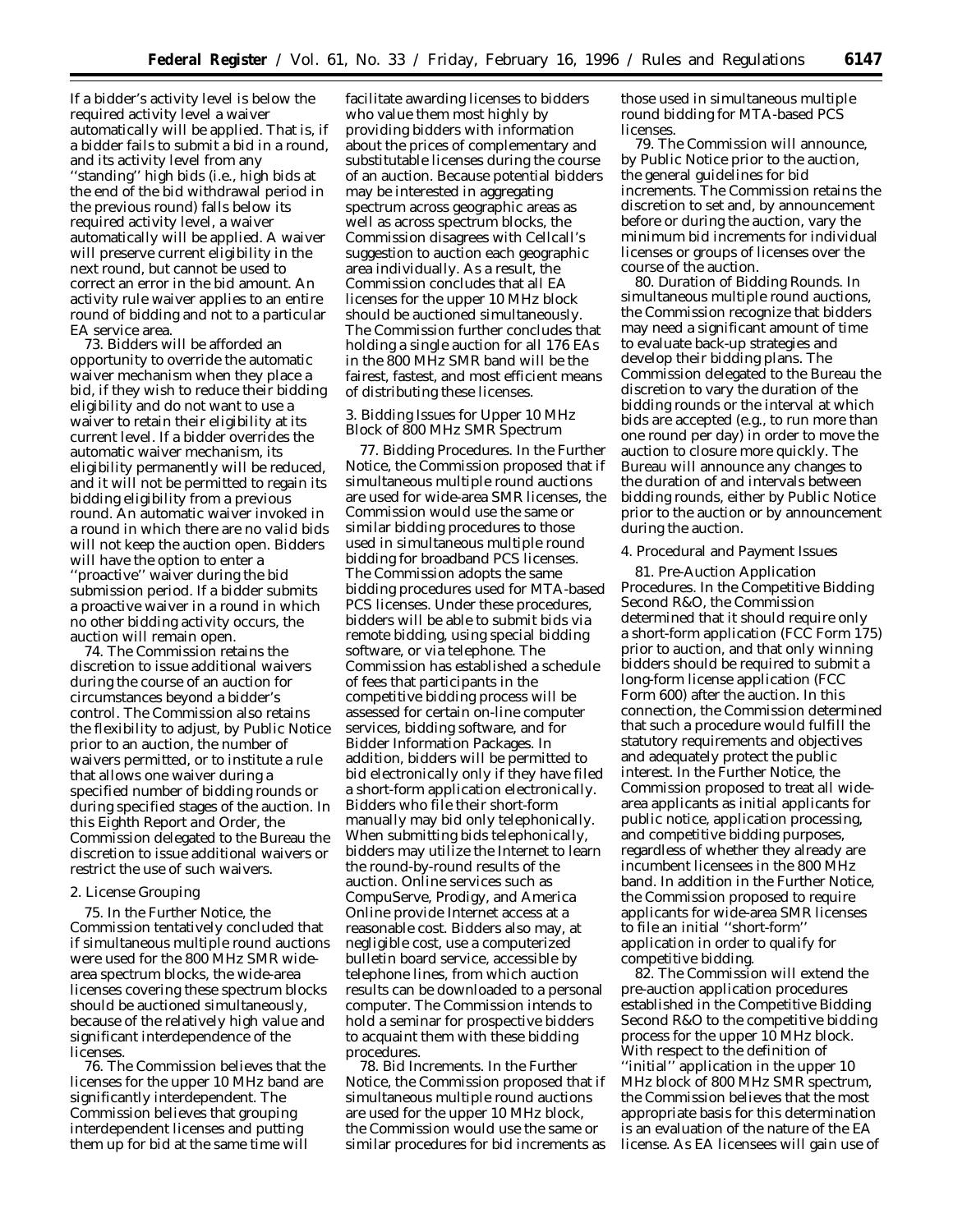If a bidder's activity level is below the required activity level a waiver automatically will be applied. That is, if a bidder fails to submit a bid in a round, and its activity level from any ''standing'' high bids (i.e., high bids at the end of the bid withdrawal period in the previous round) falls below its required activity level, a waiver automatically will be applied. A waiver will preserve current eligibility in the next round, but cannot be used to correct an error in the bid amount. An activity rule waiver applies to an entire round of bidding and not to a particular EA service area.

73. Bidders will be afforded an opportunity to override the automatic waiver mechanism when they place a bid, if they wish to reduce their bidding eligibility and do not want to use a waiver to retain their eligibility at its current level. If a bidder overrides the automatic waiver mechanism, its eligibility permanently will be reduced, and it will not be permitted to regain its bidding eligibility from a previous round. An automatic waiver invoked in a round in which there are no valid bids will not keep the auction open. Bidders will have the option to enter a ''proactive'' waiver during the bid submission period. If a bidder submits a proactive waiver in a round in which no other bidding activity occurs, the auction will remain open.

74. The Commission retains the discretion to issue additional waivers during the course of an auction for circumstances beyond a bidder's control. The Commission also retains the flexibility to adjust, by Public Notice prior to an auction, the number of waivers permitted, or to institute a rule that allows one waiver during a specified number of bidding rounds or during specified stages of the auction. In this Eighth Report and Order, the Commission delegated to the Bureau the discretion to issue additional waivers or restrict the use of such waivers.

2. License Grouping

75. In the Further Notice, the Commission tentatively concluded that if simultaneous multiple round auctions were used for the 800 MHz SMR wide-area spectrum blocks, the wide-area licenses covering these spectrum blocks should be auctioned simultaneously, because of the relatively high value and significant interdependence of the licenses.

76. The Commission believes that the licenses for the upper 10 MHz band are significantly interdependent. The Commission believes that grouping interdependent licenses and putting them up for bid at the same time will facilitate awarding licenses to bidders who value them most highly by providing bidders with information about the prices of complementary and substitutable licenses during the course of an auction. Because potential bidders may be interested in aggregating spectrum across geographic areas as well as across spectrum blocks, the Commission disagrees with Cellcall's suggestion to auction each geographic area individually. As a result, the Commission concludes that all EA licenses for the upper 10 MHz block should be auctioned simultaneously. The Commission further concludes that holding a single auction for all 176 EAs in the 800 MHz SMR band will be the fairest, fastest, and most efficient means of distributing these licenses.

3. Bidding Issues for Upper 10 MHz Block of 800 MHz SMR Spectrum

77. *Bidding Procedures.* In the Further Notice, the Commission proposed that if simultaneous multiple round auctions are used for wide-area SMR licenses, the Commission would use the same or similar bidding procedures to those used in simultaneous multiple round bidding for broadband PCS licenses. The Commission adopts the same bidding procedures used for MTA-based PCS licenses. Under these procedures, bidders will be able to submit bids via remote bidding, using special bidding software, or via telephone. The Commission has established a schedule of fees that participants in the competitive bidding process will be assessed for certain on-line computer services, bidding software, and for Bidder Information Packages. In addition, bidders will be permitted to bid electronically only if they have filed a short-form application electronically. Bidders who file their short-form manually may bid only telephonically. When submitting bids telephonically, bidders may utilize the Internet to learn the round-by-round results of the auction. Online services such as CompuServe, Prodigy, and America Online provide Internet access at a reasonable cost. Bidders also may, at negligible cost, use a computerized bulletin board service, accessible by telephone lines, from which auction results can be downloaded to a personal computer. The Commission intends to hold a seminar for prospective bidders to acquaint them with these bidding procedures.

78. *Bid Increments.* In the Further Notice, the Commission proposed that if simultaneous multiple round auctions are used for the upper 10 MHz block, the Commission would use the same or similar procedures for bid increments as those used in simultaneous multiple round bidding for MTA-based PCS licenses.

79. The Commission will announce, by Public Notice prior to the auction, the general guidelines for bid increments. The Commission retains the discretion to set and, by announcement before or during the auction, vary the minimum bid increments for individual licenses or groups of licenses over the course of the auction.

80. *Duration of Bidding Rounds.* In simultaneous multiple round auctions, the Commission recognize that bidders may need a significant amount of time to evaluate back-up strategies and develop their bidding plans. The Commission delegated to the Bureau the discretion to vary the duration of the bidding rounds or the interval at which bids are accepted (e.g., to run more than one round per day) in order to move the auction to closure more quickly. The Bureau will announce any changes to the duration of and intervals between bidding rounds, either by Public Notice prior to the auction or by announcement during the auction.

4. Procedural and Payment Issues

81. *Pre-Auction Application Procedures.* In the Competitive Bidding Second R&O, the Commission determined that it should require only a short-form application (FCC Form 175) prior to auction, and that only winning bidders should be required to submit a long-form license application (FCC Form 600) after the auction. In this connection, the Commission determined that such a procedure would fulfill the statutory requirements and objectives and adequately protect the public interest. In the Further Notice, the Commission proposed to treat all wide-area applicants as initial applicants for public notice, application processing, and competitive bidding purposes, regardless of whether they already are incumbent licensees in the 800 MHz band. In addition in the Further Notice, the Commission proposed to require applicants for wide-area SMR licenses to file an initial ''short-form'' application in order to qualify for competitive bidding.

82. The Commission will extend the pre-auction application procedures established in the Competitive Bidding Second R&O to the competitive bidding process for the upper 10 MHz block. With respect to the definition of ''initial'' application in the upper 10 MHz block of 800 MHz SMR spectrum, the Commission believes that the most appropriate basis for this determination is an evaluation of the nature of the EA license. As EA licensees will gain use of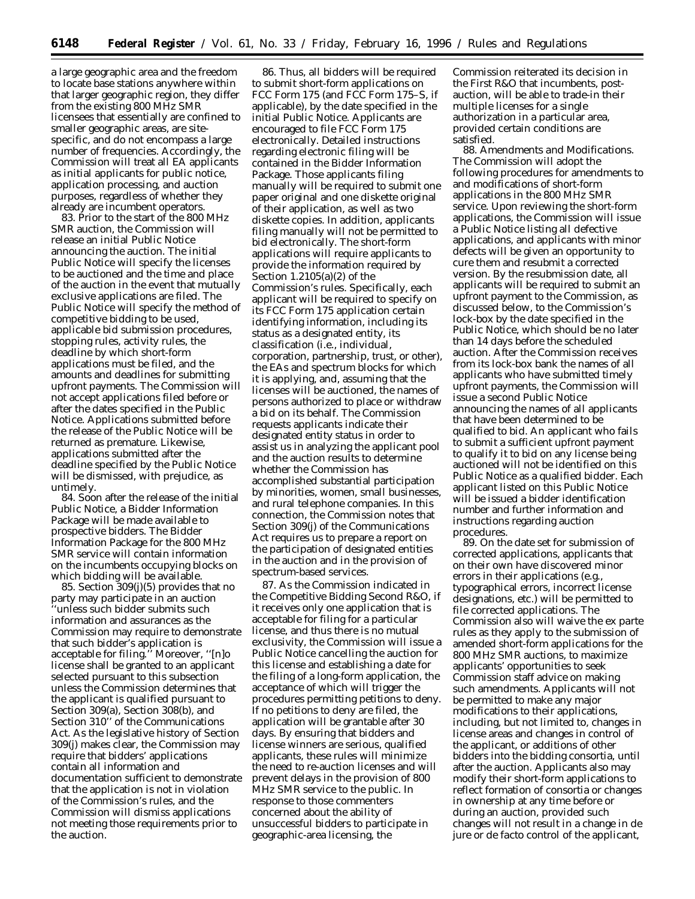a large geographic area and the freedom to locate base stations anywhere within that larger geographic region, they differ from the existing 800 MHz SMR licensees that essentially are confined to smaller geographic areas, are site-specific, and do not encompass a large number of frequencies. Accordingly, the Commission will treat all EA applicants as initial applicants for public notice, application processing, and auction purposes, regardless of whether they already are incumbent operators.

83. Prior to the start of the 800 MHz SMR auction, the Commission will release an initial Public Notice announcing the auction. The initial Public Notice will specify the licenses to be auctioned and the time and place of the auction in the event that mutually exclusive applications are filed. The Public Notice will specify the method of competitive bidding to be used, applicable bid submission procedures, stopping rules, activity rules, the deadline by which short-form applications must be filed, and the amounts and deadlines for submitting upfront payments. The Commission will not accept applications filed before or after the dates specified in the Public Notice. Applications submitted before the release of the Public Notice will be returned as premature. Likewise, applications submitted after the deadline specified by the Public Notice will be dismissed, with prejudice, as untimely.

84. Soon after the release of the initial Public Notice, a Bidder Information Package will be made available to prospective bidders. The Bidder Information Package for the 800 MHz SMR service will contain information on the incumbents occupying blocks on which bidding will be available.

85. Section 309(j)(5) provides that no party may participate in an auction ''unless such bidder submits such information and assurances as the Commission may require to demonstrate that such bidder's application is acceptable for filing.'' Moreover, ''[n]o license shall be granted to an applicant selected pursuant to this subsection unless the Commission determines that the applicant is qualified pursuant to Section 309(a), Section 308(b), and Section 310'' of the Communications Act. As the legislative history of Section 309(j) makes clear, the Commission may require that bidders' applications contain all information and documentation sufficient to demonstrate that the application is not in violation of the Commission's rules, and the Commission will dismiss applications not meeting those requirements prior to the auction.

86. Thus, all bidders will be required to submit short-form applications on FCC Form 175 (and FCC Form 175–S, if applicable), by the date specified in the initial Public Notice. Applicants are encouraged to file FCC Form 175 electronically. Detailed instructions regarding electronic filing will be contained in the Bidder Information Package. Those applicants filing manually will be required to submit one paper original and one diskette original of their application, as well as two diskette copies. In addition, applicants filing manually will not be permitted to bid electronically. The short-form applications will require applicants to provide the information required by Section 1.2105(a)(2) of the Commission's rules. Specifically, each applicant will be required to specify on its FCC Form 175 application certain identifying information, including its status as a designated entity, its classification (i.e., individual, corporation, partnership, trust, or other), the EAs and spectrum blocks for which it is applying, and, assuming that the licenses will be auctioned, the names of persons authorized to place or withdraw a bid on its behalf. The Commission requests applicants indicate their designated entity status in order to assist us in analyzing the applicant pool and the auction results to determine whether the Commission has accomplished substantial participation by minorities, women, small businesses, and rural telephone companies. In this connection, the Commission notes that Section 309(j) of the Communications Act requires us to prepare a report on the participation of designated entities in the auction and in the provision of spectrum-based services.

87. As the Commission indicated in the *Competitive Bidding Second R&O,* if it receives only one application that is acceptable for filing for a particular license, and thus there is no mutual exclusivity, the Commission will issue a Public Notice cancelling the auction for this license and establishing a date for the filing of a long-form application, the acceptance of which will trigger the procedures permitting petitions to deny. If no petitions to deny are filed, the application will be grantable after 30 days. By ensuring that bidders and license winners are serious, qualified applicants, these rules will minimize the need to re-auction licenses and will prevent delays in the provision of 800 MHz SMR service to the public. In response to those commenters concerned about the ability of unsuccessful bidders to participate in geographic-area licensing, the Commission reiterated its decision in the First R&O that incumbents, post-auction, will be able to trade-in their multiple licenses for a single authorization in a particular area, provided certain conditions are satisfied.

88. *Amendments and Modifications.* The Commission will adopt the following procedures for amendments to and modifications of short-form applications in the 800 MHz SMR service. Upon reviewing the short-form applications, the Commission will issue a Public Notice listing all defective applications, and applicants with minor defects will be given an opportunity to cure them and resubmit a corrected version. By the resubmission date, all applicants will be required to submit an upfront payment to the Commission, as discussed below, to the Commission's lock-box by the date specified in the Public Notice, which should be no later than 14 days before the scheduled auction. After the Commission receives from its lock-box bank the names of all applicants who have submitted timely upfront payments, the Commission will issue a second Public Notice announcing the names of all applicants that have been determined to be qualified to bid. An applicant who fails to submit a sufficient upfront payment to qualify it to bid on any license being auctioned will not be identified on this Public Notice as a qualified bidder. Each applicant listed on this Public Notice will be issued a bidder identification number and further information and instructions regarding auction procedures.

89. On the date set for submission of corrected applications, applicants that on their own have discovered minor errors in their applications (e.g., typographical errors, incorrect license designations, etc.) will be permitted to file corrected applications. The Commission also will waive the ex parte rules as they apply to the submission of amended short-form applications for the 800 MHz SMR auctions, to maximize applicants' opportunities to seek Commission staff advice on making such amendments. Applicants will not be permitted to make any major modifications to their applications, including, but not limited to, changes in license areas and changes in control of the applicant, or additions of other bidders into the bidding consortia, until after the auction. Applicants also may modify their short-form applications to reflect formation of consortia or changes in ownership at any time before or during an auction, provided such changes will not result in a change in de jure or de facto control of the applicant,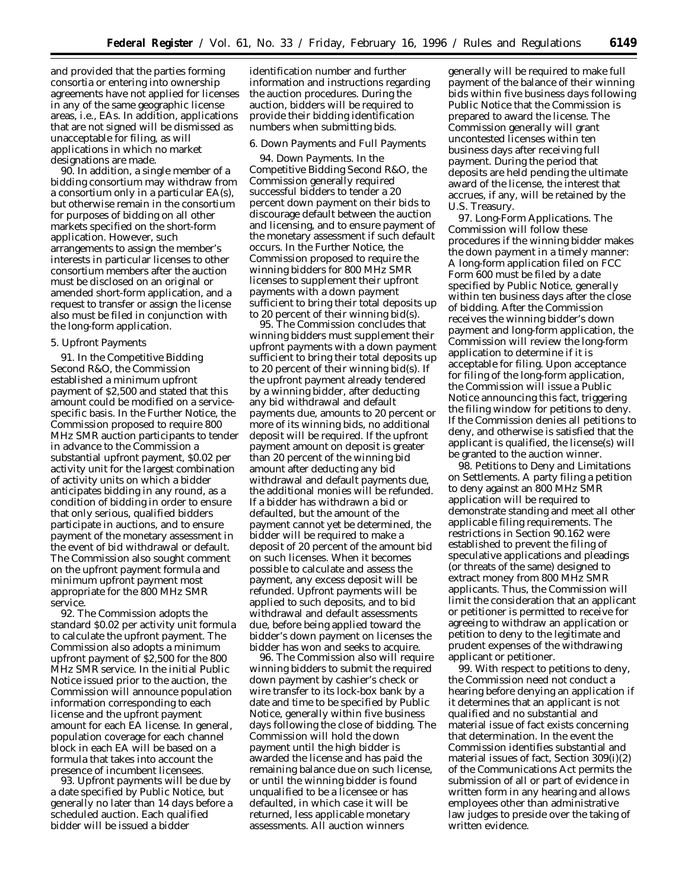and provided that the parties forming consortia or entering into ownership agreements have not applied for licenses in any of the same geographic license areas, i.e., EAs. In addition, applications that are not signed will be dismissed as unacceptable for filing, as will applications in which no market designations are made.

90. In addition, a single member of a bidding consortium may withdraw from a consortium only in a particular EA(s), but otherwise remain in the consortium for purposes of bidding on all other markets specified on the short-form application. However, such arrangements to assign the member's interests in particular licenses to other consortium members after the auction must be disclosed on an original or amended short-form application, and a request to transfer or assign the license also must be filed in conjunction with the long-form application.

5. Upfront Payments

91. In the Competitive Bidding Second R&O, the Commission established a minimum upfront payment of $2,500 and stated that this amount could be modified on a service-specific basis. In the Further Notice, the Commission proposed to require 800 MHz SMR auction participants to tender in advance to the Commission a substantial upfront payment, $0.02 per activity unit for the largest combination of activity units on which a bidder anticipates bidding in any round, as a condition of bidding in order to ensure that only serious, qualified bidders participate in auctions, and to ensure payment of the monetary assessment in the event of bid withdrawal or default. The Commission also sought comment on the upfront payment formula and minimum upfront payment most appropriate for the 800 MHz SMR service.

92. The Commission adopts the standard $0.02 per activity unit formula to calculate the upfront payment. The Commission also adopts a minimum upfront payment of $2,500 for the 800 MHz SMR service. In the initial Public Notice issued prior to the auction, the Commission will announce population information corresponding to each license and the upfront payment amount for each EA license. In general, population coverage for each channel block in each EA will be based on a formula that takes into account the presence of incumbent licensees.

93. Upfront payments will be due by a date specified by Public Notice, but generally no later than 14 days before a scheduled auction. Each qualified bidder will be issued a bidder identification number and further information and instructions regarding the auction procedures. During the auction, bidders will be required to provide their bidding identification numbers when submitting bids.

6. Down Payments and Full Payments

94. *Down Payments.* In the Competitive Bidding Second R&O, the Commission generally required successful bidders to tender a 20 percent down payment on their bids to discourage default between the auction and licensing, and to ensure payment of the monetary assessment if such default occurs. In the Further Notice, the Commission proposed to require the winning bidders for 800 MHz SMR licenses to supplement their upfront payments with a down payment sufficient to bring their total deposits up to 20 percent of their winning bid(s).

95. The Commission concludes that winning bidders must supplement their upfront payments with a down payment sufficient to bring their total deposits up to 20 percent of their winning bid(s). If the upfront payment already tendered by a winning bidder, after deducting any bid withdrawal and default payments due, amounts to 20 percent or more of its winning bids, no additional deposit will be required. If the upfront payment amount on deposit is greater than 20 percent of the winning bid amount after deducting any bid withdrawal and default payments due, the additional monies will be refunded. If a bidder has withdrawn a bid or defaulted, but the amount of the payment cannot yet be determined, the bidder will be required to make a deposit of 20 percent of the amount bid on such licenses. When it becomes possible to calculate and assess the payment, any excess deposit will be refunded. Upfront payments will be applied to such deposits, and to bid withdrawal and default assessments due, before being applied toward the bidder's down payment on licenses the bidder has won and seeks to acquire.

96. The Commission also will require winning bidders to submit the required down payment by cashier's check or wire transfer to its lock-box bank by a date and time to be specified by Public Notice, generally within five business days following the close of bidding. The Commission will hold the down payment until the high bidder is awarded the license and has paid the remaining balance due on such license, or until the winning bidder is found unqualified to be a licensee or has defaulted, in which case it will be returned, less applicable monetary assessments. All auction winners generally will be required to make full payment of the balance of their winning bids within five business days following Public Notice that the Commission is prepared to award the license. The Commission generally will grant uncontested licenses within ten business days after receiving full payment. During the period that deposits are held pending the ultimate award of the license, the interest that accrues, if any, will be retained by the U.S. Treasury.

97. *Long-Form Applications.* The Commission will follow these procedures if the winning bidder makes the down payment in a timely manner: A long-form application filed on FCC Form 600 must be filed by a date specified by Public Notice, generally within ten business days after the close of bidding. After the Commission receives the winning bidder's down payment and long-form application, the Commission will review the long-form application to determine if it is acceptable for filing. Upon acceptance for filing of the long-form application, the Commission will issue a Public Notice announcing this fact, triggering the filing window for petitions to deny. If the Commission denies all petitions to deny, and otherwise is satisfied that the applicant is qualified, the license(s) will be granted to the auction winner.

98. *Petitions to Deny and Limitations on Settlements.* A party filing a petition to deny against an 800 MHz SMR application will be required to demonstrate standing and meet all other applicable filing requirements. The restrictions in Section 90.162 were established to prevent the filing of speculative applications and pleadings (or threats of the same) designed to extract money from 800 MHz SMR applicants. Thus, the Commission will limit the consideration that an applicant or petitioner is permitted to receive for agreeing to withdraw an application or petition to deny to the legitimate and prudent expenses of the withdrawing applicant or petitioner.

99. With respect to petitions to deny, the Commission need not conduct a hearing before denying an application if it determines that an applicant is not qualified and no substantial and material issue of fact exists concerning that determination. In the event the Commission identifies substantial and material issues of fact, Section 309(i)(2) of the Communications Act permits the submission of all or part of evidence in written form in any hearing and allows employees other than administrative law judges to preside over the taking of written evidence.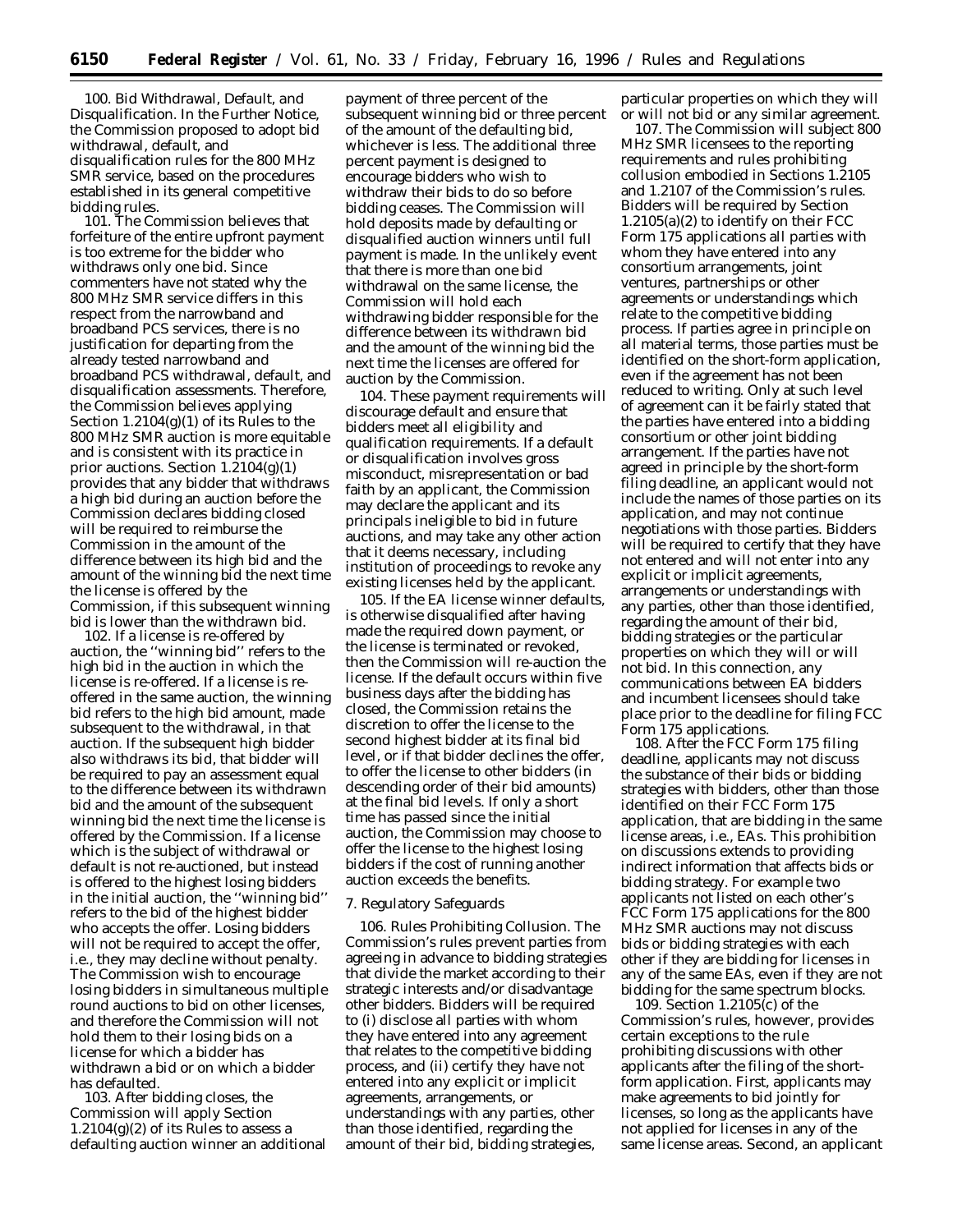100. *Bid Withdrawal, Default, and Disqualification.* In the *Further Notice,* the Commission proposed to adopt bid withdrawal, default, and disqualification rules for the 800 MHz SMR service, based on the procedures established in its general competitive bidding rules.

101. The Commission believes that forfeiture of the entire upfront payment is too extreme for the bidder who withdraws only one bid. Since commenters have not stated why the 800 MHz SMR service differs in this respect from the narrowband and broadband PCS services, there is no justification for departing from the already tested narrowband and broadband PCS withdrawal, default, and disqualification assessments. Therefore, the Commission believes applying Section 1.2104(g)(1) of its Rules to the 800 MHz SMR auction is more equitable and is consistent with its practice in prior auctions. Section 1.2104(g)(1) provides that any bidder that withdraws a high bid during an auction before the Commission declares bidding closed will be required to reimburse the Commission in the amount of the difference between its high bid and the amount of the winning bid the next time the license is offered by the Commission, if this subsequent winning bid is lower than the withdrawn bid.

102. If a license is re-offered by auction, the ''winning bid'' refers to the high bid in the auction in which the license is re-offered. If a license is re-offered in the same auction, the winning bid refers to the high bid amount, made subsequent to the withdrawal, in that auction. If the subsequent high bidder also withdraws its bid, that bidder will be required to pay an assessment equal to the difference between its withdrawn bid and the amount of the subsequent winning bid the next time the license is offered by the Commission. If a license which is the subject of withdrawal or default is not re-auctioned, but instead is offered to the highest losing bidders in the initial auction, the ''winning bid'' refers to the bid of the highest bidder who accepts the offer. Losing bidders will not be required to accept the offer, *i.e.,* they may decline without penalty. The Commission wish to encourage losing bidders in simultaneous multiple round auctions to bid on other licenses, and therefore the Commission will not hold them to their losing bids on a license for which a bidder has withdrawn a bid or on which a bidder has defaulted.

103. After bidding closes, the Commission will apply Section 1.2104(g)(2) of its Rules to assess a defaulting auction winner an additional payment of three percent of the subsequent winning bid or three percent of the amount of the defaulting bid, whichever is less. The additional three percent payment is designed to encourage bidders who wish to withdraw their bids to do so before bidding ceases. The Commission will hold deposits made by defaulting or disqualified auction winners until full payment is made. In the unlikely event that there is more than one bid withdrawal on the same license, the Commission will hold each withdrawing bidder responsible for the difference between its withdrawn bid and the amount of the winning bid the next time the licenses are offered for auction by the Commission.

104. These payment requirements will discourage default and ensure that bidders meet all eligibility and qualification requirements. If a default or disqualification involves gross misconduct, misrepresentation or bad faith by an applicant, the Commission may declare the applicant and its principals ineligible to bid in future auctions, and may take any other action that it deems necessary, including institution of proceedings to revoke any existing licenses held by the applicant.

105. If the EA license winner defaults, is otherwise disqualified after having made the required down payment, or the license is terminated or revoked, then the Commission will re-auction the license. If the default occurs within five business days after the bidding has closed, the Commission retains the discretion to offer the license to the second highest bidder at its final bid level, or if that bidder declines the offer, to offer the license to other bidders (in descending order of their bid amounts) at the final bid levels. If only a short time has passed since the initial auction, the Commission may choose to offer the license to the highest losing bidders if the cost of running another auction exceeds the benefits.

## 7. Regulatory Safeguards

106. *Rules Prohibiting Collusion.* The Commission's rules prevent parties from agreeing in advance to bidding strategies that divide the market according to their strategic interests and/or disadvantage other bidders. Bidders will be required to (i) disclose all parties with whom they have entered into any agreement that relates to the competitive bidding process, and (ii) certify they have not entered into any explicit or implicit agreements, arrangements, or understandings with any parties, other than those identified, regarding the amount of their bid, bidding strategies, particular properties on which they will or will not bid or any similar agreement.

107. The Commission will subject 800 MHz SMR licensees to the reporting requirements and rules prohibiting collusion embodied in Sections 1.2105 and 1.2107 of the Commission's rules. Bidders will be required by Section 1.2105(a)(2) to identify on their FCC Form 175 applications all parties with whom they have entered into any consortium arrangements, joint ventures, partnerships or other agreements or understandings which relate to the competitive bidding process. If parties agree in principle on all material terms, those parties must be identified on the short-form application, even if the agreement has not been reduced to writing. Only at such level of agreement can it be fairly stated that the parties have entered into a bidding consortium or other joint bidding arrangement. If the parties have not agreed in principle by the short-form filing deadline, an applicant would not include the names of those parties on its application, and may not continue negotiations with those parties. Bidders will be required to certify that they have not entered and will not enter into any explicit or implicit agreements, arrangements or understandings with any parties, other than those identified, regarding the amount of their bid, bidding strategies or the particular properties on which they will or will not bid. In this connection, any communications between EA bidders and incumbent licensees should take place prior to the deadline for filing FCC Form 175 applications.

108. After the FCC Form 175 filing deadline, applicants may not discuss the substance of their bids or bidding strategies with bidders, other than those identified on their FCC Form 175 application, that are bidding in the same license areas, *i.e.,* EAs. This prohibition on discussions extends to providing indirect information that affects bids or bidding strategy. For example two applicants not listed on each other's FCC Form 175 applications for the 800 MHz SMR auctions may not discuss bids or bidding strategies with each other if they are bidding for licenses in any of the same EAs, even if they are not bidding for the same spectrum blocks.

109. Section 1.2105(c) of the Commission's rules, however, provides certain exceptions to the rule prohibiting discussions with other applicants after the filing of the short-form application. First, applicants may make agreements to bid jointly for licenses, so long as the applicants have not applied for licenses in any of the same license areas. Second, an applicant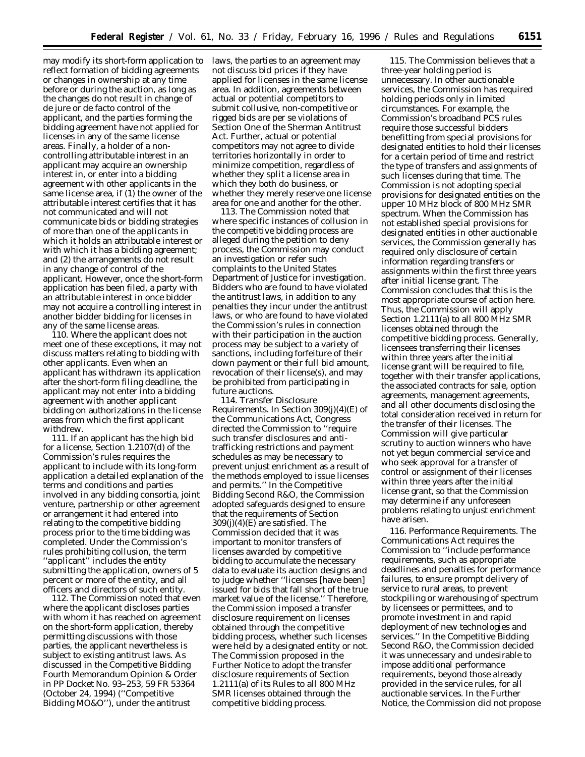may modify its short-form application to reflect formation of bidding agreements or changes in ownership at any time before or during the auction, as long as the changes do not result in change of de jure or de facto control of the applicant, and the parties forming the bidding agreement have not applied for licenses in any of the same license areas. Finally, a holder of a non-controlling attributable interest in an applicant may acquire an ownership interest in, or enter into a bidding agreement with other applicants in the same license area, if (1) the owner of the attributable interest certifies that it has not communicated and will not communicate bids or bidding strategies of more than one of the applicants in which it holds an attributable interest or with which it has a bidding agreement; and (2) the arrangements do not result in any change of control of the applicant. However, once the short-form application has been filed, a party with an attributable interest in once bidder may not acquire a controlling interest in another bidder bidding for licenses in any of the same license areas.

110. Where the applicant does not meet one of these exceptions, it may not discuss matters relating to bidding with other applicants. Even when an applicant has withdrawn its application after the short-form filing deadline, the applicant may not enter into a bidding agreement with another applicant bidding on authorizations in the license areas from which the first applicant withdrew.

111. If an applicant has the high bid for a license, Section 1.2107(d) of the Commission's rules requires the applicant to include with its long-form application a detailed explanation of the terms and conditions and parties involved in any bidding consortia, joint venture, partnership or other agreement or arrangement it had entered into relating to the competitive bidding process prior to the time bidding was completed. Under the Commission's rules prohibiting collusion, the term ''applicant'' includes the entity submitting the application, owners of 5 percent or more of the entity, and all officers and directors of such entity.

112. The Commission noted that even where the applicant discloses parties with whom it has reached on agreement on the short-form application, thereby permitting discussions with those parties, the applicant nevertheless is subject to existing antitrust laws. As discussed in the *Competitive Bidding Fourth Memorandum Opinion & Order* in PP Docket No. 93–253, 59 FR 53364 (October 24, 1994) (''*Competitive Bidding MO&O*''), under the antitrust laws, the parties to an agreement may not discuss bid prices if they have applied for licenses in the same license area. In addition, agreements between actual or potential competitors to submit collusive, non-competitive or rigged bids are per se violations of Section One of the Sherman Antitrust Act. Further, actual or potential competitors may not agree to divide territories horizontally in order to minimize competition, regardless of whether they split a license area in which they both do business, or whether they merely reserve one license area for one and another for the other.

113. The Commission noted that where specific instances of collusion in the competitive bidding process are alleged during the petition to deny process, the Commission may conduct an investigation or refer such complaints to the United States Department of Justice for investigation. Bidders who are found to have violated the antitrust laws, in addition to any penalties they incur under the antitrust laws, or who are found to have violated the Commission's rules in connection with their participation in the auction process may be subject to a variety of sanctions, including forfeiture of their down payment or their full bid amount, revocation of their license(s), and may be prohibited from participating in future auctions.

114. *Transfer Disclosure Requirements.* In Section 309(j)(4)(E) of the Communications Act, Congress directed the Commission to ''require such transfer disclosures and anti-trafficking restrictions and payment schedules as may be necessary to prevent unjust enrichment as a result of the methods employed to issue licenses and permits.'' In the *Competitive Bidding Second R&O,* the Commission adopted safeguards designed to ensure that the requirements of Section 309(j)(4)(E) are satisfied. The Commission decided that it was important to monitor transfers of licenses awarded by competitive bidding to accumulate the necessary data to evaluate its auction designs and to judge whether ''licenses [have been] issued for bids that fall short of the true market value of the license.'' Therefore, the Commission imposed a transfer disclosure requirement on licenses obtained through the competitive bidding process, whether such licenses were held by a designated entity or not. The Commission proposed in the *Further Notice* to adopt the transfer disclosure requirements of Section 1.2111(a) of its Rules to all 800 MHz SMR licenses obtained through the competitive bidding process.

115. The Commission believes that a three-year holding period is unnecessary. In other auctionable services, the Commission has required holding periods only in limited circumstances. For example, the Commission's broadband PCS rules require those successful bidders benefitting from special provisions for designated entities to hold their licenses for a certain period of time and restrict the type of transfers and assignments of such licenses during that time. The Commission is not adopting special provisions for designated entities on the upper 10 MHz block of 800 MHz SMR spectrum. When the Commission has not established special provisions for designated entities in other auctionable services, the Commission generally has required only disclosure of certain information regarding transfers or assignments within the first three years after initial license grant. The Commission concludes that this is the most appropriate course of action here. Thus, the Commission will apply Section 1.2111(a) to all 800 MHz SMR licenses obtained through the competitive bidding process. Generally, licensees transferring their licenses within three years after the initial license grant will be required to file, together with their transfer applications, the associated contracts for sale, option agreements, management agreements, and all other documents disclosing the total consideration received in return for the transfer of their licenses. The Commission will give particular scrutiny to auction winners who have not yet begun commercial service and who seek approval for a transfer of control or assignment of their licenses within three years after the initial license grant, so that the Commission may determine if any unforeseen problems relating to unjust enrichment have arisen.

116. *Performance Requirements.* The Communications Act requires the Commission to ''include performance requirements, such as appropriate deadlines and penalties for performance failures, to ensure prompt delivery of service to rural areas, to prevent stockpiling or warehousing of spectrum by licensees or permittees, and to promote investment in and rapid deployment of new technologies and services.'' In the *Competitive Bidding Second R&O,* the Commission decided it was unnecessary and undesirable to impose additional performance requirements, beyond those already provided in the service rules, for all auctionable services. In the *Further Notice,* the Commission did not propose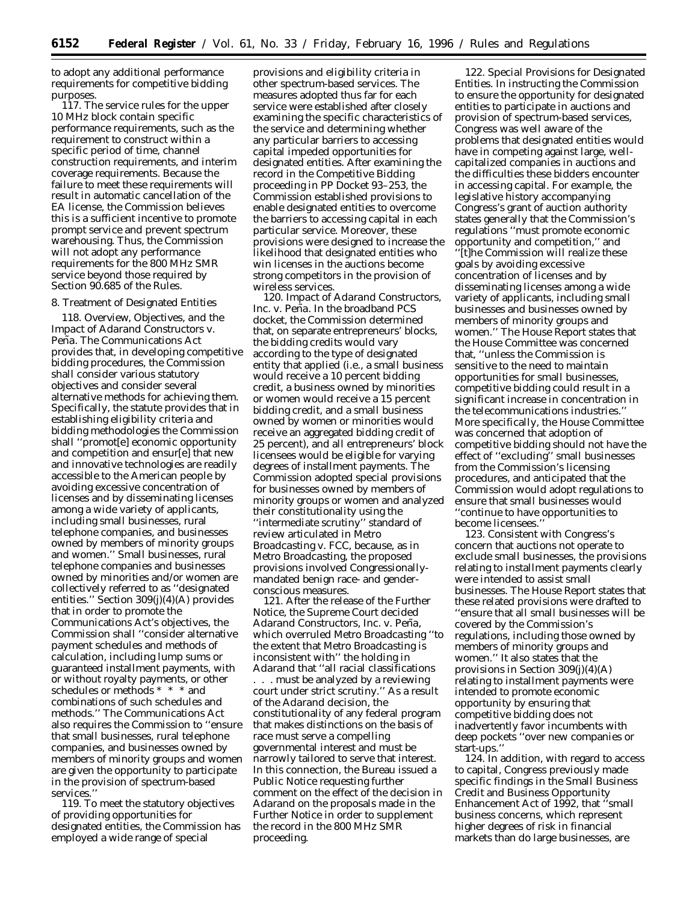to adopt any additional performance requirements for competitive bidding purposes.

117. The service rules for the upper 10 MHz block contain specific performance requirements, such as the requirement to construct within a specific period of time, channel construction requirements, and interim coverage requirements. Because the failure to meet these requirements will result in automatic cancellation of the EA license, the Commission believes this is a sufficient incentive to promote prompt service and prevent spectrum warehousing. Thus, the Commission will not adopt any performance requirements for the 800 MHz SMR service beyond those required by Section 90.685 of the Rules.

8. Treatment of Designated Entities

118. *Overview, Objectives, and the Impact of Adarand Constructors v. Peña.* The Communications Act provides that, in developing competitive bidding procedures, the Commission shall consider various statutory objectives and consider several alternative methods for achieving them. Specifically, the statute provides that in establishing eligibility criteria and bidding methodologies the Commission shall ''promot[e] economic opportunity and competition and ensur[e] that new and innovative technologies are readily accessible to the American people by avoiding excessive concentration of licenses and by disseminating licenses among a wide variety of applicants, including small businesses, rural telephone companies, and businesses owned by members of minority groups and women.'' Small businesses, rural telephone companies and businesses owned by minorities and/or women are collectively referred to as ''designated entities.'' Section 309(j)(4)(A) provides that in order to promote the Communications Act's objectives, the Commission shall ''consider alternative payment schedules and methods of calculation, including lump sums or guaranteed installment payments, with or without royalty payments, or other schedules or methods * * * and combinations of such schedules and methods.'' The Communications Act also requires the Commission to ''ensure that small businesses, rural telephone companies, and businesses owned by members of minority groups and women are given the opportunity to participate in the provision of spectrum-based services.''

119. To meet the statutory objectives of providing opportunities for designated entities, the Commission has employed a wide range of special provisions and eligibility criteria in other spectrum-based services. The measures adopted thus far for each service were established after closely examining the specific characteristics of the service and determining whether any particular barriers to accessing capital impeded opportunities for designated entities. After examining the record in the Competitive Bidding proceeding in PP Docket 93–253, the Commission established provisions to enable designated entities to overcome the barriers to accessing capital in each particular service. Moreover, these provisions were designed to increase the likelihood that designated entities who win licenses in the auctions become strong competitors in the provision of wireless services.

120. *Impact of Adarand Constructors, Inc. v. Peña.* In the broadband PCS docket, the Commission determined that, on separate entrepreneurs' blocks, the bidding credits would vary according to the type of designated entity that applied (*i.e.*, a small business would receive a 10 percent bidding credit, a business owned by minorities or women would receive a 15 percent bidding credit, and a small business owned by women or minorities would receive an aggregated bidding credit of 25 percent), and all entrepreneurs' block licensees would be eligible for varying degrees of installment payments. The Commission adopted special provisions for businesses owned by members of minority groups or women and analyzed their constitutionality using the ''intermediate scrutiny'' standard of review articulated in *Metro Broadcasting* v. *FCC*, because, as in *Metro Broadcasting*, the proposed provisions involved Congressionally-mandated benign race- and gender-conscious measures.

121. After the release of the *Further Notice*, the Supreme Court decided *Adarand Constructors, Inc.* v. *Peña*, which overruled *Metro Broadcasting* ''to the extent that *Metro Broadcasting* is inconsistent with'' the holding in *Adarand* that ''all racial classifications . . . must be analyzed by a reviewing court under strict scrutiny.'' As a result of the *Adarand* decision, the constitutionality of any federal program that makes distinctions on the basis of race must serve a compelling governmental interest and must be narrowly tailored to serve that interest. In this connection, the Bureau issued a Public Notice requesting further comment on the effect of the decision in *Adarand* on the proposals made in the *Further Notice* in order to supplement the record in the 800 MHz SMR proceeding.

122. *Special Provisions for Designated Entities.* In instructing the Commission to ensure the opportunity for designated entities to participate in auctions and provision of spectrum-based services, Congress was well aware of the problems that designated entities would have in competing against large, well-capitalized companies in auctions and the difficulties these bidders encounter in accessing capital. For example, the legislative history accompanying Congress's grant of auction authority states generally that the Commission's regulations ''must promote economic opportunity and competition,'' and ''[t]he Commission will realize these goals by avoiding excessive concentration of licenses and by disseminating licenses among a wide variety of applicants, including small businesses and businesses owned by members of minority groups and women.'' The House Report states that the House Committee was concerned that, ''unless the Commission is sensitive to the need to maintain opportunities for small businesses, competitive bidding could result in a significant increase in concentration in the telecommunications industries.'' More specifically, the House Committee was concerned that adoption of competitive bidding should not have the effect of ''excluding'' small businesses from the Commission's licensing procedures, and anticipated that the Commission would adopt regulations to ensure that small businesses would ''continue to have opportunities to become licensees.''

123. Consistent with Congress's concern that auctions not operate to exclude small businesses, the provisions relating to installment payments clearly were intended to assist small businesses. The House Report states that these related provisions were drafted to ''ensure that all small businesses will be covered by the Commission's regulations, including those owned by members of minority groups and women.'' It also states that the provisions in Section 309(j)(4)(A) relating to installment payments were intended to promote economic opportunity by ensuring that competitive bidding does not inadvertently favor incumbents with deep pockets ''over new companies or start-ups.''

124. In addition, with regard to access to capital, Congress previously made specific findings in the Small Business Credit and Business Opportunity Enhancement Act of 1992, that ''small business concerns, which represent higher degrees of risk in financial markets than do large businesses, are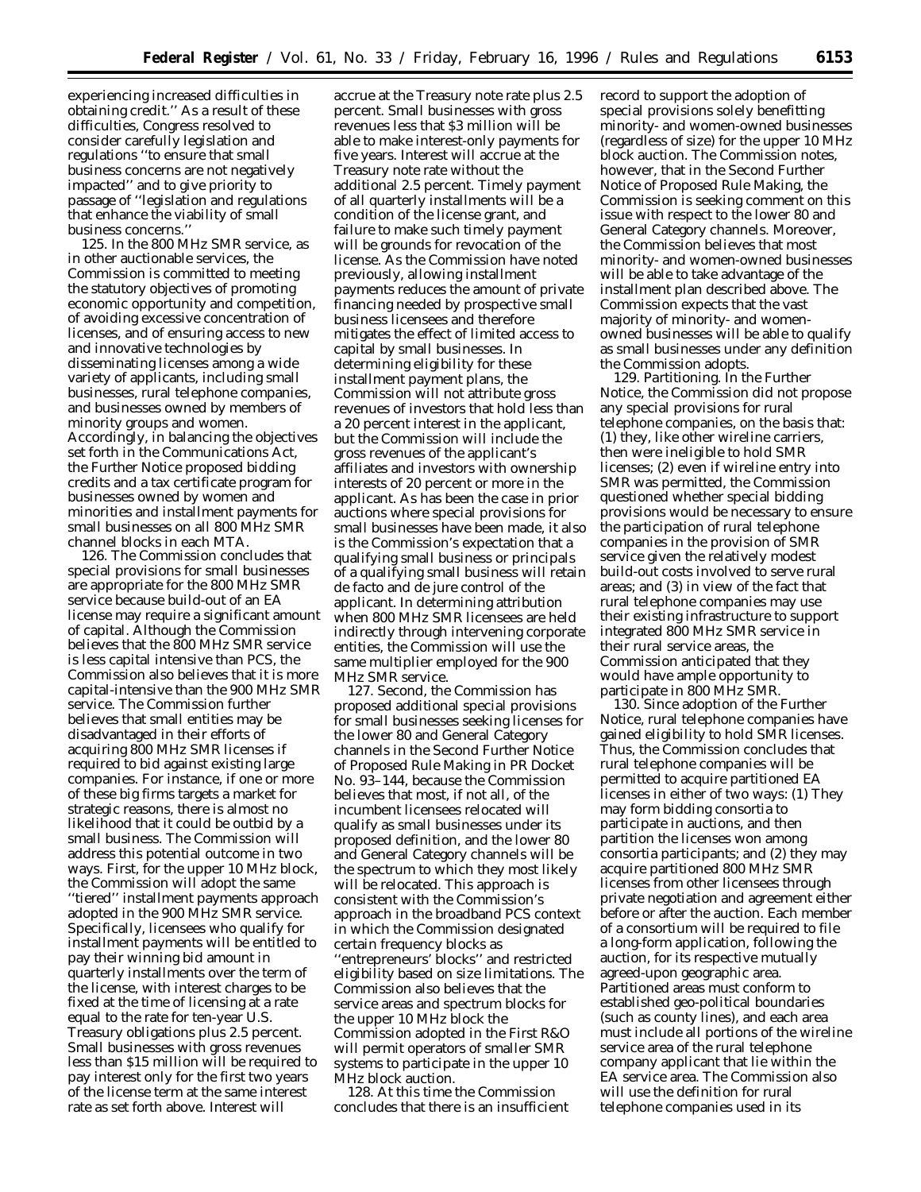experiencing increased difficulties in obtaining credit.'' As a result of these difficulties, Congress resolved to consider carefully legislation and regulations ''to ensure that small business concerns are not negatively impacted'' and to give priority to passage of ''legislation and regulations that enhance the viability of small business concerns.''

125. In the 800 MHz SMR service, as in other auctionable services, the Commission is committed to meeting the statutory objectives of promoting economic opportunity and competition, of avoiding excessive concentration of licenses, and of ensuring access to new and innovative technologies by disseminating licenses among a wide variety of applicants, including small businesses, rural telephone companies, and businesses owned by members of minority groups and women. Accordingly, in balancing the objectives set forth in the Communications Act, the Further Notice proposed bidding credits and a tax certificate program for businesses owned by women and minorities and installment payments for small businesses on all 800 MHz SMR channel blocks in each MTA.

126. The Commission concludes that special provisions for small businesses are appropriate for the 800 MHz SMR service because build-out of an EA license may require a significant amount of capital. Although the Commission believes that the 800 MHz SMR service is less capital intensive than PCS, the Commission also believes that it is more capital-intensive than the 900 MHz SMR service. The Commission further believes that small entities may be disadvantaged in their efforts of acquiring 800 MHz SMR licenses if required to bid against existing large companies. For instance, if one or more of these big firms targets a market for strategic reasons, there is almost no likelihood that it could be outbid by a small business. The Commission will address this potential outcome in two ways. First, for the upper 10 MHz block, the Commission will adopt the same ''tiered'' installment payments approach adopted in the 900 MHz SMR service. Specifically, licensees who qualify for installment payments will be entitled to pay their winning bid amount in quarterly installments over the term of the license, with interest charges to be fixed at the time of licensing at a rate equal to the rate for ten-year U.S. Treasury obligations plus 2.5 percent. Small businesses with gross revenues less than $15 million will be required to pay interest only for the first two years of the license term at the same interest rate as set forth above. Interest will accrue at the Treasury note rate plus 2.5 percent. Small businesses with gross revenues less that $3 million will be able to make interest-only payments for five years. Interest will accrue at the Treasury note rate without the additional 2.5 percent. Timely payment of all quarterly installments will be a condition of the license grant, and failure to make such timely payment will be grounds for revocation of the license. As the Commission have noted previously, allowing installment payments reduces the amount of private financing needed by prospective small business licensees and therefore mitigates the effect of limited access to capital by small businesses. In determining eligibility for these installment payment plans, the Commission will not attribute gross revenues of investors that hold less than a 20 percent interest in the applicant, but the Commission will include the gross revenues of the applicant's affiliates and investors with ownership interests of 20 percent or more in the applicant. As has been the case in prior auctions where special provisions for small businesses have been made, it also is the Commission's expectation that a qualifying small business or principals of a qualifying small business will retain de facto and de jure control of the applicant. In determining attribution when 800 MHz SMR licensees are held indirectly through intervening corporate entities, the Commission will use the same multiplier employed for the 900 MHz SMR service.

127. Second, the Commission has proposed additional special provisions for small businesses seeking licenses for the lower 80 and General Category channels in the Second Further Notice of Proposed Rule Making in PR Docket No. 93–144, because the Commission believes that most, if not all, of the incumbent licensees relocated will qualify as small businesses under its proposed definition, and the lower 80 and General Category channels will be the spectrum to which they most likely will be relocated. This approach is consistent with the Commission's approach in the broadband PCS context in which the Commission designated certain frequency blocks as ''entrepreneurs' blocks'' and restricted eligibility based on size limitations. The Commission also believes that the service areas and spectrum blocks for the upper 10 MHz block the Commission adopted in the First R&O will permit operators of smaller SMR systems to participate in the upper 10 MHz block auction.

128. At this time the Commission concludes that there is an insufficient record to support the adoption of special provisions solely benefitting minority- and women-owned businesses (regardless of size) for the upper 10 MHz block auction. The Commission notes, however, that in the Second Further Notice of Proposed Rule Making, the Commission is seeking comment on this issue with respect to the lower 80 and General Category channels. Moreover, the Commission believes that most minority- and women-owned businesses will be able to take advantage of the installment plan described above. The Commission expects that the vast majority of minority- and women-owned businesses will be able to qualify as small businesses under any definition the Commission adopts.

129. *Partitioning*. In the Further Notice, the Commission did not propose any special provisions for rural telephone companies, on the basis that: (1) they, like other wireline carriers, then were ineligible to hold SMR licenses; (2) even if wireline entry into SMR was permitted, the Commission questioned whether special bidding provisions would be necessary to ensure the participation of rural telephone companies in the provision of SMR service given the relatively modest build-out costs involved to serve rural areas; and (3) in view of the fact that rural telephone companies may use their existing infrastructure to support integrated 800 MHz SMR service in their rural service areas, the Commission anticipated that they would have ample opportunity to participate in 800 MHz SMR.

130. Since adoption of the Further Notice, rural telephone companies have gained eligibility to hold SMR licenses. Thus, the Commission concludes that rural telephone companies will be permitted to acquire partitioned EA licenses in either of two ways: (1) They may form bidding consortia to participate in auctions, and then partition the licenses won among consortia participants; and (2) they may acquire partitioned 800 MHz SMR licenses from other licensees through private negotiation and agreement either before or after the auction. Each member of a consortium will be required to file a long-form application, following the auction, for its respective mutually agreed-upon geographic area. Partitioned areas must conform to established geo-political boundaries (such as county lines), and each area must include all portions of the wireline service area of the rural telephone company applicant that lie within the EA service area. The Commission also will use the definition for rural telephone companies used in its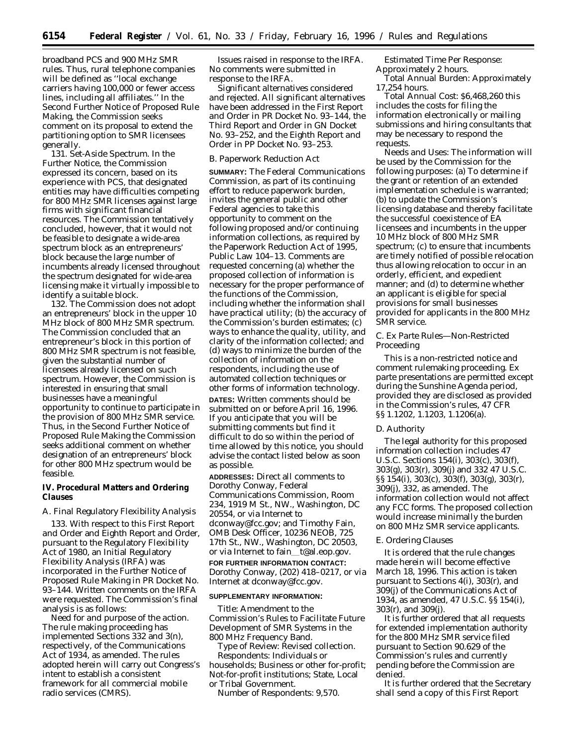broadband PCS and 900 MHz SMR rules. Thus, rural telephone companies will be defined as ''local exchange carriers having 100,000 or fewer access lines, including all affiliates.'' In the Second Further Notice of Proposed Rule Making, the Commission seeks comment on its proposal to extend the partitioning option to SMR licensees generally.

131. *Set-Aside Spectrum.* In the Further Notice, the Commission expressed its concern, based on its experience with PCS, that designated entities may have difficulties competing for 800 MHz SMR licenses against large firms with significant financial resources. The Commission tentatively concluded, however, that it would not be feasible to designate a wide-area spectrum block as an entrepreneurs' block because the large number of incumbents already licensed throughout the spectrum designated for wide-area licensing make it virtually impossible to identify a suitable block.

132. The Commission does not adopt an entrepreneurs' block in the upper 10 MHz block of 800 MHz SMR spectrum. The Commission concluded that an entrepreneur's block in this portion of 800 MHz SMR spectrum is not feasible, given the substantial number of licensees already licensed on such spectrum. However, the Commission is interested in ensuring that small businesses have a meaningful opportunity to continue to participate in the provision of 800 MHz SMR service. Thus, in the Second Further Notice of Proposed Rule Making the Commission seeks additional comment on whether designation of an entrepreneurs' block for other 800 MHz spectrum would be feasible.

## IV. Procedural Matters and Ordering Clauses

### *A. Final Regulatory Flexibility Analysis*

133. With respect to this First Report and Order and Eighth Report and Order, pursuant to the Regulatory Flexibility Act of 1980, an Initial Regulatory Flexibility Analysis (IRFA) was incorporated in the Further Notice of Proposed Rule Making in PR Docket No. 93–144. Written comments on the IRFA were requested. The Commission's final analysis is as follows:

*Need for and purpose of the action.* The rule making proceeding has implemented Sections 332 and 3(n), respectively, of the Communications Act of 1934, as amended. The rules adopted herein will carry out Congress's intent to establish a consistent framework for all commercial mobile radio services (CMRS).

*Issues raised in response to the IRFA.* No comments were submitted in response to the IRFA.

*Significant alternatives considered and rejected.* All significant alternatives have been addressed in the First Report and Order in PR Docket No. 93–144, the Third Report and Order in GN Docket No. 93–252, and the Eighth Report and Order in PP Docket No. 93–253.

### *B. Paperwork Reduction Act*

**SUMMARY:** The Federal Communications Commission, as part of its continuing effort to reduce paperwork burden, invites the general public and other Federal agencies to take this opportunity to comment on the following proposed and/or continuing information collections, as required by the Paperwork Reduction Act of 1995, Public Law 104–13. Comments are requested concerning (a) whether the proposed collection of information is necessary for the proper performance of the functions of the Commission, including whether the information shall have practical utility; (b) the accuracy of the Commission's burden estimates; (c) ways to enhance the quality, utility, and clarity of the information collected; and (d) ways to minimize the burden of the collection of information on the respondents, including the use of automated collection techniques or other forms of information technology.

**DATES:** Written comments should be submitted on or before April 16, 1996. If you anticipate that you will be submitting comments but find it difficult to do so within the period of time allowed by this notice, you should advise the contact listed below as soon as possible.

**ADDRESSES:** Direct all comments to Dorothy Conway, Federal Communications Commission, Room 234, 1919 M St., NW., Washington, DC 20554, or via Internet to dconway@fcc.gov; and Timothy Fain, OMB Desk Officer, 10236 NEOB, 725 17th St., NW., Washington, DC 20503, or via Internet to fain_t@al.eop.gov.

**FOR FURTHER INFORMATION CONTACT:** Dorothy Conway, (202) 418–0217, or via Internet at dconway@fcc.gov.

**SUPPLEMENTARY INFORMATION:**

*Title:* Amendment to the Commission's Rules to Facilitate Future Development of SMR Systems in the 800 MHz Frequency Band.

*Type of Review:* Revised collection.

*Respondents:* Individuals or households; Business or other for-profit; Not-for-profit institutions; State, Local or Tribal Government.

*Number of Respondents:* 9,570.

*Estimated Time Per Response:* Approximately 2 hours.

*Total Annual Burden:* Approximately 17,254 hours.

*Total Annual Cost:* $6,468,260 this includes the costs for filing the information electronically or mailing submissions and hiring consultants that may be necessary to respond the requests.

*Needs and Uses:* The information will be used by the Commission for the following purposes: (a) To determine if the grant or retention of an extended implementation schedule is warranted; (b) to update the Commission's licensing database and thereby facilitate the successful coexistence of EA licensees and incumbents in the upper 10 MHz block of 800 MHz SMR spectrum; (c) to ensure that incumbents are timely notified of possible relocation thus allowing relocation to occur in an orderly, efficient, and expedient manner; and (d) to determine whether an applicant is eligible for special provisions for small businesses provided for applicants in the 800 MHz SMR service.

### *C. Ex Parte Rules—Non-Restricted Proceeding*

This is a non-restricted notice and comment rulemaking proceeding. Ex parte presentations are permitted except during the Sunshine Agenda period, provided they are disclosed as provided in the Commission's rules, 47 CFR §§ 1.1202, 1.1203, 1.1206(a).

### *D. Authority*

The legal authority for this proposed information collection includes 47 U.S.C. Sections 154(i), 303(c), 303(f), 303(g), 303(r), 309(j) and 332 47 U.S.C. §§ 154(i), 303(c), 303(f), 303(g), 303(r), 309(j), 332, as amended. The information collection would not affect any FCC forms. The proposed collection would increase minimally the burden on 800 MHz SMR service applicants.

### *E. Ordering Clauses*

It is ordered that the rule changes made herein will become effective March 18, 1996. This action is taken pursuant to Sections 4(i), 303(r), and 309(j) of the Communications Act of 1934, as amended, 47 U.S.C. §§ 154(i), 303(r), and 309(j).

It is further ordered that all requests for extended implementation authority for the 800 MHz SMR service filed pursuant to Section 90.629 of the Commission's rules and currently pending before the Commission are denied.

It is further ordered that the Secretary shall send a copy of this First Report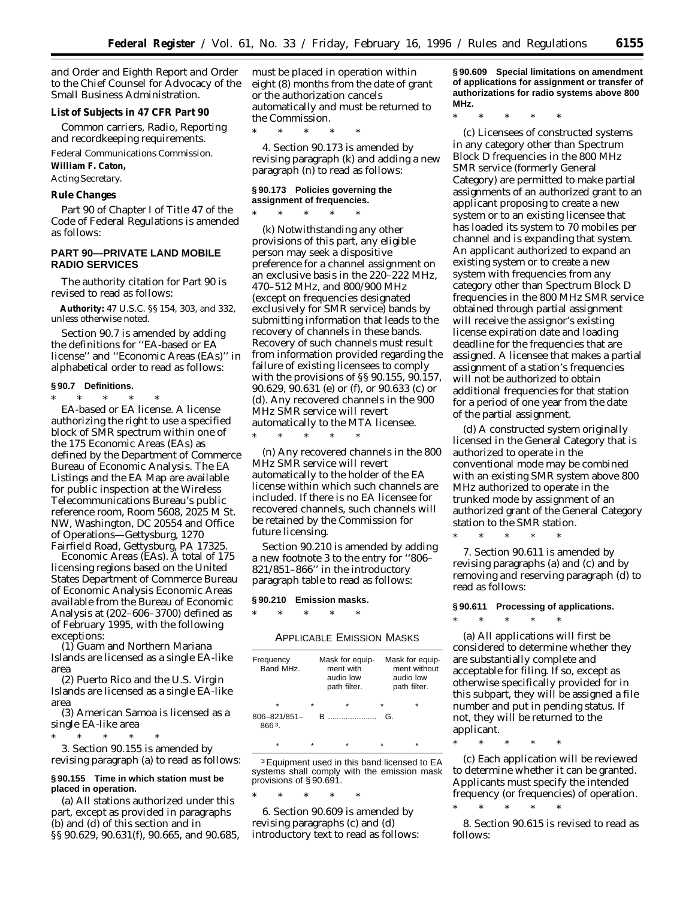and Order and Eighth Report and Order to the Chief Counsel for Advocacy of the Small Business Administration.

**List of Subjects in 47 CFR Part 90**

Common carriers, Radio, Reporting and recordkeeping requirements.

Federal Communications Commission.

**William F. Caton,**

*Acting Secretary.*

**Rule Changes**

Part 90 of Chapter I of Title 47 of the Code of Federal Regulations is amended as follows:

**PART 90—PRIVATE LAND MOBILE RADIO SERVICES**

The authority citation for Part 90 is revised to read as follows:

**Authority:** 47 U.S.C. §§ 154, 303, and 332, unless otherwise noted.

Section 90.7 is amended by adding the definitions for ''EA-based or EA license'' and ''Economic Areas (EAs)'' in alphabetical order to read as follows:

**§ 90.7 Definitions.**

\* \* \* \* \*

*EA-based or EA license.* A license authorizing the right to use a specified block of SMR spectrum within one of the 175 Economic Areas (EAs) as defined by the Department of Commerce Bureau of Economic Analysis. The EA Listings and the EA Map are available for public inspection at the Wireless Telecommunications Bureau's public reference room, Room 5608, 2025 M St. NW, Washington, DC 20554 and Office of Operations—Gettysburg, 1270 Fairfield Road, Gettysburg, PA 17325.

*Economic Areas (EAs).* A total of 175 licensing regions based on the United States Department of Commerce Bureau of Economic Analysis Economic Areas available from the Bureau of Economic Analysis at (202–606–3700) defined as of February 1995, with the following exceptions:

(1) Guam and Northern Mariana Islands are licensed as a single EA-like area

(2) Puerto Rico and the U.S. Virgin Islands are licensed as a single EA-like area

(3) American Samoa is licensed as a single EA-like area

\* \* \* \* \*

3. Section 90.155 is amended by revising paragraph (a) to read as follows:

**§ 90.155 Time in which station must be placed in operation.**

(a) All stations authorized under this part, except as provided in paragraphs (b) and (d) of this section and in §§ 90.629, 90.631(f), 90.665, and 90.685, must be placed in operation within eight (8) months from the date of grant or the authorization cancels automatically and must be returned to the Commission.

\* \* \* \* \*

4. Section 90.173 is amended by revising paragraph (k) and adding a new paragraph (n) to read as follows:

**§ 90.173 Policies governing the assignment of frequencies.**

\* \* \* \* \*

(k) Notwithstanding any other provisions of this part, any eligible person may seek a dispositive preference for a channel assignment on an exclusive basis in the 220–222 MHz, 470–512 MHz, and 800/900 MHz (except on frequencies designated exclusively for SMR service) bands by submitting information that leads to the recovery of channels in these bands. Recovery of such channels must result from information provided regarding the failure of existing licensees to comply with the provisions of §§ 90.155, 90.157, 90.629, 90.631 (e) or (f), or 90.633 (c) or (d). Any recovered channels in the 900 MHz SMR service will revert automatically to the MTA licensee.

\* \* \* \* \*

(n) Any recovered channels in the 800 MHz SMR service will revert automatically to the holder of the EA license within which such channels are included. If there is no EA licensee for recovered channels, such channels will be retained by the Commission for future licensing.

Section 90.210 is amended by adding a new footnote 3 to the entry for ''806–821/851–866'' in the introductory paragraph table to read as follows:

**§ 90.210 Emission masks.**

\* \* \* \* \*

APPLICABLE EMISSION MASKS

| Frequency Band MHz. | Mask for equipment with audio low path filter. | Mask for equipment without audio low path filter. |
|---|---|---|
| \* | \* | \* |
| 806–821/851–866[3]. | B | G. |
| \* | \* | \* |

[3] Equipment used in this band licensed to EA systems shall comply with the emission mask provisions of § 90.691.

\* \* \* \* \*

6. Section 90.609 is amended by revising paragraphs (c) and (d) introductory text to read as follows:

**§ 90.609 Special limitations on amendment of applications for assignment or transfer of authorizations for radio systems above 800 MHz.**

\* \* \* \* \*

(c) Licensees of constructed systems in any category other than Spectrum Block D frequencies in the 800 MHz SMR service (formerly General Category) are permitted to make partial assignments of an authorized grant to an applicant proposing to create a new system or to an existing licensee that has loaded its system to 70 mobiles per channel and is expanding that system. An applicant authorized to expand an existing system or to create a new system with frequencies from any category other than Spectrum Block D frequencies in the 800 MHz SMR service obtained through partial assignment will receive the assignor's existing license expiration date and loading deadline for the frequencies that are assigned. A licensee that makes a partial assignment of a station's frequencies will not be authorized to obtain additional frequencies for that station for a period of one year from the date of the partial assignment.

(d) A constructed system originally licensed in the General Category that is authorized to operate in the conventional mode may be combined with an existing SMR system above 800 MHz authorized to operate in the trunked mode by assignment of an authorized grant of the General Category station to the SMR station.

\* \* \* \* \*

7. Section 90.611 is amended by revising paragraphs (a) and (c) and by removing and reserving paragraph (d) to read as follows:

**§ 90.611 Processing of applications.**

\* \* \* \* \*

(a) All applications will first be considered to determine whether they are substantially complete and acceptable for filing. If so, except as otherwise specifically provided for in this subpart, they will be assigned a file number and put in pending status. If not, they will be returned to the applicant.

\* \* \* \* \*

(c) Each application will be reviewed to determine whether it can be granted. Applicants must specify the intended frequency (or frequencies) of operation.

\* \* \* \* \*

8. Section 90.615 is revised to read as follows: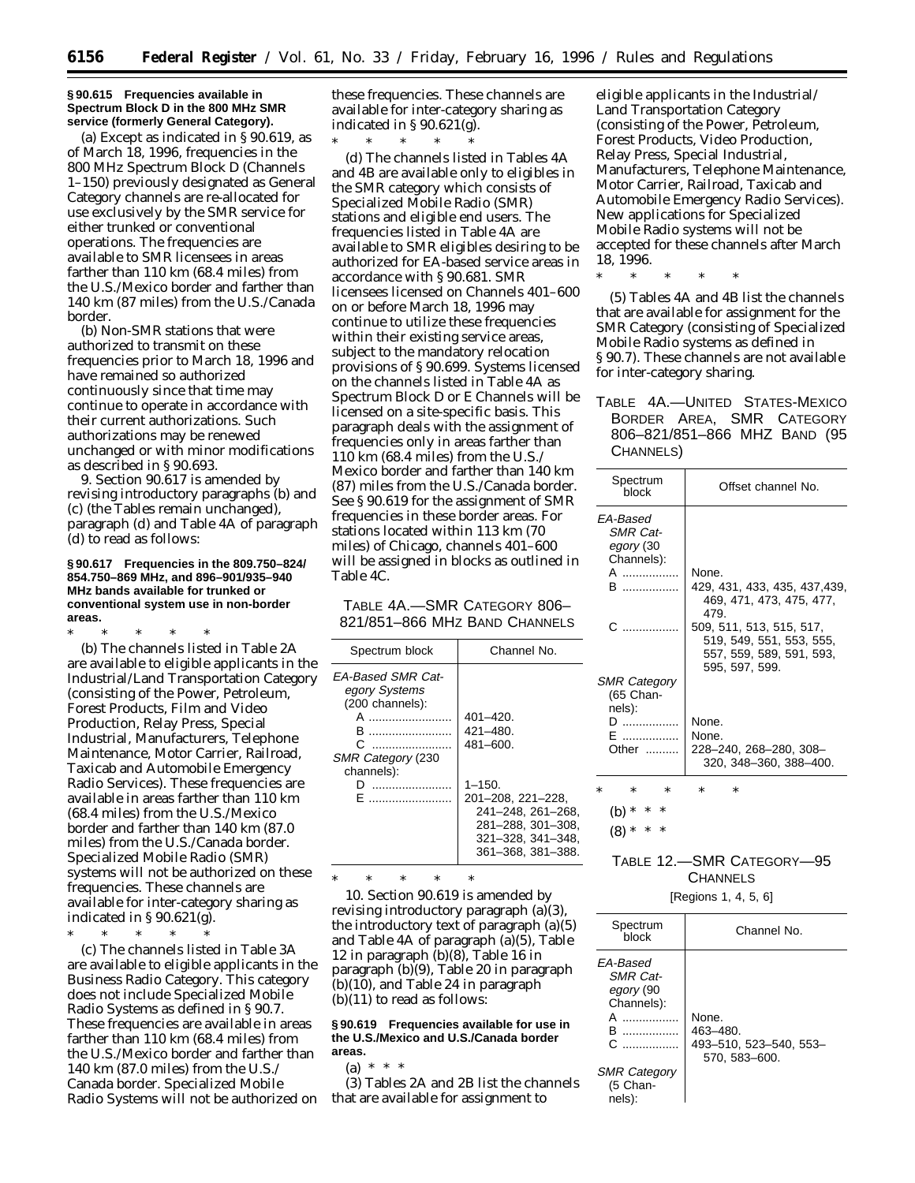**§ 90.615 Frequencies available in Spectrum Block D in the 800 MHz SMR service (formerly General Category).**

(a) Except as indicated in § 90.619, as of March 18, 1996, frequencies in the 800 MHz Spectrum Block D (Channels 1–150) previously designated as General Category channels are re-allocated for use exclusively by the SMR service for either trunked or conventional operations. The frequencies are available to SMR licensees in areas farther than 110 km (68.4 miles) from the U.S./Mexico border and farther than 140 km (87 miles) from the U.S./Canada border.

(b) Non-SMR stations that were authorized to transmit on these frequencies prior to March 18, 1996 and have remained so authorized continuously since that time may continue to operate in accordance with their current authorizations. Such authorizations may be renewed unchanged or with minor modifications as described in § 90.693.

9. Section 90.617 is amended by revising introductory paragraphs (b) and (c) (the Tables remain unchanged), paragraph (d) and Table 4A of paragraph (d) to read as follows:

**§ 90.617 Frequencies in the 809.750–824/854.750–869 MHz, and 896–901/935–940 MHz bands available for trunked or conventional system use in non-border areas.**

\* \* \* \* \*

(b) The channels listed in Table 2A are available to eligible applicants in the Industrial/Land Transportation Category (consisting of the Power, Petroleum, Forest Products, Film and Video Production, Relay Press, Special Industrial, Manufacturers, Telephone Maintenance, Motor Carrier, Railroad, Taxicab and Automobile Emergency Radio Services). These frequencies are available in areas farther than 110 km (68.4 miles) from the U.S./Mexico border and farther than 140 km (87.0 miles) from the U.S./Canada border. Specialized Mobile Radio (SMR) systems will not be authorized on these frequencies. These channels are available for inter-category sharing as indicated in § 90.621(g).

\* \* \* \* \*

(c) The channels listed in Table 3A are available to eligible applicants in the Business Radio Category. This category does not include Specialized Mobile Radio Systems as defined in § 90.7. These frequencies are available in areas farther than 110 km (68.4 miles) from the U.S./Mexico border and farther than 140 km (87.0 miles) from the U.S./Canada border. Specialized Mobile Radio Systems will not be authorized on these frequencies. These channels are available for inter-category sharing as indicated in § 90.621(g).

\* \* \* \* \*

(d) The channels listed in Tables 4A and 4B are available only to eligibles in the SMR category which consists of Specialized Mobile Radio (SMR) stations and eligible end users. The frequencies listed in Table 4A are available to SMR eligibles desiring to be authorized for EA-based service areas in accordance with § 90.681. SMR licensees licensed on Channels 401–600 on or before March 18, 1996 may continue to utilize these frequencies within their existing service areas, subject to the mandatory relocation provisions of § 90.699. Systems licensed on the channels listed in Table 4A as Spectrum Block D or E Channels will be licensed on a site-specific basis. This paragraph deals with the assignment of frequencies only in areas farther than 110 km (68.4 miles) from the U.S./Mexico border and farther than 140 km (87) miles from the U.S./Canada border. See § 90.619 for the assignment of SMR frequencies in these border areas. For stations located within 113 km (70 miles) of Chicago, channels 401–600 will be assigned in blocks as outlined in Table 4C.

TABLE 4A.—SMR CATEGORY 806–821/851–866 MHZ BAND CHANNELS

| Spectrum block | Channel No. |
|---|---|
| *EA-Based SMR Category Systems* (200 channels): | |
| A | 401–420. |
| B | 421–480. |
| C | 481–600. |
| *SMR Category* (230 channels): | |
| D | 1–150. |
| E | 201–208, 221–228, 241–248, 261–268, 281–288, 301–308, 321–328, 341–348, 361–368, 381–388. |

\* \* \* \* \*

10. Section 90.619 is amended by revising introductory paragraph (a)(3), the introductory text of paragraph (a)(5) and Table 4A of paragraph (a)(5), Table 12 in paragraph (b)(8), Table 16 in paragraph (b)(9), Table 20 in paragraph (b)(10), and Table 24 in paragraph (b)(11) to read as follows:

**§ 90.619 Frequencies available for use in the U.S./Mexico and U.S./Canada border areas.**

(a) \* \* \*

(3) Tables 2A and 2B list the channels that are available for assignment to eligible applicants in the Industrial/Land Transportation Category (consisting of the Power, Petroleum, Forest Products, Video Production, Relay Press, Special Industrial, Manufacturers, Telephone Maintenance, Motor Carrier, Railroad, Taxicab and Automobile Emergency Radio Services). New applications for Specialized Mobile Radio systems will not be accepted for these channels after March 18, 1996.

\* \* \* \* \*

(5) Tables 4A and 4B list the channels that are available for assignment for the SMR Category (consisting of Specialized Mobile Radio systems as defined in § 90.7). These channels are not available for inter-category sharing.

TABLE 4A.—UNITED STATES-MEXICO BORDER AREA, SMR CATEGORY 806–821/851–866 MHZ BAND (95 CHANNELS)

| Spectrum block | Offset channel No. |
|---|---|
| *EA-Based SMR Category* (30 Channels): | |
| A | None. |
| B | 429, 431, 433, 435, 437,439, 469, 471, 473, 475, 477, 479. |
| C | 509, 511, 513, 515, 517, 519, 549, 551, 553, 555, 557, 559, 589, 591, 593, 595, 597, 599. |
| *SMR Category* (65 Channels): | |
| D | None. |
| E | None. |
| Other | 228–240, 268–280, 308–320, 348–360, 388–400. |

\* \* \* \* \*

(b) \* \* \*

(8) \* \* \*

TABLE 12.—SMR CATEGORY—95 CHANNELS

[Regions 1, 4, 5, 6]

| Spectrum block | Channel No. |
|---|---|
| *EA-Based SMR Category* (90 Channels): | |
| A | None. |
| B | 463–480. |
| C | 493–510, 523–540, 553–570, 583–600. |
| *SMR Category* (5 Channels): | |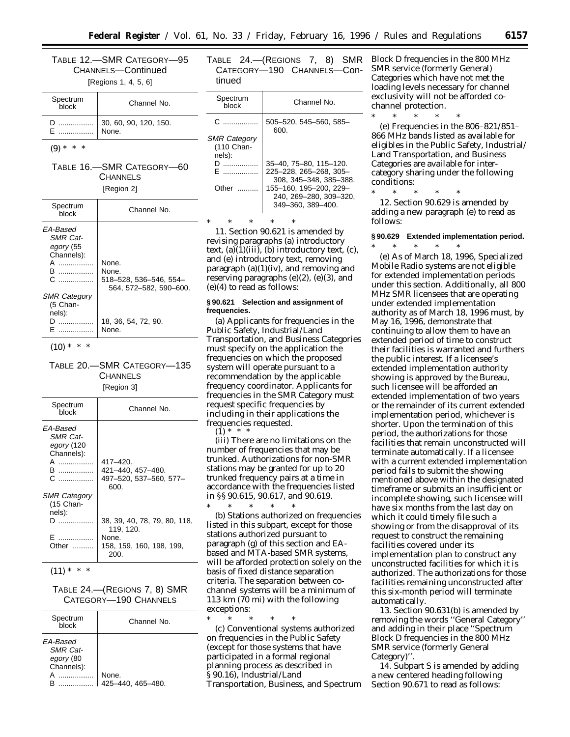TABLE 12.—SMR CATEGORY—95 CHANNELS—Continued

[Regions 1, 4, 5, 6]

| Spectrum block | Channel No. |
|---|---|
| D ................. | 30, 60, 90, 120, 150. |
| E ................. | None. |

(9) * * *

TABLE 16.—SMR CATEGORY—60 CHANNELS

[Region 2]

| Spectrum block | Channel No. |
|---|---|
| *EA-Based SMR Category* (55 Channels): | |
| A ................. | None. |
| B ................. | None. |
| C ................. | 518–528, 536–546, 554–564, 572–582, 590–600. |
| *SMR Category* (5 Channels): | |
| D ................. | 18, 36, 54, 72, 90. |
| E ................. | None. |

(10) * * *

TABLE 20.—SMR CATEGORY—135 CHANNELS

[Region 3]

| Spectrum block | Channel No. |
|---|---|
| *EA-Based SMR Category* (120 Channels): | |
| A ................. | 417–420. |
| B ................. | 421–440, 457–480. |
| C ................. | 497–520, 537–560, 577–600. |
| *SMR Category* (15 Channels): | |
| D ................. | 38, 39, 40, 78, 79, 80, 118, 119, 120. |
| E ................. | None. |
| Other .......... | 158, 159, 160, 198, 199, 200. |

(11) * * *

TABLE 24.—(REGIONS 7, 8) SMR CATEGORY—190 CHANNELS

| Spectrum block | Channel No. |
|---|---|
| *EA-Based SMR Category* (80 Channels): | |
| A ................. | None. |
| B ................. | 425–440, 465–480. |
| C ................. | 505–520, 545–560, 585–600. |
| *SMR Category* (110 Channels): | |
| D ................. | 35–40, 75–80, 115–120. |
| E ................. | 225–228, 265–268, 305–308, 345–348, 385–388. |
| Other .......... | 155–160, 195–200, 229–240, 269–280, 309–320, 349–360, 389–400. |

\* \* \* \* \*

11. Section 90.621 is amended by revising paragraphs (a) introductory text, (a)(1)(iii), (b) introductory text, (c), and (e) introductory text, removing paragraph (a)(1)(iv), and removing and reserving paragraphs (e)(2), (e)(3), and (e)(4) to read as follows:

**§ 90.621 Selection and assignment of frequencies.**

(a) Applicants for frequencies in the Public Safety, Industrial/Land Transportation, and Business Categories must specify on the application the frequencies on which the proposed system will operate pursuant to a recommendation by the applicable frequency coordinator. Applicants for frequencies in the SMR Category must request specific frequencies by including in their applications the frequencies requested.

(1) * * *

(iii) There are no limitations on the number of frequencies that may be trunked. Authorizations for non-SMR stations may be granted for up to 20 trunked frequency pairs at a time in accordance with the frequencies listed in §§ 90.615, 90.617, and 90.619.

\* \* \* \* \*

(b) Stations authorized on frequencies listed in this subpart, except for those stations authorized pursuant to paragraph (g) of this section and EA-based and MTA-based SMR systems, will be afforded protection solely on the basis of fixed distance separation criteria. The separation between co-channel systems will be a minimum of 113 km (70 mi) with the following exceptions:

\* \* \* \* \*

(c) Conventional systems authorized on frequencies in the Public Safety (except for those systems that have participated in a formal regional planning process as described in § 90.16), Industrial/Land Transportation, Business, and Spectrum Block D frequencies in the 800 MHz SMR service (formerly General) Categories which have not met the loading levels necessary for channel exclusivity will not be afforded co-channel protection.

\* \* \* \* \*

(e) Frequencies in the 806–821/851–866 MHz bands listed as available for eligibles in the Public Safety, Industrial/Land Transportation, and Business Categories are available for inter-category sharing under the following conditions:

\* \* \* \* \*

12. Section 90.629 is amended by adding a new paragraph (e) to read as follows:

**§ 90.629 Extended implementation period.**

\* \* \* \* \*

(e) As of March 18, 1996, Specialized Mobile Radio systems are not eligible for extended implementation periods under this section. Additionally, all 800 MHz SMR licensees that are operating under extended implementation authority as of March 18, 1996 must, by May 16, 1996, demonstrate that continuing to allow them to have an extended period of time to construct their facilities is warranted and furthers the public interest. If a licensee's extended implementation authority showing is approved by the Bureau, such licensee will be afforded an extended implementation of two years or the remainder of its current extended implementation period, whichever is shorter. Upon the termination of this period, the authorizations for those facilities that remain unconstructed will terminate automatically. If a licensee with a current extended implementation period fails to submit the showing mentioned above within the designated timeframe or submits an insufficient or incomplete showing, such licensee will have six months from the last day on which it could timely file such a showing or from the disapproval of its request to construct the remaining facilities covered under its implementation plan to construct any unconstructed facilities for which it is authorized. The authorizations for those facilities remaining unconstructed after this six-month period will terminate automatically.

13. Section 90.631(b) is amended by removing the words ''General Category'' and adding in their place ''Spectrum Block D frequencies in the 800 MHz SMR service (formerly General Category)''.

14. Subpart S is amended by adding a new centered heading following Section 90.671 to read as follows: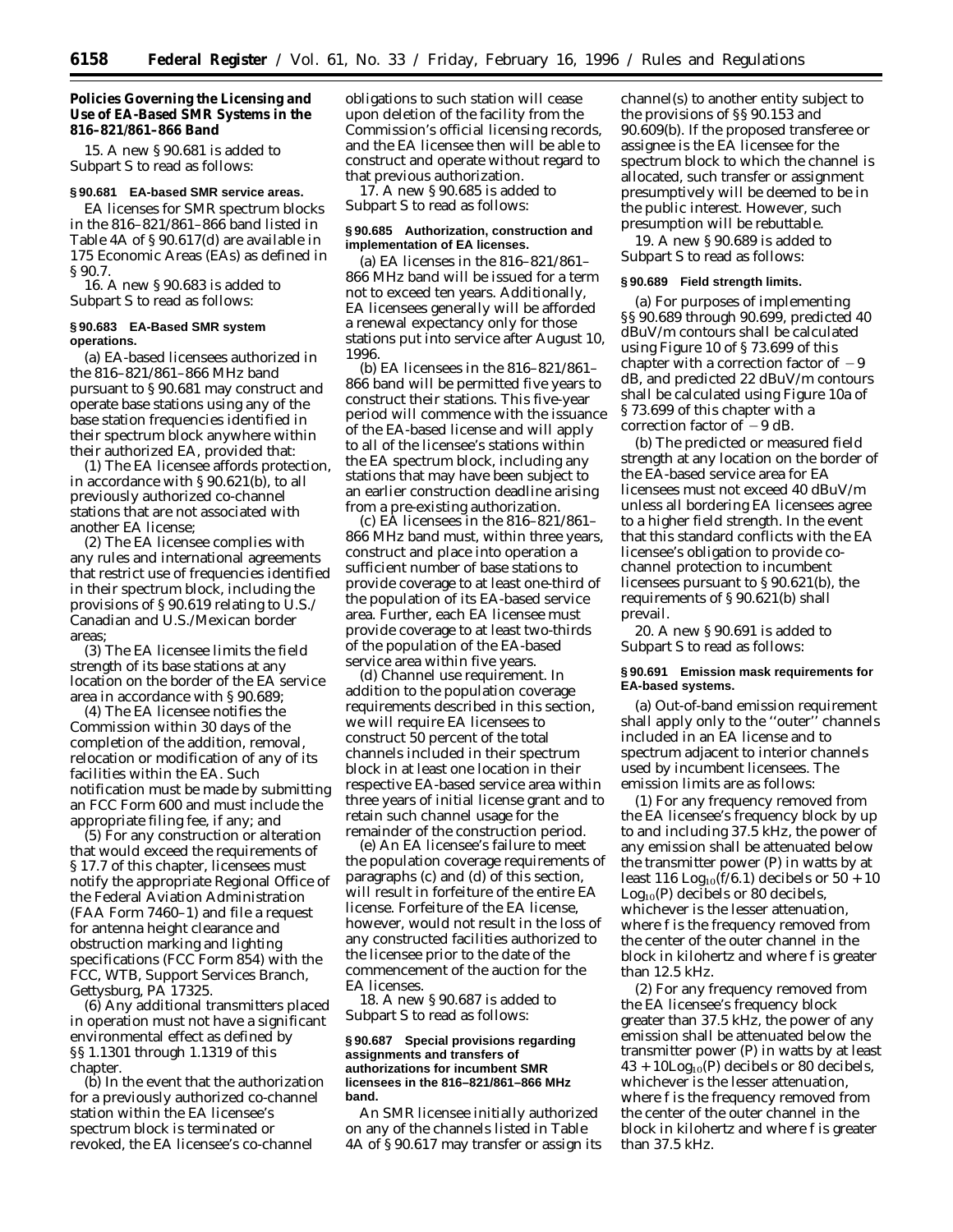### Policies Governing the Licensing and Use of EA-Based SMR Systems in the 816–821/861–866 Band

15. A new § 90.681 is added to Subpart S to read as follows:

**§ 90.681 EA-based SMR service areas.**

EA licenses for SMR spectrum blocks in the 816–821/861–866 band listed in Table 4A of § 90.617(d) are available in 175 Economic Areas (EAs) as defined in § 90.7.

16. A new § 90.683 is added to Subpart S to read as follows:

**§ 90.683 EA-Based SMR system operations.**

(a) EA-based licensees authorized in the 816–821/861–866 MHz band pursuant to § 90.681 may construct and operate base stations using any of the base station frequencies identified in their spectrum block anywhere within their authorized EA, provided that:

(1) The EA licensee affords protection, in accordance with § 90.621(b), to all previously authorized co-channel stations that are not associated with another EA license;

(2) The EA licensee complies with any rules and international agreements that restrict use of frequencies identified in their spectrum block, including the provisions of § 90.619 relating to U.S./Canadian and U.S./Mexican border areas;

(3) The EA licensee limits the field strength of its base stations at any location on the border of the EA service area in accordance with § 90.689;

(4) The EA licensee notifies the Commission within 30 days of the completion of the addition, removal, relocation or modification of any of its facilities within the EA. Such notification must be made by submitting an FCC Form 600 and must include the appropriate filing fee, if any; and

(5) For any construction or alteration that would exceed the requirements of § 17.7 of this chapter, licensees must notify the appropriate Regional Office of the Federal Aviation Administration (FAA Form 7460–1) and file a request for antenna height clearance and obstruction marking and lighting specifications (FCC Form 854) with the FCC, WTB, Support Services Branch, Gettysburg, PA 17325.

(6) Any additional transmitters placed in operation must not have a significant environmental effect as defined by §§ 1.1301 through 1.1319 of this chapter.

(b) In the event that the authorization for a previously authorized co-channel station within the EA licensee's spectrum block is terminated or revoked, the EA licensee's co-channel obligations to such station will cease upon deletion of the facility from the Commission's official licensing records, and the EA licensee then will be able to construct and operate without regard to that previous authorization.

17. A new § 90.685 is added to Subpart S to read as follows:

**§ 90.685 Authorization, construction and implementation of EA licenses.**

(a) EA licenses in the 816–821/861–866 MHz band will be issued for a term not to exceed ten years. Additionally, EA licensees generally will be afforded a renewal expectancy only for those stations put into service after August 10, 1996.

(b) EA licensees in the 816–821/861–866 band will be permitted five years to construct their stations. This five-year period will commence with the issuance of the EA-based license and will apply to all of the licensee's stations within the EA spectrum block, including any stations that may have been subject to an earlier construction deadline arising from a pre-existing authorization.

(c) EA licensees in the 816–821/861–866 MHz band must, within three years, construct and place into operation a sufficient number of base stations to provide coverage to at least one-third of the population of its EA-based service area. Further, each EA licensee must provide coverage to at least two-thirds of the population of the EA-based service area within five years.

(d) *Channel use requirement.* In addition to the population coverage requirements described in this section, we will require EA licensees to construct 50 percent of the total channels included in their spectrum block in at least one location in their respective EA-based service area within three years of initial license grant and to retain such channel usage for the remainder of the construction period.

(e) An EA licensee's failure to meet the population coverage requirements of paragraphs (c) and (d) of this section, will result in forfeiture of the entire EA license. Forfeiture of the EA license, however, would not result in the loss of any constructed facilities authorized to the licensee prior to the date of the commencement of the auction for the EA licenses.

18. A new § 90.687 is added to Subpart S to read as follows:

**§ 90.687 Special provisions regarding assignments and transfers of authorizations for incumbent SMR licensees in the 816–821/861–866 MHz band.**

An SMR licensee initially authorized on any of the channels listed in Table 4A of § 90.617 may transfer or assign its channel(s) to another entity subject to the provisions of §§ 90.153 and 90.609(b). If the proposed transferee or assignee is the EA licensee for the spectrum block to which the channel is allocated, such transfer or assignment presumptively will be deemed to be in the public interest. However, such presumption will be rebuttable.

19. A new § 90.689 is added to Subpart S to read as follows:

**§ 90.689 Field strength limits.**

(a) For purposes of implementing §§ 90.689 through 90.699, predicted 40 dBuV/m contours shall be calculated using Figure 10 of § 73.699 of this chapter with a correction factor of $-9$ dB, and predicted 22 dBuV/m contours shall be calculated using Figure 10a of § 73.699 of this chapter with a correction factor of $-9$ dB.

(b) The predicted or measured field strength at any location on the border of the EA-based service area for EA licensees must not exceed 40 dBuV/m unless all bordering EA licensees agree to a higher field strength. In the event that this standard conflicts with the EA licensee's obligation to provide co-channel protection to incumbent licensees pursuant to § 90.621(b), the requirements of § 90.621(b) shall prevail.

20. A new § 90.691 is added to Subpart S to read as follows:

**§ 90.691 Emission mask requirements for EA-based systems.**

(a) Out-of-band emission requirement shall apply only to the "outer" channels included in an EA license and to spectrum adjacent to interior channels used by incumbent licensees. The emission limits are as follows:

(1) For any frequency removed from the EA licensee's frequency block by up to and including 37.5 kHz, the power of any emission shall be attenuated below the transmitter power (P) in watts by at least $116\ \mathrm{Log}_{10}(f/6.1)$ decibels or $50 + 10\ \mathrm{Log}_{10}(P)$ decibels or 80 decibels, whichever is the lesser attenuation, where f is the frequency removed from the center of the outer channel in the block in kilohertz and where f is greater than 12.5 kHz.

(2) For any frequency removed from the EA licensee's frequency block greater than 37.5 kHz, the power of any emission shall be attenuated below the transmitter power (P) in watts by at least $43 + 10\mathrm{Log}_{10}(P)$ decibels or 80 decibels, whichever is the lesser attenuation, where f is the frequency removed from the center of the outer channel in the block in kilohertz and where f is greater than 37.5 kHz.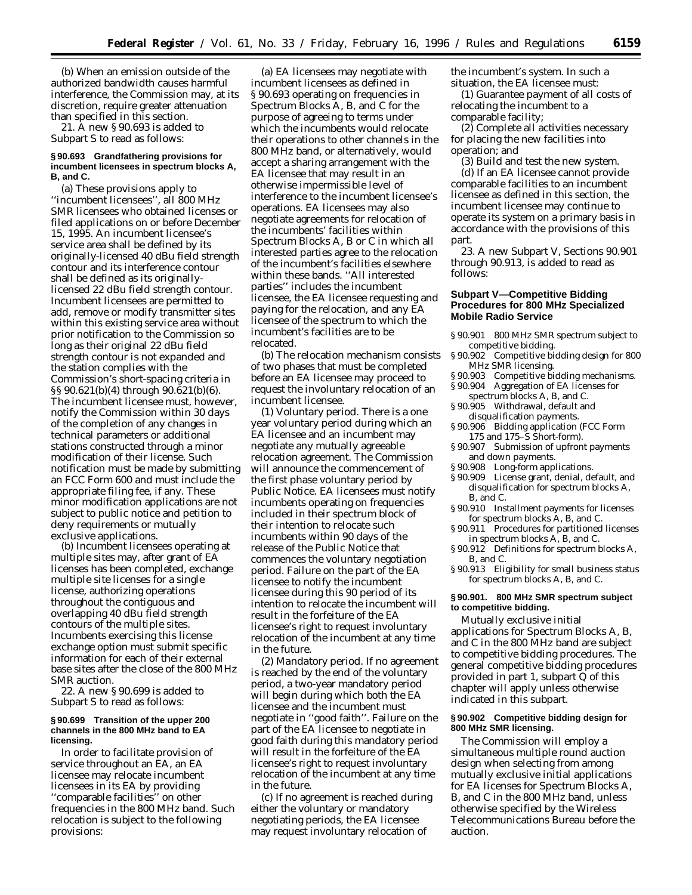(b) When an emission outside of the authorized bandwidth causes harmful interference, the Commission may, at its discretion, require greater attenuation than specified in this section.

21. A new § 90.693 is added to Subpart S to read as follows:

**§ 90.693 Grandfathering provisions for incumbent licensees in spectrum blocks A, B, and C.**

(a) These provisions apply to ''incumbent licensees'', all 800 MHz SMR licensees who obtained licenses or filed applications on or before December 15, 1995. An incumbent licensee's service area shall be defined by its originally-licensed 40 dBu field strength contour and its interference contour shall be defined as its originally-licensed 22 dBu field strength contour. Incumbent licensees are permitted to add, remove or modify transmitter sites within this existing service area without prior notification to the Commission so long as their original 22 dBu field strength contour is not expanded and the station complies with the Commission's short-spacing criteria in §§ 90.621(b)(4) through 90.621(b)(6). The incumbent licensee must, however, notify the Commission within 30 days of the completion of any changes in technical parameters or additional stations constructed through a minor modification of their license. Such notification must be made by submitting an FCC Form 600 and must include the appropriate filing fee, if any. These minor modification applications are not subject to public notice and petition to deny requirements or mutually exclusive applications.

(b) Incumbent licensees operating at multiple sites may, after grant of EA licenses has been completed, exchange multiple site licenses for a single license, authorizing operations throughout the contiguous and overlapping 40 dBu field strength contours of the multiple sites. Incumbents exercising this license exchange option must submit specific information for each of their external base sites after the close of the 800 MHz SMR auction.

22. A new § 90.699 is added to Subpart S to read as follows:

**§ 90.699 Transition of the upper 200 channels in the 800 MHz band to EA licensing.**

In order to facilitate provision of service throughout an EA, an EA licensee may relocate incumbent licensees in its EA by providing ''comparable facilities'' on other frequencies in the 800 MHz band. Such relocation is subject to the following provisions:

(a) EA licensees may negotiate with incumbent licensees as defined in § 90.693 operating on frequencies in Spectrum Blocks A, B, and C for the purpose of agreeing to terms under which the incumbents would relocate their operations to other channels in the 800 MHz band, or alternatively, would accept a sharing arrangement with the EA licensee that may result in an otherwise impermissible level of interference to the incumbent licensee's operations. EA licensees may also negotiate agreements for relocation of the incumbents' facilities within Spectrum Blocks A, B or C in which all interested parties agree to the relocation of the incumbent's facilities elsewhere within these bands. ''All interested parties'' includes the incumbent licensee, the EA licensee requesting and paying for the relocation, and any EA licensee of the spectrum to which the incumbent's facilities are to be relocated.

(b) The relocation mechanism consists of two phases that must be completed before an EA licensee may proceed to request the involuntary relocation of an incumbent licensee.

(1) *Voluntary period.* There is a one year voluntary period during which an EA licensee and an incumbent may negotiate any mutually agreeable relocation agreement. The Commission will announce the commencement of the first phase voluntary period by Public Notice. EA licensees must notify incumbents operating on frequencies included in their spectrum block of their intention to relocate such incumbents within 90 days of the release of the Public Notice that commences the voluntary negotiation period. Failure on the part of the EA licensee to notify the incumbent licensee during this 90 period of its intention to relocate the incumbent will result in the forfeiture of the EA licensee's right to request involuntary relocation of the incumbent at any time in the future.

(2) *Mandatory period.* If no agreement is reached by the end of the voluntary period, a two-year mandatory period will begin during which both the EA licensee and the incumbent must negotiate in ''good faith''. Failure on the part of the EA licensee to negotiate in good faith during this mandatory period will result in the forfeiture of the EA licensee's right to request involuntary relocation of the incumbent at any time in the future.

(c) If no agreement is reached during either the voluntary or mandatory negotiating periods, the EA licensee may request involuntary relocation of the incumbent's system. In such a situation, the EA licensee must:

(1) Guarantee payment of all costs of relocating the incumbent to a comparable facility;

(2) Complete all activities necessary for placing the new facilities into operation; and

(3) Build and test the new system.

(d) If an EA licensee cannot provide comparable facilities to an incumbent licensee as defined in this section, the incumbent licensee may continue to operate its system on a primary basis in accordance with the provisions of this part.

23. A new Subpart V, Sections 90.901 through 90.913, is added to read as follows:

## Subpart V—Competitive Bidding Procedures for 800 MHz Specialized Mobile Radio Service

- § 90.901 800 MHz SMR spectrum subject to competitive bidding.
- § 90.902 Competitive bidding design for 800 MHz SMR licensing.
- § 90.903 Competitive bidding mechanisms.
- § 90.904 Aggregation of EA licenses for spectrum blocks A, B, and C.
- § 90.905 Withdrawal, default and disqualification payments.
- § 90.906 Bidding application (FCC Form 175 and 175–S Short-form).
- § 90.907 Submission of upfront payments and down payments.
- § 90.908 Long-form applications.
- § 90.909 License grant, denial, default, and disqualification for spectrum blocks A, B, and C.
- § 90.910 Installment payments for licenses for spectrum blocks A, B, and C.
- § 90.911 Procedures for partitioned licenses in spectrum blocks A, B, and C.
- § 90.912 Definitions for spectrum blocks A, B, and C.
- § 90.913 Eligibility for small business status for spectrum blocks A, B, and C.

**§ 90.901. 800 MHz SMR spectrum subject to competitive bidding.**

Mutually exclusive initial applications for Spectrum Blocks A, B, and C in the 800 MHz band are subject to competitive bidding procedures. The general competitive bidding procedures provided in part 1, subpart Q of this chapter will apply unless otherwise indicated in this subpart.

**§ 90.902 Competitive bidding design for 800 MHz SMR licensing.**

The Commission will employ a simultaneous multiple round auction design when selecting from among mutually exclusive initial applications for EA licenses for Spectrum Blocks A, B, and C in the 800 MHz band, unless otherwise specified by the Wireless Telecommunications Bureau before the auction.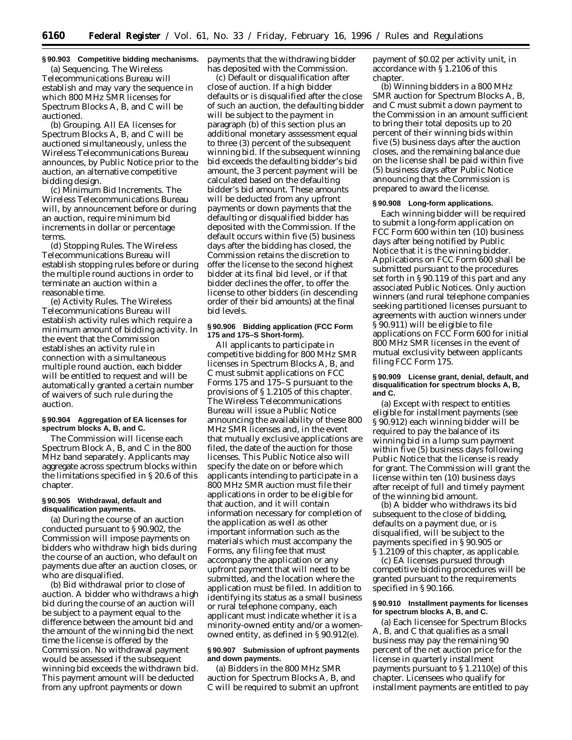**§ 90.903 Competitive bidding mechanisms.**

(a) *Sequencing.* The Wireless Telecommunications Bureau will establish and may vary the sequence in which 800 MHz SMR licenses for Spectrum Blocks A, B, and C will be auctioned.

(b) *Grouping.* All EA licenses for Spectrum Blocks A, B, and C will be auctioned simultaneously, unless the Wireless Telecommunications Bureau announces, by Public Notice prior to the auction, an alternative competitive bidding design.

(c) *Minimum Bid Increments.* The Wireless Telecommunications Bureau will, by announcement before or during an auction, require minimum bid increments in dollar or percentage terms.

(d) *Stopping Rules.* The Wireless Telecommunications Bureau will establish stopping rules before or during the multiple round auctions in order to terminate an auction within a reasonable time.

(e) *Activity Rules.* The Wireless Telecommunications Bureau will establish activity rules which require a minimum amount of bidding activity. In the event that the Commission establishes an activity rule in connection with a simultaneous multiple round auction, each bidder will be entitled to request and will be automatically granted a certain number of waivers of such rule during the auction.

**§ 90.904 Aggregation of EA licenses for spectrum blocks A, B, and C.**

The Commission will license each Spectrum Block A, B, and C in the 800 MHz band separately. Applicants may aggregate across spectrum blocks within the limitations specified in § 20.6 of this chapter.

**§ 90.905 Withdrawal, default and disqualification payments.**

(a) During the course of an auction conducted pursuant to § 90.902, the Commission will impose payments on bidders who withdraw high bids during the course of an auction, who default on payments due after an auction closes, or who are disqualified.

(b) *Bid withdrawal prior to close of auction.* A bidder who withdraws a high bid during the course of an auction will be subject to a payment equal to the difference between the amount bid and the amount of the winning bid the next time the license is offered by the Commission. No withdrawal payment would be assessed if the subsequent winning bid exceeds the withdrawn bid. This payment amount will be deducted from any upfront payments or down payments that the withdrawing bidder has deposited with the Commission.

(c) *Default or disqualification after close of auction.* If a high bidder defaults or is disqualified after the close of such an auction, the defaulting bidder will be subject to the payment in paragraph (b) of this section plus an additional monetary asssessment equal to three (3) percent of the subsequent winning bid. If the subsequent winning bid exceeds the defaulting bidder's bid amount, the 3 percent payment will be calculated based on the defaulting bidder's bid amount. These amounts will be deducted from any upfront payments or down payments that the defaulting or disqualified bidder has deposited with the Commission. If the default occurs within five (5) business days after the bidding has closed, the Commission retains the discretion to offer the license to the second highest bidder at its final bid level, or if that bidder declines the offer, to offer the license to other bidders (in descending order of their bid amounts) at the final bid levels.

**§ 90.906 Bidding application (FCC Form 175 and 175–S Short-form).**

All applicants to participate in competitive bidding for 800 MHz SMR licenses in Spectrum Blocks A, B, and C must submit applications on FCC Forms 175 and 175–S pursuant to the provisions of § 1.2105 of this chapter. The Wireless Telecommunications Bureau will issue a Public Notice announcing the availability of these 800 MHz SMR licenses and, in the event that mutually exclusive applications are filed, the date of the auction for those licenses. This Public Notice also will specify the date on or before which applicants intending to participate in a 800 MHz SMR auction must file their applications in order to be eligible for that auction, and it will contain information necessary for completion of the application as well as other important information such as the materials which must accompany the Forms, any filing fee that must accompany the application or any upfront payment that will need to be submitted, and the location where the application must be filed. In addition to identifying its status as a small business or rural telephone company, each applicant must indicate whether it is a minority-owned entity and/or a women-owned entity, as defined in § 90.912(e).

**§ 90.907 Submission of upfront payments and down payments.**

(a) Bidders in the 800 MHz SMR auction for Spectrum Blocks A, B, and C will be required to submit an upfront payment of $0.02 per activity unit, in accordance with § 1.2106 of this chapter.

(b) Winning bidders in a 800 MHz SMR auction for Spectrum Blocks A, B, and C must submit a down payment to the Commission in an amount sufficient to bring their total deposits up to 20 percent of their winning bids within five (5) business days after the auction closes, and the remaining balance due on the license shall be paid within five (5) business days after Public Notice announcing that the Commission is prepared to award the license.

**§ 90.908 Long-form applications.**

Each winning bidder will be required to submit a long-form application on FCC Form 600 within ten (10) business days after being notified by Public Notice that it is the winning bidder. Applications on FCC Form 600 shall be submitted pursuant to the procedures set forth in § 90.119 of this part and any associated Public Notices. Only auction winners (and rural telephone companies seeking partitioned licenses pursuant to agreements with auction winners under § 90.911) will be eligible to file applications on FCC Form 600 for initial 800 MHz SMR licenses in the event of mutual exclusivity between applicants filing FCC Form 175.

**§ 90.909 License grant, denial, default, and disqualification for spectrum blocks A, B, and C.**

(a) Except with respect to entities eligible for installment payments (see § 90.912) each winning bidder will be required to pay the balance of its winning bid in a lump sum payment within five (5) business days following Public Notice that the license is ready for grant. The Commission will grant the license within ten (10) business days after receipt of full and timely payment of the winning bid amount.

(b) A bidder who withdraws its bid subsequent to the close of bidding, defaults on a payment due, or is disqualified, will be subject to the payments specified in § 90.905 or § 1.2109 of this chapter, as applicable.

(c) EA licenses pursued through competitive bidding procedures will be granted pursuant to the requirements specified in § 90.166.

**§ 90.910 Installment payments for licenses for spectrum blocks A, B, and C.**

(a) Each licensee for Spectrum Blocks A, B, and C that qualifies as a small business may pay the remaining 90 percent of the net auction price for the license in quarterly installment payments pursuant to § 1.2110(e) of this chapter. Licensees who qualify for installment payments are entitled to pay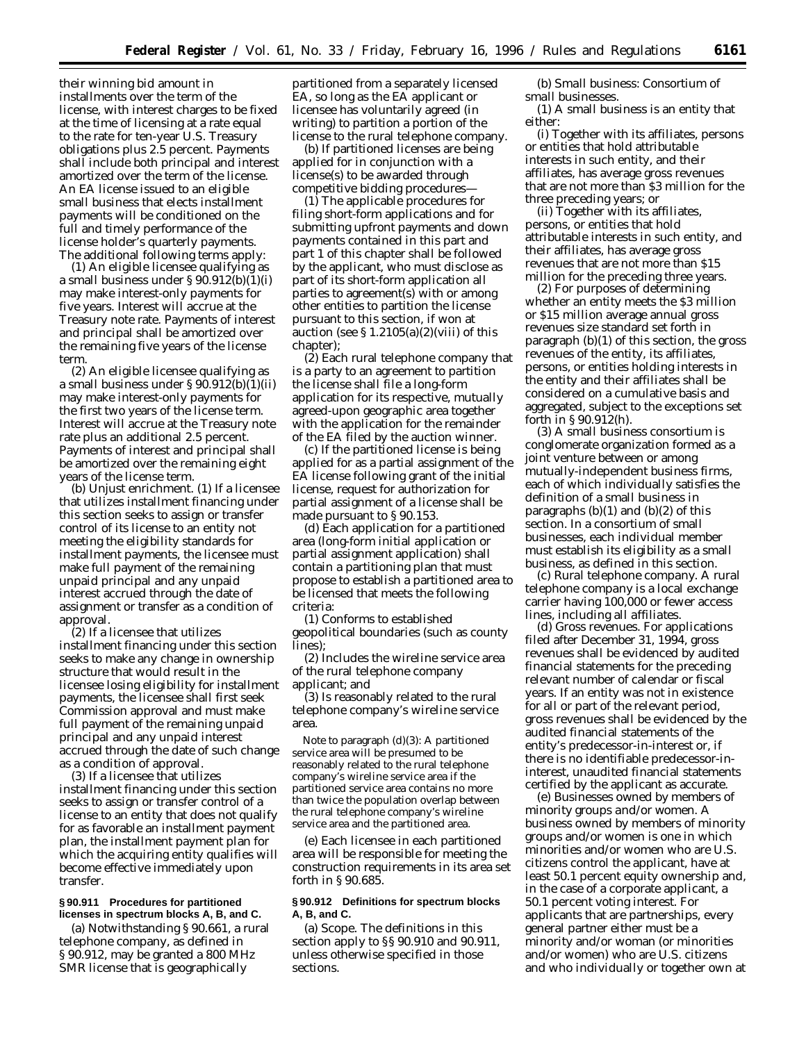their winning bid amount in installments over the term of the license, with interest charges to be fixed at the time of licensing at a rate equal to the rate for ten-year U.S. Treasury obligations plus 2.5 percent. Payments shall include both principal and interest amortized over the term of the license. An EA license issued to an eligible small business that elects installment payments will be conditioned on the full and timely performance of the license holder's quarterly payments. The additional following terms apply:

(1) An eligible licensee qualifying as a small business under § 90.912(b)(1)(i) may make interest-only payments for five years. Interest will accrue at the Treasury note rate. Payments of interest and principal shall be amortized over the remaining five years of the license term.

(2) An eligible licensee qualifying as a small business under § 90.912(b)(1)(ii) may make interest-only payments for the first two years of the license term. Interest will accrue at the Treasury note rate plus an additional 2.5 percent. Payments of interest and principal shall be amortized over the remaining eight years of the license term.

(b) *Unjust enrichment.* (1) If a licensee that utilizes installment financing under this section seeks to assign or transfer control of its license to an entity not meeting the eligibility standards for installment payments, the licensee must make full payment of the remaining unpaid principal and any unpaid interest accrued through the date of assignment or transfer as a condition of approval.

(2) If a licensee that utilizes installment financing under this section seeks to make any change in ownership structure that would result in the licensee losing eligibility for installment payments, the licensee shall first seek Commission approval and must make full payment of the remaining unpaid principal and any unpaid interest accrued through the date of such change as a condition of approval.

(3) If a licensee that utilizes installment financing under this section seeks to assign or transfer control of a license to an entity that does not qualify for as favorable an installment payment plan, the installment payment plan for which the acquiring entity qualifies will become effective immediately upon transfer.

**§ 90.911 Procedures for partitioned licenses in spectrum blocks A, B, and C.**

(a) Notwithstanding § 90.661, a rural telephone company, as defined in § 90.912, may be granted a 800 MHz SMR license that is geographically partitioned from a separately licensed EA, so long as the EA applicant or licensee has voluntarily agreed (in writing) to partition a portion of the license to the rural telephone company.

(b) If partitioned licenses are being applied for in conjunction with a license(s) to be awarded through competitive bidding procedures—

(1) The applicable procedures for filing short-form applications and for submitting upfront payments and down payments contained in this part and part 1 of this chapter shall be followed by the applicant, who must disclose as part of its short-form application all parties to agreement(s) with or among other entities to partition the license pursuant to this section, if won at auction (see § 1.2105(a)(2)(viii) of this chapter);

(2) Each rural telephone company that is a party to an agreement to partition the license shall file a long-form application for its respective, mutually agreed-upon geographic area together with the application for the remainder of the EA filed by the auction winner.

(c) If the partitioned license is being applied for as a partial assignment of the EA license following grant of the initial license, request for authorization for partial assignment of a license shall be made pursuant to § 90.153.

(d) Each application for a partitioned area (long-form initial application or partial assignment application) shall contain a partitioning plan that must propose to establish a partitioned area to be licensed that meets the following criteria:

(1) Conforms to established geopolitical boundaries (such as county lines);

(2) Includes the wireline service area of the rural telephone company applicant; and

(3) Is reasonably related to the rural telephone company's wireline service area.

Note to paragraph (d)(3): A partitioned service area will be presumed to be reasonably related to the rural telephone company's wireline service area if the partitioned service area contains no more than twice the population overlap between the rural telephone company's wireline service area and the partitioned area.

(e) Each licensee in each partitioned area will be responsible for meeting the construction requirements in its area set forth in § 90.685.

**§ 90.912 Definitions for spectrum blocks A, B, and C.**

(a) *Scope.* The definitions in this section apply to §§ 90.910 and 90.911, unless otherwise specified in those sections.

(b) *Small business: Consortium of small businesses.*

(1) A small business is an entity that either:

(i) Together with its affiliates, persons or entities that hold attributable interests in such entity, and their affiliates, has average gross revenues that are not more than $3 million for the three preceding years; or

(ii) Together with its affiliates, persons, or entities that hold attributable interests in such entity, and their affiliates, has average gross revenues that are not more than $15 million for the preceding three years.

(2) For purposes of determining whether an entity meets the $3 million or $15 million average annual gross revenues size standard set forth in paragraph (b)(1) of this section, the gross revenues of the entity, its affiliates, persons, or entities holding interests in the entity and their affiliates shall be considered on a cumulative basis and aggregated, subject to the exceptions set forth in § 90.912(h).

(3) A small business consortium is conglomerate organization formed as a joint venture between or among mutually-independent business firms, each of which individually satisfies the definition of a small business in paragraphs (b)(1) and (b)(2) of this section. In a consortium of small businesses, each individual member must establish its eligibility as a small business, as defined in this section.

(c) *Rural telephone company.* A rural telephone company is a local exchange carrier having 100,000 or fewer access lines, including all affiliates.

(d) *Gross revenues.* For applications filed after December 31, 1994, gross revenues shall be evidenced by audited financial statements for the preceding relevant number of calendar or fiscal years. If an entity was not in existence for all or part of the relevant period, gross revenues shall be evidenced by the audited financial statements of the entity's predecessor-in-interest or, if there is no identifiable predecessor-in-interest, unaudited financial statements certified by the applicant as accurate.

(e) *Businesses owned by members of minority groups and/or women.* A business owned by members of minority groups and/or women is one in which minorities and/or women who are U.S. citizens control the applicant, have at least 50.1 percent equity ownership and, in the case of a corporate applicant, a 50.1 percent voting interest. For applicants that are partnerships, every general partner either must be a minority and/or woman (or minorities and/or women) who are U.S. citizens and who individually or together own at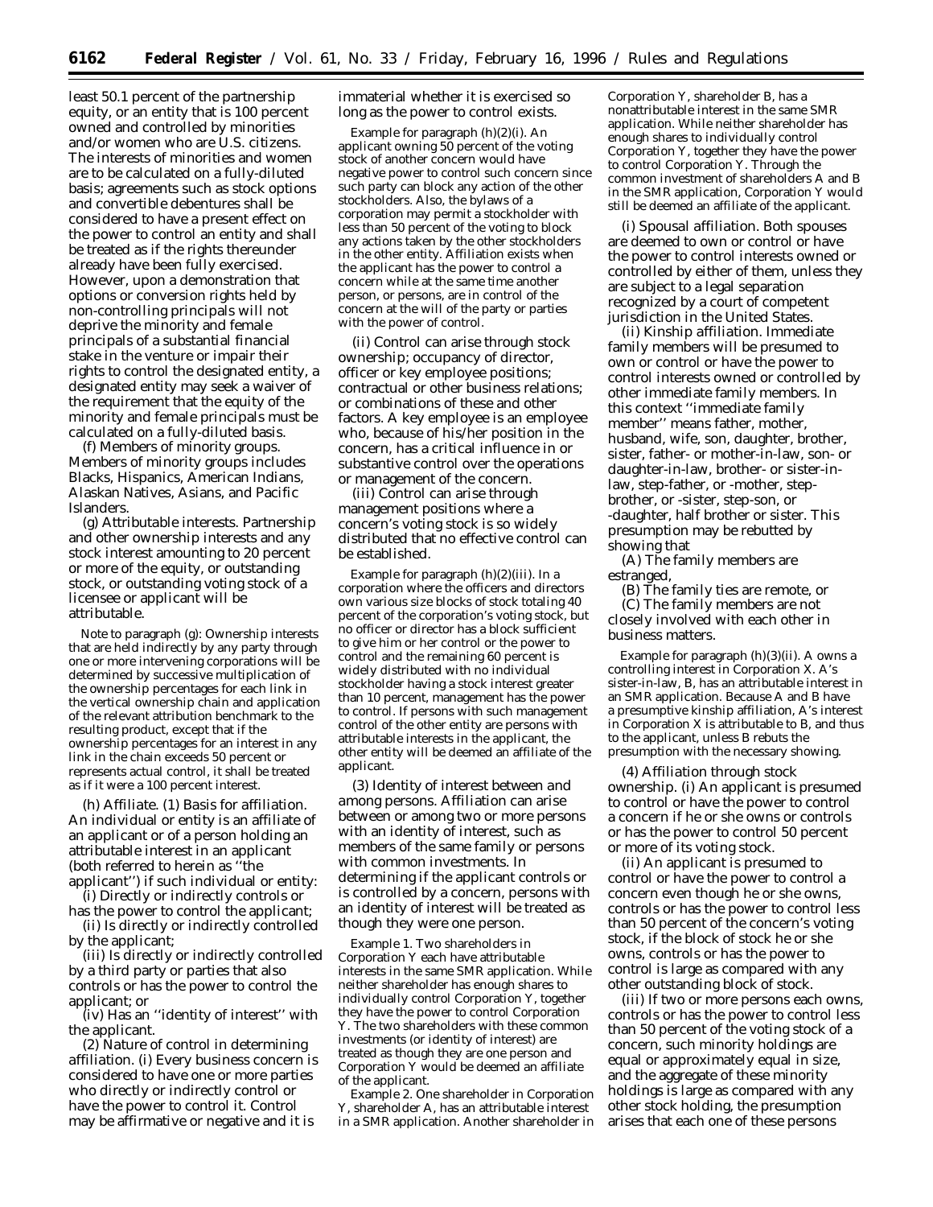least 50.1 percent of the partnership equity, or an entity that is 100 percent owned and controlled by minorities and/or women who are U.S. citizens. The interests of minorities and women are to be calculated on a fully-diluted basis; agreements such as stock options and convertible debentures shall be considered to have a present effect on the power to control an entity and shall be treated as if the rights thereunder already have been fully exercised. However, upon a demonstration that options or conversion rights held by non-controlling principals will not deprive the minority and female principals of a substantial financial stake in the venture or impair their rights to control the designated entity, a designated entity may seek a waiver of the requirement that the equity of the minority and female principals must be calculated on a fully-diluted basis.

(f) *Members of minority groups.* Members of minority groups includes Blacks, Hispanics, American Indians, Alaskan Natives, Asians, and Pacific Islanders.

(g) *Attributable interests.* Partnership and other ownership interests and any stock interest amounting to 20 percent or more of the equity, or outstanding stock, or outstanding voting stock of a licensee or applicant will be attributable.

Note to paragraph (g): Ownership interests that are held indirectly by any party through one or more intervening corporations will be determined by successive multiplication of the ownership percentages for each link in the vertical ownership chain and application of the relevant attribution benchmark to the resulting product, except that if the ownership percentages for an interest in any link in the chain exceeds 50 percent or represents actual control, it shall be treated as if it were a 100 percent interest.

(h) *Affiliate.* (1) *Basis for affiliation.* An individual or entity is an affiliate of an applicant or of a person holding an attributable interest in an applicant (both referred to herein as ''the applicant'') if such individual or entity:

(i) Directly or indirectly controls or has the power to control the applicant;

(ii) Is directly or indirectly controlled by the applicant;

(iii) Is directly or indirectly controlled by a third party or parties that also controls or has the power to control the applicant; or

(iv) Has an ''identity of interest'' with the applicant.

(2) *Nature of control in determining affiliation.* (i) Every business concern is considered to have one or more parties who directly or indirectly control or have the power to control it. Control may be affirmative or negative and it is immaterial whether it is exercised so long as the power to control exists.

*Example for paragraph (h)(2)(i).* An applicant owning 50 percent of the voting stock of another concern would have negative power to control such concern since such party can block any action of the other stockholders. Also, the bylaws of a corporation may permit a stockholder with less than 50 percent of the voting to block any actions taken by the other stockholders in the other entity. Affiliation exists when the applicant has the power to control a concern while at the same time another person, or persons, are in control of the concern at the will of the party or parties with the power of control.

(ii) Control can arise through stock ownership; occupancy of director, officer or key employee positions; contractual or other business relations; or combinations of these and other factors. A key employee is an employee who, because of his/her position in the concern, has a critical influence in or substantive control over the operations or management of the concern.

(iii) Control can arise through management positions where a concern's voting stock is so widely distributed that no effective control can be established.

*Example for paragraph (h)(2)(iii).* In a corporation where the officers and directors own various size blocks of stock totaling 40 percent of the corporation's voting stock, but no officer or director has a block sufficient to give him or her control or the power to control and the remaining 60 percent is widely distributed with no individual stockholder having a stock interest greater than 10 percent, management has the power to control. If persons with such management control of the other entity are persons with attributable interests in the applicant, the other entity will be deemed an affiliate of the applicant.

(3) *Identity of interest between and among persons.* Affiliation can arise between or among two or more persons with an identity of interest, such as members of the same family or persons with common investments. In determining if the applicant controls or is controlled by a concern, persons with an identity of interest will be treated as though they were one person.

*Example 1.* Two shareholders in Corporation Y each have attributable interests in the same SMR application. While neither shareholder has enough shares to individually control Corporation Y, together they have the power to control Corporation Y. The two shareholders with these common investments (or identity of interest) are treated as though they are one person and Corporation Y would be deemed an affiliate of the applicant.

*Example 2.* One shareholder in Corporation Y, shareholder A, has an attributable interest in a SMR application. Another shareholder in Corporation Y, shareholder B, has a nonattributable interest in the same SMR application. While neither shareholder has enough shares to individually control Corporation Y, together they have the power to control Corporation Y. Through the common investment of shareholders A and B in the SMR application, Corporation Y would still be deemed an affiliate of the applicant.

(i) *Spousal affiliation.* Both spouses are deemed to own or control or have the power to control interests owned or controlled by either of them, unless they are subject to a legal separation recognized by a court of competent jurisdiction in the United States.

(ii) *Kinship affiliation.* Immediate family members will be presumed to own or control or have the power to control interests owned or controlled by other immediate family members. In this context ''immediate family member'' means father, mother, husband, wife, son, daughter, brother, sister, father- or mother-in-law, son- or daughter-in-law, brother- or sister-in-law, step-father, or -mother, step-brother, or -sister, step-son, or -daughter, half brother or sister. This presumption may be rebutted by showing that

(A) The family members are estranged,

(B) The family ties are remote, or

(C) The family members are not closely involved with each other in business matters.

*Example for paragraph (h)(3)(ii).* A owns a controlling interest in Corporation X. A's sister-in-law, B, has an attributable interest in an SMR application. Because A and B have a presumptive kinship affiliation, A's interest in Corporation X is attributable to B, and thus to the applicant, unless B rebuts the presumption with the necessary showing.

(4) *Affiliation through stock ownership.* (i) An applicant is presumed to control or have the power to control a concern if he or she owns or controls or has the power to control 50 percent or more of its voting stock.

(ii) An applicant is presumed to control or have the power to control a concern even though he or she owns, controls or has the power to control less than 50 percent of the concern's voting stock, if the block of stock he or she owns, controls or has the power to control is large as compared with any other outstanding block of stock.

(iii) If two or more persons each owns, controls or has the power to control less than 50 percent of the voting stock of a concern, such minority holdings are equal or approximately equal in size, and the aggregate of these minority holdings is large as compared with any other stock holding, the presumption arises that each one of these persons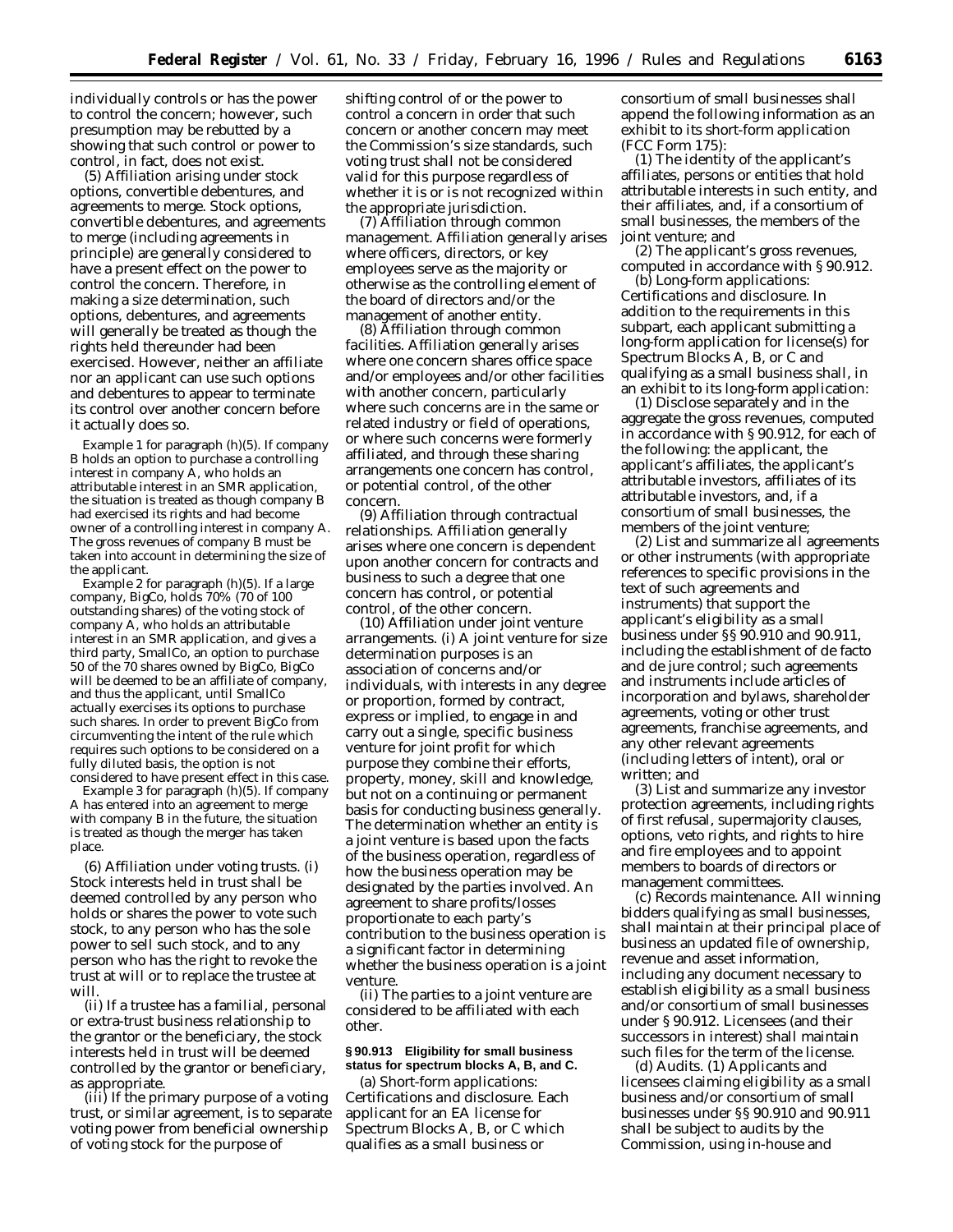individually controls or has the power to control the concern; however, such presumption may be rebutted by a showing that such control or power to control, in fact, does not exist.

(5) *Affiliation arising under stock options, convertible debentures, and agreements to merge.* Stock options, convertible debentures, and agreements to merge (including agreements in principle) are generally considered to have a present effect on the power to control the concern. Therefore, in making a size determination, such options, debentures, and agreements will generally be treated as though the rights held thereunder had been exercised. However, neither an affiliate nor an applicant can use such options and debentures to appear to terminate its control over another concern before it actually does so.

Example 1 for paragraph (h)(5). If company B holds an option to purchase a controlling interest in company A, who holds an attributable interest in an SMR application, the situation is treated as though company B had exercised its rights and had become owner of a controlling interest in company A. The gross revenues of company B must be taken into account in determining the size of the applicant.

Example 2 for paragraph (h)(5). If a large company, BigCo, holds 70% (70 of 100 outstanding shares) of the voting stock of company A, who holds an attributable interest in an SMR application, and gives a third party, SmallCo, an option to purchase 50 of the 70 shares owned by BigCo, BigCo will be deemed to be an affiliate of company, and thus the applicant, until SmallCo actually exercises its options to purchase such shares. In order to prevent BigCo from circumventing the intent of the rule which requires such options to be considered on a fully diluted basis, the option is not considered to have present effect in this case.

Example 3 for paragraph (h)(5). If company A has entered into an agreement to merge with company B in the future, the situation is treated as though the merger has taken place.

(6) *Affiliation under voting trusts.* (i) Stock interests held in trust shall be deemed controlled by any person who holds or shares the power to vote such stock, to any person who has the sole power to sell such stock, and to any person who has the right to revoke the trust at will or to replace the trustee at will.

(ii) If a trustee has a familial, personal or extra-trust business relationship to the grantor or the beneficiary, the stock interests held in trust will be deemed controlled by the grantor or beneficiary, as appropriate.

(iii) If the primary purpose of a voting trust, or similar agreement, is to separate voting power from beneficial ownership of voting stock for the purpose of shifting control of or the power to control a concern in order that such concern or another concern may meet the Commission's size standards, such voting trust shall not be considered valid for this purpose regardless of whether it is or is not recognized within the appropriate jurisdiction.

(7) *Affiliation through common management.* Affiliation generally arises where officers, directors, or key employees serve as the majority or otherwise as the controlling element of the board of directors and/or the management of another entity.

(8) *Affiliation through common facilities.* Affiliation generally arises where one concern shares office space and/or employees and/or other facilities with another concern, particularly where such concerns are in the same or related industry or field of operations, or where such concerns were formerly affiliated, and through these sharing arrangements one concern has control, or potential control, of the other concern.

(9) *Affiliation through contractual relationships.* Affiliation generally arises where one concern is dependent upon another concern for contracts and business to such a degree that one concern has control, or potential control, of the other concern.

(10) *Affiliation under joint venture arrangements.* (i) A joint venture for size determination purposes is an association of concerns and/or individuals, with interests in any degree or proportion, formed by contract, express or implied, to engage in and carry out a single, specific business venture for joint profit for which purpose they combine their efforts, property, money, skill and knowledge, but not on a continuing or permanent basis for conducting business generally. The determination whether an entity is a joint venture is based upon the facts of the business operation, regardless of how the business operation may be designated by the parties involved. An agreement to share profits/losses proportionate to each party's contribution to the business operation is a significant factor in determining whether the business operation is a joint venture.

(ii) The parties to a joint venture are considered to be affiliated with each other.

**§ 90.913 Eligibility for small business status for spectrum blocks A, B, and C.**

(a) *Short-form applications: Certifications and disclosure.* Each applicant for an EA license for Spectrum Blocks A, B, or C which qualifies as a small business or consortium of small businesses shall append the following information as an exhibit to its short-form application (FCC Form 175):

(1) The identity of the applicant's affiliates, persons or entities that hold attributable interests in such entity, and their affiliates, and, if a consortium of small businesses, the members of the joint venture; and

(2) The applicant's gross revenues, computed in accordance with § 90.912.

(b) *Long-form applications: Certifications and disclosure.* In addition to the requirements in this subpart, each applicant submitting a long-form application for license(s) for Spectrum Blocks A, B, or C and qualifying as a small business shall, in an exhibit to its long-form application:

(1) Disclose separately and in the aggregate the gross revenues, computed in accordance with § 90.912, for each of the following: the applicant, the applicant's affiliates, the applicant's attributable investors, affiliates of its attributable investors, and, if a consortium of small businesses, the members of the joint venture;

(2) List and summarize all agreements or other instruments (with appropriate references to specific provisions in the text of such agreements and instruments) that support the applicant's eligibility as a small business under §§ 90.910 and 90.911, including the establishment of de facto and de jure control; such agreements and instruments include articles of incorporation and bylaws, shareholder agreements, voting or other trust agreements, franchise agreements, and any other relevant agreements (including letters of intent), oral or written; and

(3) List and summarize any investor protection agreements, including rights of first refusal, supermajority clauses, options, veto rights, and rights to hire and fire employees and to appoint members to boards of directors or management committees.

(c) *Records maintenance.* All winning bidders qualifying as small businesses, shall maintain at their principal place of business an updated file of ownership, revenue and asset information, including any document necessary to establish eligibility as a small business and/or consortium of small businesses under § 90.912. Licensees (and their successors in interest) shall maintain such files for the term of the license.

(d) *Audits.* (1) Applicants and licensees claiming eligibility as a small business and/or consortium of small businesses under §§ 90.910 and 90.911 shall be subject to audits by the Commission, using in-house and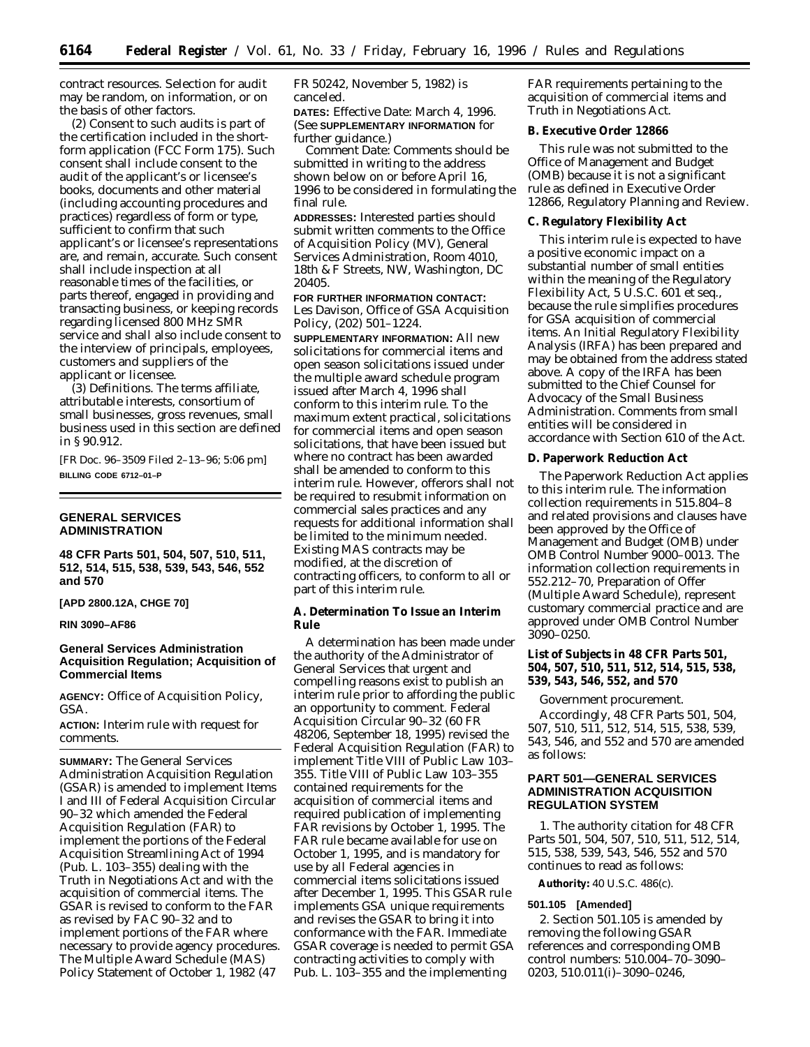contract resources. Selection for audit may be random, on information, or on the basis of other factors.

(2) Consent to such audits is part of the certification included in the short-form application (FCC Form 175). Such consent shall include consent to the audit of the applicant's or licensee's books, documents and other material (including accounting procedures and practices) regardless of form or type, sufficient to confirm that such applicant's or licensee's representations are, and remain, accurate. Such consent shall include inspection at all reasonable times of the facilities, or parts thereof, engaged in providing and transacting business, or keeping records regarding licensed 800 MHz SMR service and shall also include consent to the interview of principals, employees, customers and suppliers of the applicant or licensee.

(3) *Definitions.* The terms affiliate, attributable interests, consortium of small businesses, gross revenues, small business used in this section are defined in § 90.912.

[FR Doc. 96–3509 Filed 2–13–96; 5:06 pm]

**BILLING CODE 6712–01–P**

---

## GENERAL SERVICES ADMINISTRATION

### 48 CFR Parts 501, 504, 507, 510, 511, 512, 514, 515, 538, 539, 543, 546, 552 and 570

**[APD 2800.12A, CHGE 70]**

**RIN 3090–AF86**

### General Services Administration Acquisition Regulation; Acquisition of Commercial Items

**AGENCY:** Office of Acquisition Policy, GSA.

**ACTION:** Interim rule with request for comments.

**SUMMARY:** The General Services Administration Acquisition Regulation (GSAR) is amended to implement Items I and III of Federal Acquisition Circular 90–32 which amended the Federal Acquisition Regulation (FAR) to implement the portions of the Federal Acquisition Streamlining Act of 1994 (Pub. L. 103–355) dealing with the Truth in Negotiations Act and with the acquisition of commercial items. The GSAR is revised to conform to the FAR as revised by FAC 90–32 and to implement portions of the FAR where necessary to provide agency procedures. The Multiple Award Schedule (MAS) Policy Statement of October 1, 1982 (47 FR 50242, November 5, 1982) is canceled.

**DATES:** *Effective Date:* March 4, 1996. (See **SUPPLEMENTARY INFORMATION** for further guidance.)

*Comment Date:* Comments should be submitted in writing to the address shown below on or before April 16, 1996 to be considered in formulating the final rule.

**ADDRESSES:** Interested parties should submit written comments to the Office of Acquisition Policy (MV), General Services Administration, Room 4010, 18th & F Streets, NW, Washington, DC 20405.

**FOR FURTHER INFORMATION CONTACT:** Les Davison, Office of GSA Acquisition Policy, (202) 501–1224.

**SUPPLEMENTARY INFORMATION:** All new solicitations for commercial items and open season solicitations issued under the multiple award schedule program issued after March 4, 1996 shall conform to this interim rule. To the maximum extent practical, solicitations for commercial items and open season solicitations, that have been issued but where no contract has been awarded shall be amended to conform to this interim rule. However, offerors shall not be required to resubmit information on commercial sales practices and any requests for additional information shall be limited to the minimum needed. Existing MAS contracts may be modified, at the discretion of contracting officers, to conform to all or part of this interim rule.

#### A. Determination To Issue an Interim Rule

A determination has been made under the authority of the Administrator of General Services that urgent and compelling reasons exist to publish an interim rule prior to affording the public an opportunity to comment. Federal Acquisition Circular 90–32 (60 FR 48206, September 18, 1995) revised the Federal Acquisition Regulation (FAR) to implement Title VIII of Public Law 103–355. Title VIII of Public Law 103–355 contained requirements for the acquisition of commercial items and required publication of implementing FAR revisions by October 1, 1995. The FAR rule became available for use on October 1, 1995, and is mandatory for use by all Federal agencies in commercial items solicitations issued after December 1, 1995. This GSAR rule implements GSA unique requirements and revises the GSAR to bring it into conformance with the FAR. Immediate GSAR coverage is needed to permit GSA contracting activities to comply with Pub. L. 103–355 and the implementing FAR requirements pertaining to the acquisition of commercial items and Truth in Negotiations Act.

#### B. Executive Order 12866

This rule was not submitted to the Office of Management and Budget (OMB) because it is not a significant rule as defined in Executive Order 12866, Regulatory Planning and Review.

#### C. Regulatory Flexibility Act

This interim rule is expected to have a positive economic impact on a substantial number of small entities within the meaning of the Regulatory Flexibility Act, 5 U.S.C. 601 et seq., because the rule simplifies procedures for GSA acquisition of commercial items. An Initial Regulatory Flexibility Analysis (IRFA) has been prepared and may be obtained from the address stated above. A copy of the IRFA has been submitted to the Chief Counsel for Advocacy of the Small Business Administration. Comments from small entities will be considered in accordance with Section 610 of the Act.

#### D. Paperwork Reduction Act

The Paperwork Reduction Act applies to this interim rule. The information collection requirements in 515.804–8 and related provisions and clauses have been approved by the Office of Management and Budget (OMB) under OMB Control Number 9000–0013. The information collection requirements in 552.212–70, Preparation of Offer (Multiple Award Schedule), represent customary commercial practice and are approved under OMB Control Number 3090–0250.

#### List of Subjects in 48 CFR Parts 501, 504, 507, 510, 511, 512, 514, 515, 538, 539, 543, 546, 552, and 570

Government procurement.

Accordingly, 48 CFR Parts 501, 504, 507, 510, 511, 512, 514, 515, 538, 539, 543, 546, and 552 and 570 are amended as follows:

### PART 501—GENERAL SERVICES ADMINISTRATION ACQUISITION REGULATION SYSTEM

1. The authority citation for 48 CFR Parts 501, 504, 507, 510, 511, 512, 514, 515, 538, 539, 543, 546, 552 and 570 continues to read as follows:

**Authority:** 40 U.S.C. 486(c).

**501.105 [Amended]**

2. Section 501.105 is amended by removing the following GSAR references and corresponding OMB control numbers: 510.004–70–3090–0203, 510.011(i)–3090–0246,